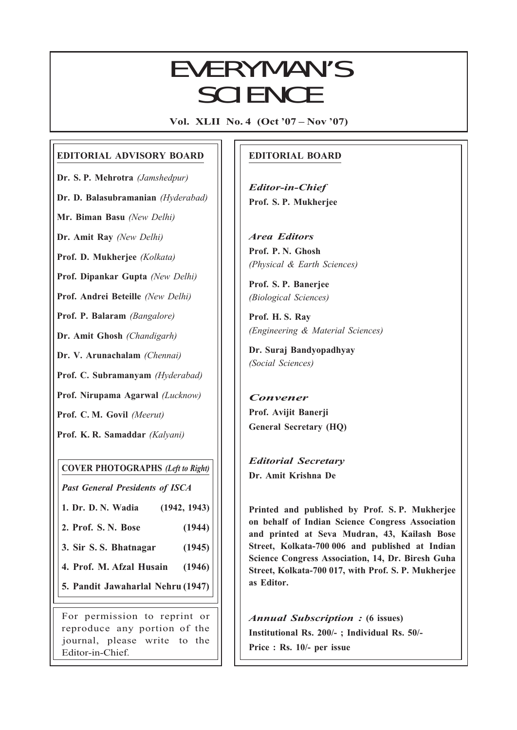# EVERYMAN'S SCIENCE

**Vol. XLII No. 4 (Oct '07 – Nov '07)**

## EDITORIAL ADVISORY BOARD

**Dr. S. P. Mehrotra** *(Jamshedpur)*

**Dr. D. Balasubramanian** *(Hyderabad)*

**Mr. Biman Basu** *(New Delhi)*

**Dr. Amit Ray** *(New Delhi)*

**Prof. D. Mukherjee** *(Kolkata)*

**Prof. Dipankar Gupta** *(New Delhi)*

**Prof. Andrei Beteille** *(New Delhi)*

**Prof. P. Balaram** *(Bangalore)*

**Dr. Amit Ghosh** *(Chandigarh)*

**Dr. V. Arunachalam** *(Chennai)*

**Prof. C. Subramanyam** *(Hyderabad)*

**Prof. Nirupama Agarwal** *(Lucknow)*

**Prof. C. M. Govil** *(Meerut)*

**Prof. K. R. Samaddar** *(Kalyani)*

### COVER PHOTOGRAPHS *(Left to Right)*

***Past General Presidents of ISCA***

| | |
|---|---|
| **1. Dr. D. N. Wadia** | **(1942, 1943)** |
| **2. Prof. S. N. Bose** | **(1944)** |
| **3. Sir S. S. Bhatnagar** | **(1945)** |
| **4. Prof. M. Afzal Husain** | **(1946)** |
| **5. Pandit Jawaharlal Nehru** | **(1947)** |

For permission to reprint or reproduce any portion of the journal, please write to the Editor-in-Chief.

## EDITORIAL BOARD

***Editor-in-Chief***
**Prof. S. P. Mukherjee**

***Area Editors***
**Prof. P. N. Ghosh**
*(Physical & Earth Sciences)*

**Prof. S. P. Banerjee**
*(Biological Sciences)*

**Prof. H. S. Ray**
*(Engineering & Material Sciences)*

**Dr. Suraj Bandyopadhyay**
*(Social Sciences)*

***Convener***
**Prof. Avijit Banerji**
**General Secretary (HQ)**

***Editorial Secretary***
**Dr. Amit Krishna De**

**Printed and published by Prof. S. P. Mukherjee on behalf of Indian Science Congress Association and printed at Seva Mudran, 43, Kailash Bose Street, Kolkata-700 006 and published at Indian Science Congress Association, 14, Dr. Biresh Guha Street, Kolkata-700 017, with Prof. S. P. Mukherjee as Editor.**

***Annual Subscription :*** **(6 issues)**
**Institutional Rs. 200/- ; Individual Rs. 50/-**
**Price : Rs. 10/- per issue**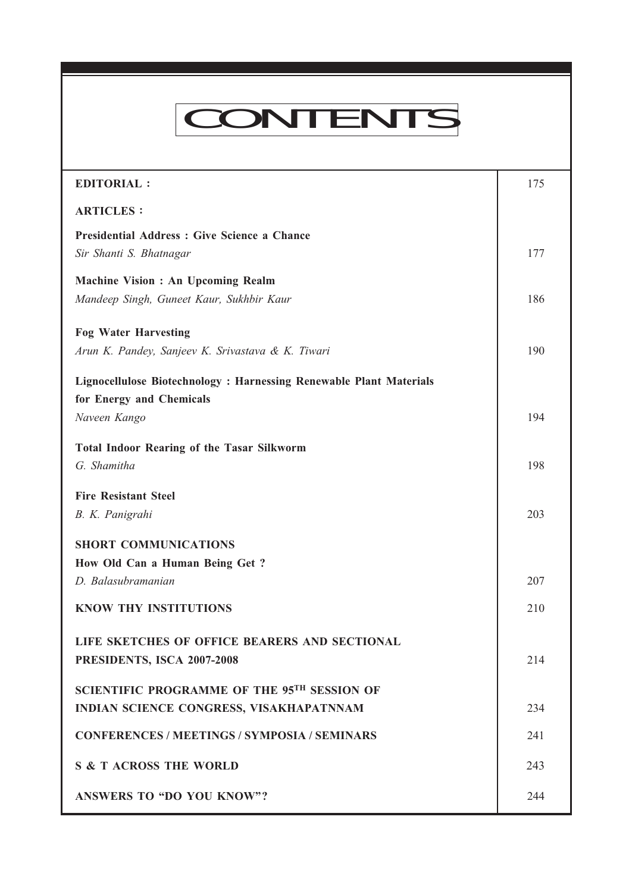# CONTENTS

| | |
|---|---|
| **EDITORIAL :** | 175 |
| **ARTICLES :** | |
| **Presidential Address : Give Science a Chance**<br>*Sir Shanti S. Bhatnagar* | 177 |
| **Machine Vision : An Upcoming Realm**<br>*Mandeep Singh, Guneet Kaur, Sukhbir Kaur* | 186 |
| **Fog Water Harvesting**<br>*Arun K. Pandey, Sanjeev K. Srivastava & K. Tiwari* | 190 |
| **Lignocellulose Biotechnology : Harnessing Renewable Plant Materials for Energy and Chemicals**<br>*Naveen Kango* | 194 |
| **Total Indoor Rearing of the Tasar Silkworm**<br>*G. Shamitha* | 198 |
| **Fire Resistant Steel**<br>*B. K. Panigrahi* | 203 |
| **SHORT COMMUNICATIONS** | |
| **How Old Can a Human Being Get ?**<br>*D. Balasubramanian* | 207 |
| **KNOW THY INSTITUTIONS** | 210 |
| **LIFE SKETCHES OF OFFICE BEARERS AND SECTIONAL PRESIDENTS, ISCA 2007-2008** | 214 |
| **SCIENTIFIC PROGRAMME OF THE 95TH SESSION OF INDIAN SCIENCE CONGRESS, VISAKHAPATNNAM** | 234 |
| **CONFERENCES / MEETINGS / SYMPOSIA / SEMINARS** | 241 |
| **S & T ACROSS THE WORLD** | 243 |
| **ANSWERS TO "DO YOU KNOW"?** | 244 |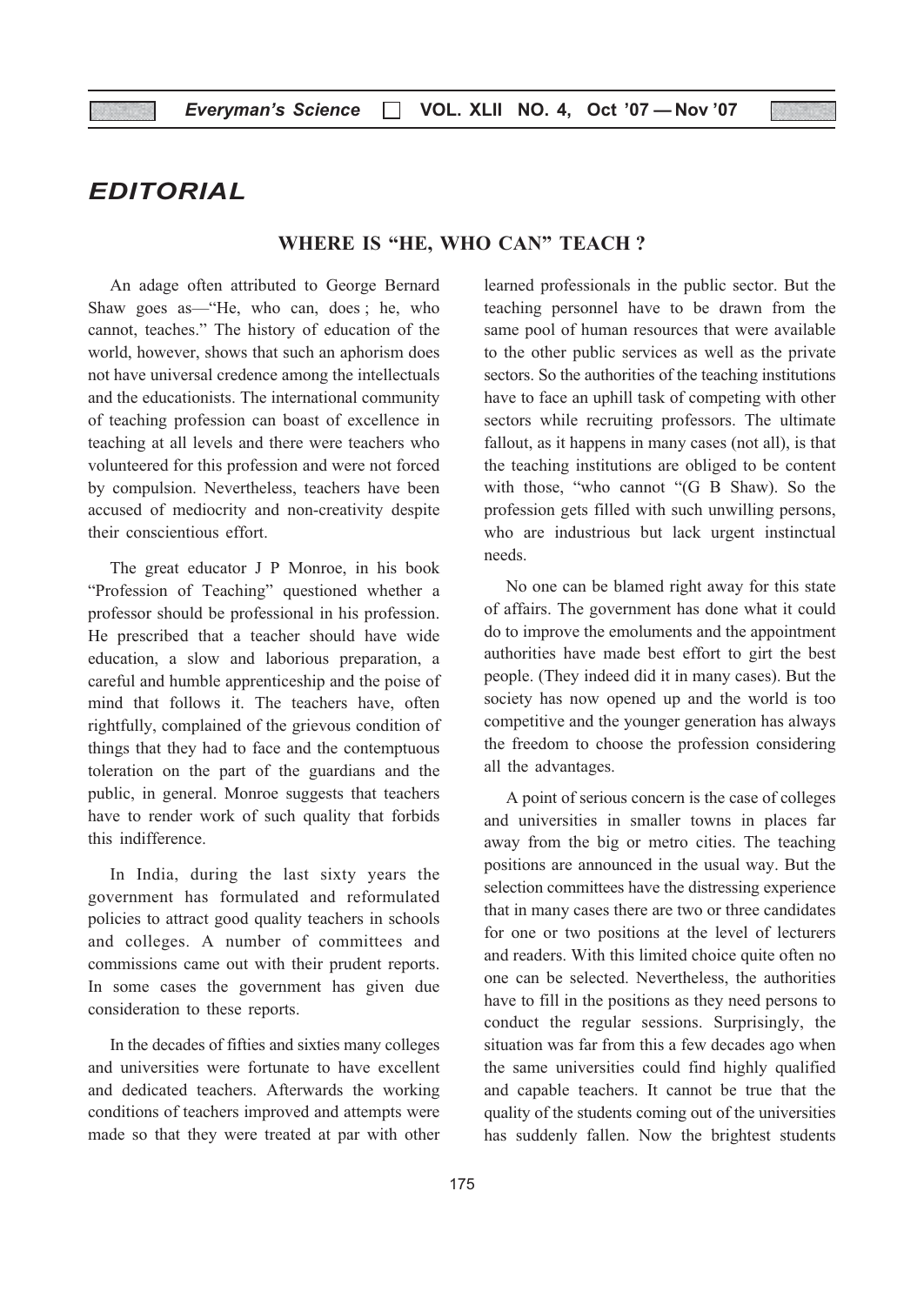# EDITORIAL

## WHERE IS "HE, WHO CAN" TEACH ?

An adage often attributed to George Bernard Shaw goes as—"He, who can, does ; he, who cannot, teaches." The history of education of the world, however, shows that such an aphorism does not have universal credence among the intellectuals and the educationists. The international community of teaching profession can boast of excellence in teaching at all levels and there were teachers who volunteered for this profession and were not forced by compulsion. Nevertheless, teachers have been accused of mediocrity and non-creativity despite their conscientious effort.

The great educator J P Monroe, in his book "Profession of Teaching" questioned whether a professor should be professional in his profession. He prescribed that a teacher should have wide education, a slow and laborious preparation, a careful and humble apprenticeship and the poise of mind that follows it. The teachers have, often rightfully, complained of the grievous condition of things that they had to face and the contemptuous toleration on the part of the guardians and the public, in general. Monroe suggests that teachers have to render work of such quality that forbids this indifference.

In India, during the last sixty years the government has formulated and reformulated policies to attract good quality teachers in schools and colleges. A number of committees and commissions came out with their prudent reports. In some cases the government has given due consideration to these reports.

In the decades of fifties and sixties many colleges and universities were fortunate to have excellent and dedicated teachers. Afterwards the working conditions of teachers improved and attempts were made so that they were treated at par with other learned professionals in the public sector. But the teaching personnel have to be drawn from the same pool of human resources that were available to the other public services as well as the private sectors. So the authorities of the teaching institutions have to face an uphill task of competing with other sectors while recruiting professors. The ultimate fallout, as it happens in many cases (not all), is that the teaching institutions are obliged to be content with those, "who cannot "(G B Shaw). So the profession gets filled with such unwilling persons, who are industrious but lack urgent instinctual needs.

No one can be blamed right away for this state of affairs. The government has done what it could do to improve the emoluments and the appointment authorities have made best effort to girt the best people. (They indeed did it in many cases). But the society has now opened up and the world is too competitive and the younger generation has always the freedom to choose the profession considering all the advantages.

A point of serious concern is the case of colleges and universities in smaller towns in places far away from the big or metro cities. The teaching positions are announced in the usual way. But the selection committees have the distressing experience that in many cases there are two or three candidates for one or two positions at the level of lecturers and readers. With this limited choice quite often no one can be selected. Nevertheless, the authorities have to fill in the positions as they need persons to conduct the regular sessions. Surprisingly, the situation was far from this a few decades ago when the same universities could find highly qualified and capable teachers. It cannot be true that the quality of the students coming out of the universities has suddenly fallen. Now the brightest students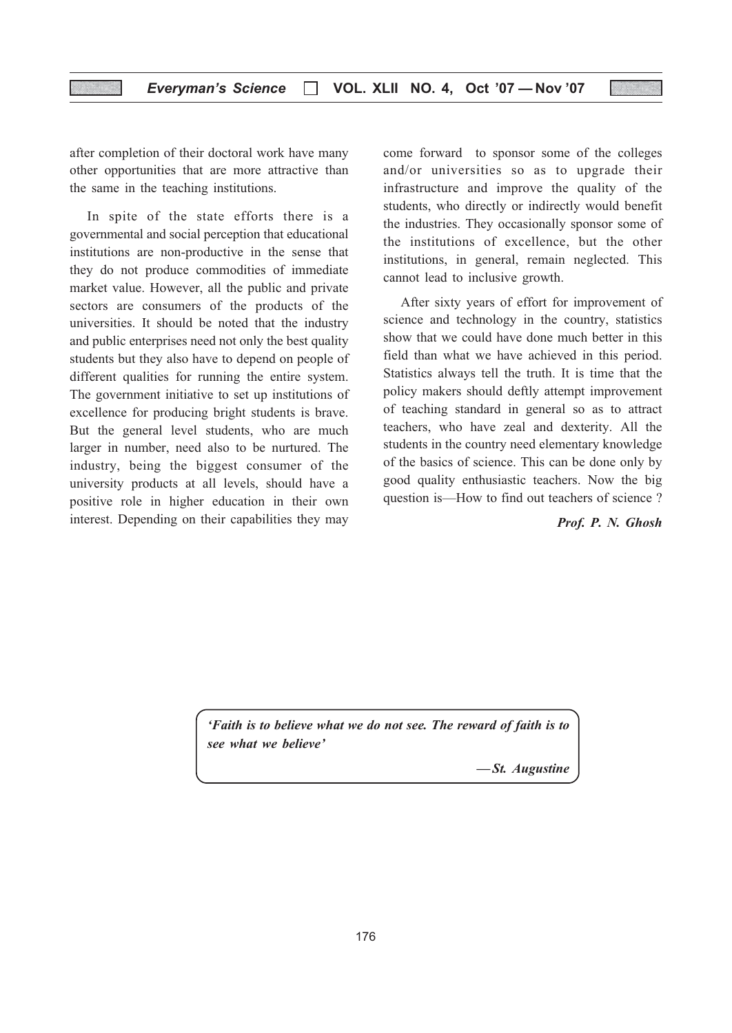after completion of their doctoral work have many other opportunities that are more attractive than the same in the teaching institutions.

In spite of the state efforts there is a governmental and social perception that educational institutions are non-productive in the sense that they do not produce commodities of immediate market value. However, all the public and private sectors are consumers of the products of the universities. It should be noted that the industry and public enterprises need not only the best quality students but they also have to depend on people of different qualities for running the entire system. The government initiative to set up institutions of excellence for producing bright students is brave. But the general level students, who are much larger in number, need also to be nurtured. The industry, being the biggest consumer of the university products at all levels, should have a positive role in higher education in their own interest. Depending on their capabilities they may come forward to sponsor some of the colleges and/or universities so as to upgrade their infrastructure and improve the quality of the students, who directly or indirectly would benefit the industries. They occasionally sponsor some of the institutions of excellence, but the other institutions, in general, remain neglected. This cannot lead to inclusive growth.

After sixty years of effort for improvement of science and technology in the country, statistics show that we could have done much better in this field than what we have achieved in this period. Statistics always tell the truth. It is time that the policy makers should deftly attempt improvement of teaching standard in general so as to attract teachers, who have zeal and dexterity. All the students in the country need elementary knowledge of the basics of science. This can be done only by good quality enthusiastic teachers. Now the big question is—How to find out teachers of science ?

***Prof. P. N. Ghosh***

> ***'Faith is to believe what we do not see. The reward of faith is to see what we believe'***
>
> ***—St. Augustine***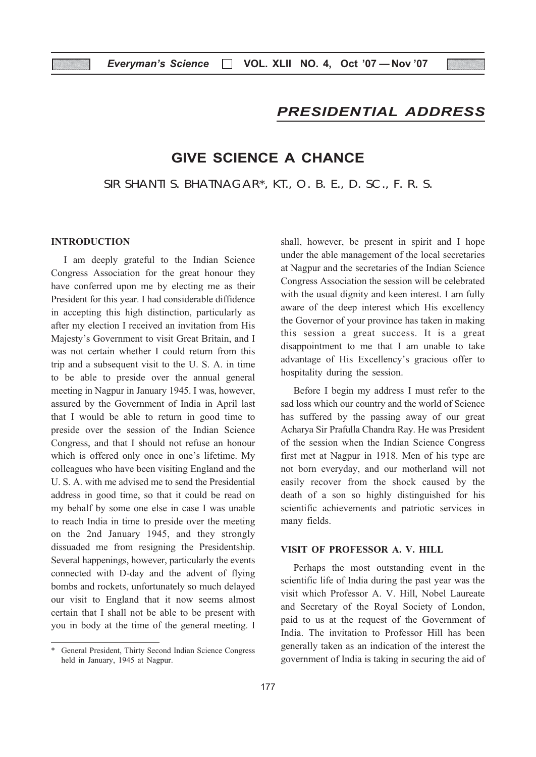## PRESIDENTIAL ADDRESS

# GIVE SCIENCE A CHANCE

SIR SHANTI S. BHATNAGAR*, KT., O. B. E., D. SC., F. R. S.

### INTRODUCTION

I am deeply grateful to the Indian Science Congress Association for the great honour they have conferred upon me by electing me as their President for this year. I had considerable diffidence in accepting this high distinction, particularly as after my election I received an invitation from His Majesty's Government to visit Great Britain, and I was not certain whether I could return from this trip and a subsequent visit to the U. S. A. in time to be able to preside over the annual general meeting in Nagpur in January 1945. I was, however, assured by the Government of India in April last that I would be able to return in good time to preside over the session of the Indian Science Congress, and that I should not refuse an honour which is offered only once in one's lifetime. My colleagues who have been visiting England and the U. S. A. with me advised me to send the Presidential address in good time, so that it could be read on my behalf by some one else in case I was unable to reach India in time to preside over the meeting on the 2nd January 1945, and they strongly dissuaded me from resigning the Presidentship. Several happenings, however, particularly the events connected with D-day and the advent of flying bombs and rockets, unfortunately so much delayed our visit to England that it now seems almost certain that I shall not be able to be present with you in body at the time of the general meeting. I shall, however, be present in spirit and I hope under the able management of the local secretaries at Nagpur and the secretaries of the Indian Science Congress Association the session will be celebrated with the usual dignity and keen interest. I am fully aware of the deep interest which His excellency the Governor of your province has taken in making this session a great success. It is a great disappointment to me that I am unable to take advantage of His Excellency's gracious offer to hospitality during the session.

Before I begin my address I must refer to the sad loss which our country and the world of Science has suffered by the passing away of our great Acharya Sir Prafulla Chandra Ray. He was President of the session when the Indian Science Congress first met at Nagpur in 1918. Men of his type are not born everyday, and our motherland will not easily recover from the shock caused by the death of a son so highly distinguished for his scientific achievements and patriotic services in many fields.

### VISIT OF PROFESSOR A. V. HILL

Perhaps the most outstanding event in the scientific life of India during the past year was the visit which Professor A. V. Hill, Nobel Laureate and Secretary of the Royal Society of London, paid to us at the request of the Government of India. The invitation to Professor Hill has been generally taken as an indication of the interest the government of India is taking in securing the aid of

\* General President, Thirty Second Indian Science Congress held in January, 1945 at Nagpur.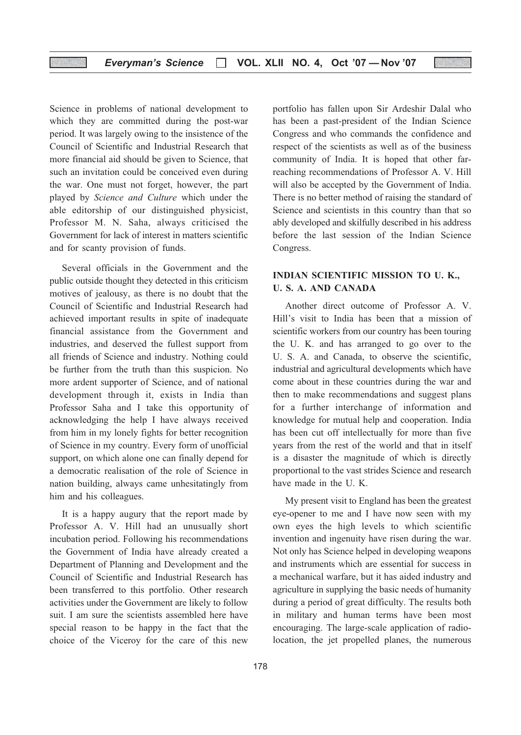Science in problems of national development to which they are committed during the post-war period. It was largely owing to the insistence of the Council of Scientific and Industrial Research that more financial aid should be given to Science, that such an invitation could be conceived even during the war. One must not forget, however, the part played by *Science and Culture* which under the able editorship of our distinguished physicist, Professor M. N. Saha, always criticised the Government for lack of interest in matters scientific and for scanty provision of funds.

Several officials in the Government and the public outside thought they detected in this criticism motives of jealousy, as there is no doubt that the Council of Scientific and Industrial Research had achieved important results in spite of inadequate financial assistance from the Government and industries, and deserved the fullest support from all friends of Science and industry. Nothing could be further from the truth than this suspicion. No more ardent supporter of Science, and of national development through it, exists in India than Professor Saha and I take this opportunity of acknowledging the help I have always received from him in my lonely fights for better recognition of Science in my country. Every form of unofficial support, on which alone one can finally depend for a democratic realisation of the role of Science in nation building, always came unhesitatingly from him and his colleagues.

It is a happy augury that the report made by Professor A. V. Hill had an unusually short incubation period. Following his recommendations the Government of India have already created a Department of Planning and Development and the Council of Scientific and Industrial Research has been transferred to this portfolio. Other research activities under the Government are likely to follow suit. I am sure the scientists assembled here have special reason to be happy in the fact that the choice of the Viceroy for the care of this new portfolio has fallen upon Sir Ardeshir Dalal who has been a past-president of the Indian Science Congress and who commands the confidence and respect of the scientists as well as of the business community of India. It is hoped that other far-reaching recommendations of Professor A. V. Hill will also be accepted by the Government of India. There is no better method of raising the standard of Science and scientists in this country than that so ably developed and skilfully described in his address before the last session of the Indian Science Congress.

## INDIAN SCIENTIFIC MISSION TO U. K., U. S. A. AND CANADA

Another direct outcome of Professor A. V. Hill's visit to India has been that a mission of scientific workers from our country has been touring the U. K. and has arranged to go over to the U. S. A. and Canada, to observe the scientific, industrial and agricultural developments which have come about in these countries during the war and then to make recommendations and suggest plans for a further interchange of information and knowledge for mutual help and cooperation. India has been cut off intellectually for more than five years from the rest of the world and that in itself is a disaster the magnitude of which is directly proportional to the vast strides Science and research have made in the U. K.

My present visit to England has been the greatest eye-opener to me and I have now seen with my own eyes the high levels to which scientific invention and ingenuity have risen during the war. Not only has Science helped in developing weapons and instruments which are essential for success in a mechanical warfare, but it has aided industry and agriculture in supplying the basic needs of humanity during a period of great difficulty. The results both in military and human terms have been most encouraging. The large-scale application of radio-location, the jet propelled planes, the numerous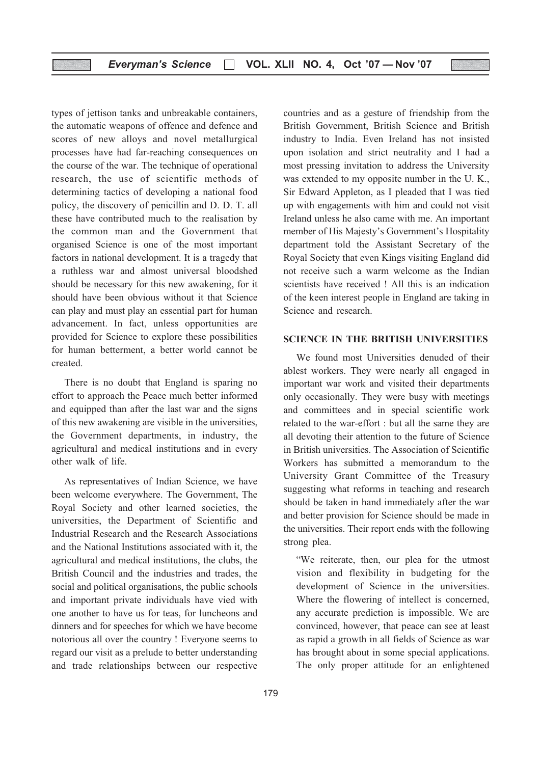types of jettison tanks and unbreakable containers, the automatic weapons of offence and defence and scores of new alloys and novel metallurgical processes have had far-reaching consequences on the course of the war. The technique of operational research, the use of scientific methods of determining tactics of developing a national food policy, the discovery of penicillin and D. D. T. all these have contributed much to the realisation by the common man and the Government that organised Science is one of the most important factors in national development. It is a tragedy that a ruthless war and almost universal bloodshed should be necessary for this new awakening, for it should have been obvious without it that Science can play and must play an essential part for human advancement. In fact, unless opportunities are provided for Science to explore these possibilities for human betterment, a better world cannot be created.

There is no doubt that England is sparing no effort to approach the Peace much better informed and equipped than after the last war and the signs of this new awakening are visible in the universities, the Government departments, in industry, the agricultural and medical institutions and in every other walk of life.

As representatives of Indian Science, we have been welcome everywhere. The Government, The Royal Society and other learned societies, the universities, the Department of Scientific and Industrial Research and the Research Associations and the National Institutions associated with it, the agricultural and medical institutions, the clubs, the British Council and the industries and trades, the social and political organisations, the public schools and important private individuals have vied with one another to have us for teas, for luncheons and dinners and for speeches for which we have become notorious all over the country ! Everyone seems to regard our visit as a prelude to better understanding and trade relationships between our respective countries and as a gesture of friendship from the British Government, British Science and British industry to India. Even Ireland has not insisted upon isolation and strict neutrality and I had a most pressing invitation to address the University was extended to my opposite number in the U. K., Sir Edward Appleton, as I pleaded that I was tied up with engagements with him and could not visit Ireland unless he also came with me. An important member of His Majesty's Government's Hospitality department told the Assistant Secretary of the Royal Society that even Kings visiting England did not receive such a warm welcome as the Indian scientists have received ! All this is an indication of the keen interest people in England are taking in Science and research.

## SCIENCE IN THE BRITISH UNIVERSITIES

We found most Universities denuded of their ablest workers. They were nearly all engaged in important war work and visited their departments only occasionally. They were busy with meetings and committees and in special scientific work related to the war-effort : but all the same they are all devoting their attention to the future of Science in British universities. The Association of Scientific Workers has submitted a memorandum to the University Grant Committee of the Treasury suggesting what reforms in teaching and research should be taken in hand immediately after the war and better provision for Science should be made in the universities. Their report ends with the following strong plea.

> "We reiterate, then, our plea for the utmost vision and flexibility in budgeting for the development of Science in the universities. Where the flowering of intellect is concerned, any accurate prediction is impossible. We are convinced, however, that peace can see at least as rapid a growth in all fields of Science as war has brought about in some special applications. The only proper attitude for an enlightened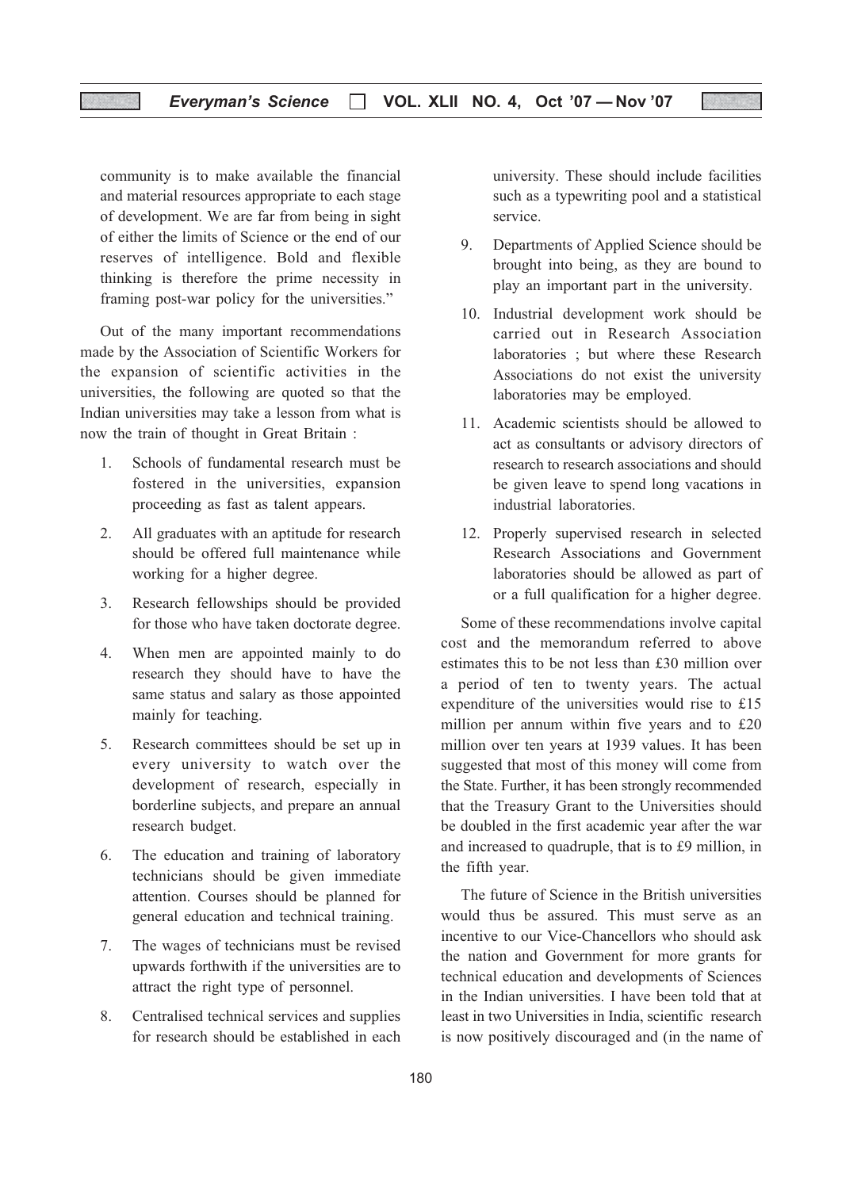community is to make available the financial and material resources appropriate to each stage of development. We are far from being in sight of either the limits of Science or the end of our reserves of intelligence. Bold and flexible thinking is therefore the prime necessity in framing post-war policy for the universities."

Out of the many important recommendations made by the Association of Scientific Workers for the expansion of scientific activities in the universities, the following are quoted so that the Indian universities may take a lesson from what is now the train of thought in Great Britain :

1. Schools of fundamental research must be fostered in the universities, expansion proceeding as fast as talent appears.
2. All graduates with an aptitude for research should be offered full maintenance while working for a higher degree.
3. Research fellowships should be provided for those who have taken doctorate degree.
4. When men are appointed mainly to do research they should have to have the same status and salary as those appointed mainly for teaching.
5. Research committees should be set up in every university to watch over the development of research, especially in borderline subjects, and prepare an annual research budget.
6. The education and training of laboratory technicians should be given immediate attention. Courses should be planned for general education and technical training.
7. The wages of technicians must be revised upwards forthwith if the universities are to attract the right type of personnel.
8. Centralised technical services and supplies for research should be established in each university. These should include facilities such as a typewriting pool and a statistical service.
9. Departments of Applied Science should be brought into being, as they are bound to play an important part in the university.
10. Industrial development work should be carried out in Research Association laboratories ; but where these Research Associations do not exist the university laboratories may be employed.
11. Academic scientists should be allowed to act as consultants or advisory directors of research to research associations and should be given leave to spend long vacations in industrial laboratories.
12. Properly supervised research in selected Research Associations and Government laboratories should be allowed as part of or a full qualification for a higher degree.

Some of these recommendations involve capital cost and the memorandum referred to above estimates this to be not less than £30 million over a period of ten to twenty years. The actual expenditure of the universities would rise to £15 million per annum within five years and to £20 million over ten years at 1939 values. It has been suggested that most of this money will come from the State. Further, it has been strongly recommended that the Treasury Grant to the Universities should be doubled in the first academic year after the war and increased to quadruple, that is to £9 million, in the fifth year.

The future of Science in the British universities would thus be assured. This must serve as an incentive to our Vice-Chancellors who should ask the nation and Government for more grants for technical education and developments of Sciences in the Indian universities. I have been told that at least in two Universities in India, scientific research is now positively discouraged and (in the name of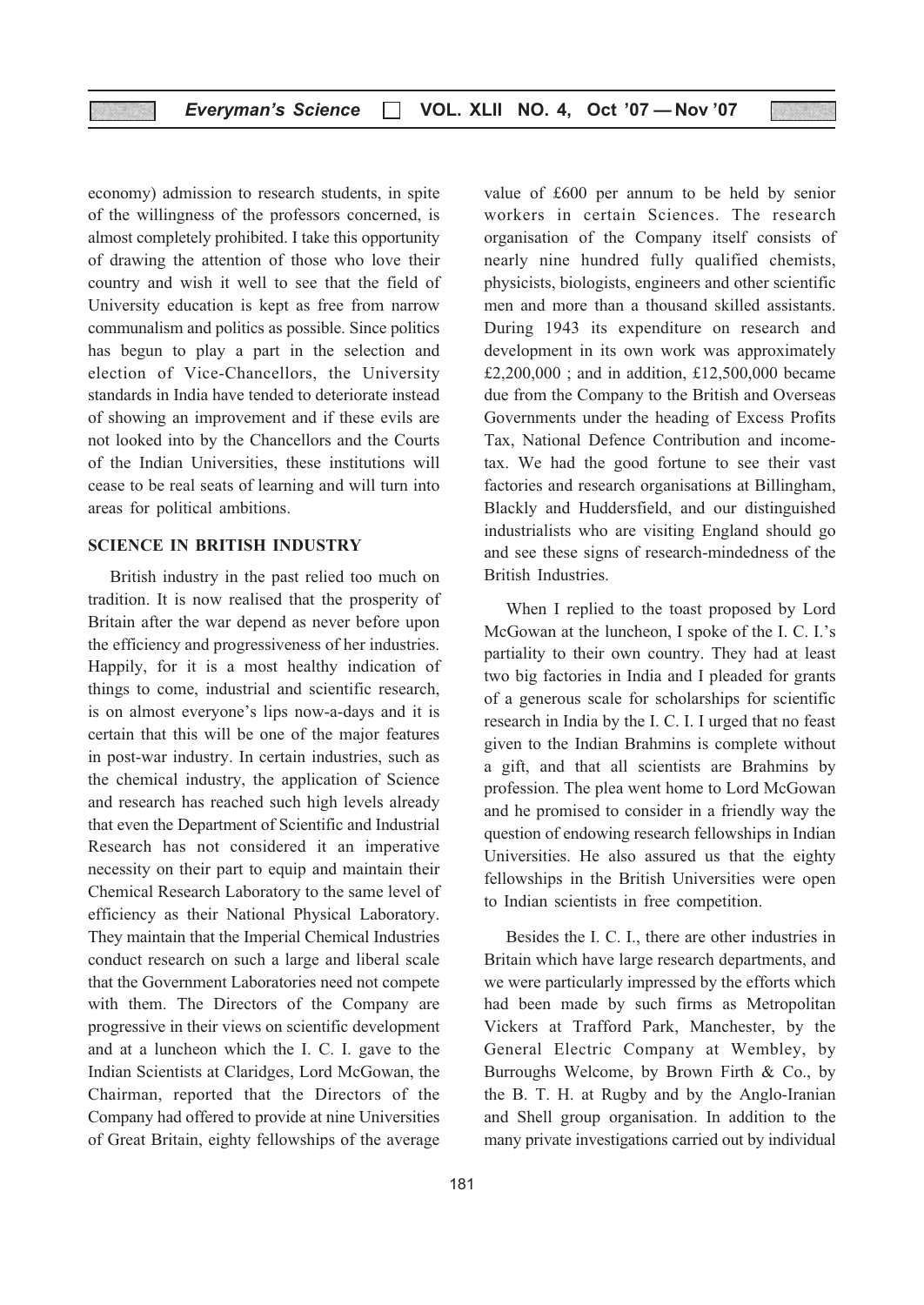economy) admission to research students, in spite of the willingness of the professors concerned, is almost completely prohibited. I take this opportunity of drawing the attention of those who love their country and wish it well to see that the field of University education is kept as free from narrow communalism and politics as possible. Since politics has begun to play a part in the selection and election of Vice-Chancellors, the University standards in India have tended to deteriorate instead of showing an improvement and if these evils are not looked into by the Chancellors and the Courts of the Indian Universities, these institutions will cease to be real seats of learning and will turn into areas for political ambitions.

## SCIENCE IN BRITISH INDUSTRY

British industry in the past relied too much on tradition. It is now realised that the prosperity of Britain after the war depend as never before upon the efficiency and progressiveness of her industries. Happily, for it is a most healthy indication of things to come, industrial and scientific research, is on almost everyone's lips now-a-days and it is certain that this will be one of the major features in post-war industry. In certain industries, such as the chemical industry, the application of Science and research has reached such high levels already that even the Department of Scientific and Industrial Research has not considered it an imperative necessity on their part to equip and maintain their Chemical Research Laboratory to the same level of efficiency as their National Physical Laboratory. They maintain that the Imperial Chemical Industries conduct research on such a large and liberal scale that the Government Laboratories need not compete with them. The Directors of the Company are progressive in their views on scientific development and at a luncheon which the I. C. I. gave to the Indian Scientists at Claridges, Lord McGowan, the Chairman, reported that the Directors of the Company had offered to provide at nine Universities of Great Britain, eighty fellowships of the average value of £600 per annum to be held by senior workers in certain Sciences. The research organisation of the Company itself consists of nearly nine hundred fully qualified chemists, physicists, biologists, engineers and other scientific men and more than a thousand skilled assistants. During 1943 its expenditure on research and development in its own work was approximately £2,200,000 ; and in addition, £12,500,000 became due from the Company to the British and Overseas Governments under the heading of Excess Profits Tax, National Defence Contribution and income-tax. We had the good fortune to see their vast factories and research organisations at Billingham, Blackly and Huddersfield, and our distinguished industrialists who are visiting England should go and see these signs of research-mindedness of the British Industries.

When I replied to the toast proposed by Lord McGowan at the luncheon, I spoke of the I. C. I.'s partiality to their own country. They had at least two big factories in India and I pleaded for grants of a generous scale for scholarships for scientific research in India by the I. C. I. I urged that no feast given to the Indian Brahmins is complete without a gift, and that all scientists are Brahmins by profession. The plea went home to Lord McGowan and he promised to consider in a friendly way the question of endowing research fellowships in Indian Universities. He also assured us that the eighty fellowships in the British Universities were open to Indian scientists in free competition.

Besides the I. C. I., there are other industries in Britain which have large research departments, and we were particularly impressed by the efforts which had been made by such firms as Metropolitan Vickers at Trafford Park, Manchester, by the General Electric Company at Wembley, by Burroughs Welcome, by Brown Firth & Co., by the B. T. H. at Rugby and by the Anglo-Iranian and Shell group organisation. In addition to the many private investigations carried out by individual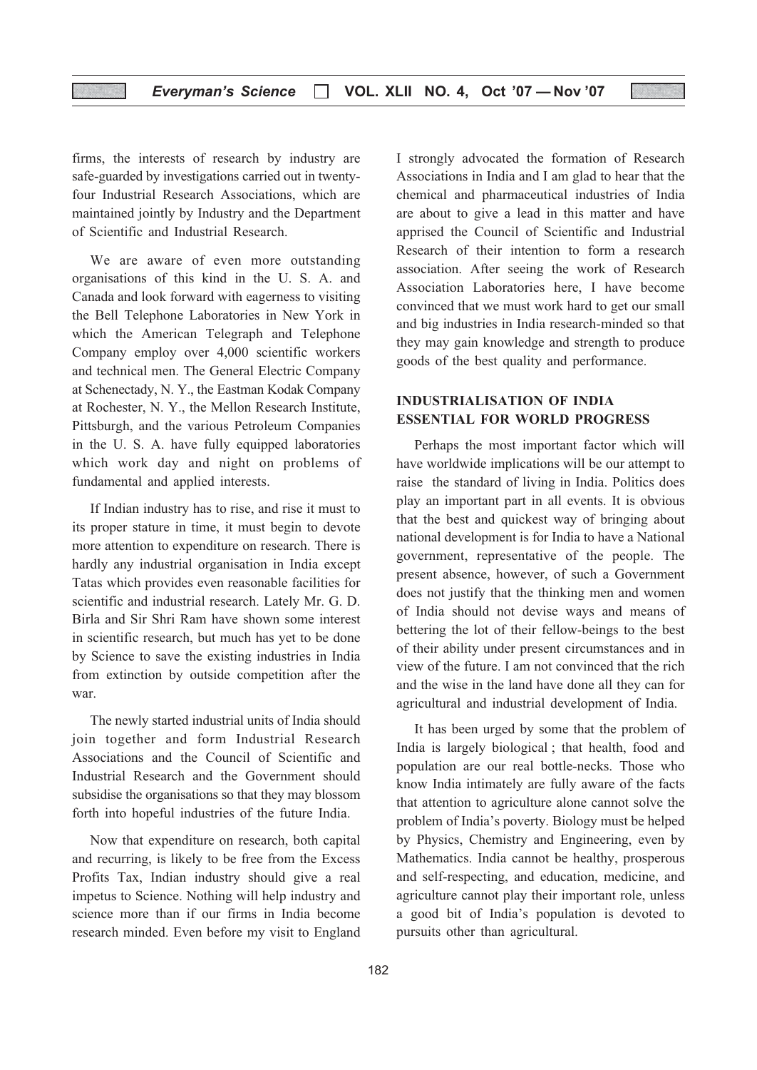firms, the interests of research by industry are safe-guarded by investigations carried out in twenty-four Industrial Research Associations, which are maintained jointly by Industry and the Department of Scientific and Industrial Research.

We are aware of even more outstanding organisations of this kind in the U. S. A. and Canada and look forward with eagerness to visiting the Bell Telephone Laboratories in New York in which the American Telegraph and Telephone Company employ over 4,000 scientific workers and technical men. The General Electric Company at Schenectady, N. Y., the Eastman Kodak Company at Rochester, N. Y., the Mellon Research Institute, Pittsburgh, and the various Petroleum Companies in the U. S. A. have fully equipped laboratories which work day and night on problems of fundamental and applied interests.

If Indian industry has to rise, and rise it must to its proper stature in time, it must begin to devote more attention to expenditure on research. There is hardly any industrial organisation in India except Tatas which provides even reasonable facilities for scientific and industrial research. Lately Mr. G. D. Birla and Sir Shri Ram have shown some interest in scientific research, but much has yet to be done by Science to save the existing industries in India from extinction by outside competition after the war.

The newly started industrial units of India should join together and form Industrial Research Associations and the Council of Scientific and Industrial Research and the Government should subsidise the organisations so that they may blossom forth into hopeful industries of the future India.

Now that expenditure on research, both capital and recurring, is likely to be free from the Excess Profits Tax, Indian industry should give a real impetus to Science. Nothing will help industry and science more than if our firms in India become research minded. Even before my visit to England I strongly advocated the formation of Research Associations in India and I am glad to hear that the chemical and pharmaceutical industries of India are about to give a lead in this matter and have apprised the Council of Scientific and Industrial Research of their intention to form a research association. After seeing the work of Research Association Laboratories here, I have become convinced that we must work hard to get our small and big industries in India research-minded so that they may gain knowledge and strength to produce goods of the best quality and performance.

## INDUSTRIALISATION OF INDIA ESSENTIAL FOR WORLD PROGRESS

Perhaps the most important factor which will have worldwide implications will be our attempt to raise the standard of living in India. Politics does play an important part in all events. It is obvious that the best and quickest way of bringing about national development is for India to have a National government, representative of the people. The present absence, however, of such a Government does not justify that the thinking men and women of India should not devise ways and means of bettering the lot of their fellow-beings to the best of their ability under present circumstances and in view of the future. I am not convinced that the rich and the wise in the land have done all they can for agricultural and industrial development of India.

It has been urged by some that the problem of India is largely biological ; that health, food and population are our real bottle-necks. Those who know India intimately are fully aware of the facts that attention to agriculture alone cannot solve the problem of India's poverty. Biology must be helped by Physics, Chemistry and Engineering, even by Mathematics. India cannot be healthy, prosperous and self-respecting, and education, medicine, and agriculture cannot play their important role, unless a good bit of India's population is devoted to pursuits other than agricultural.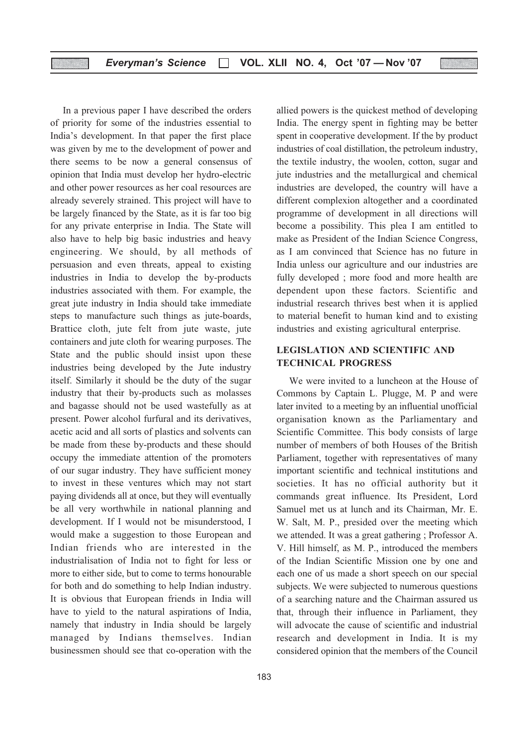In a previous paper I have described the orders of priority for some of the industries essential to India's development. In that paper the first place was given by me to the development of power and there seems to be now a general consensus of opinion that India must develop her hydro-electric and other power resources as her coal resources are already severely strained. This project will have to be largely financed by the State, as it is far too big for any private enterprise in India. The State will also have to help big basic industries and heavy engineering. We should, by all methods of persuasion and even threats, appeal to existing industries in India to develop the by-products industries associated with them. For example, the great jute industry in India should take immediate steps to manufacture such things as jute-boards, Brattice cloth, jute felt from jute waste, jute containers and jute cloth for wearing purposes. The State and the public should insist upon these industries being developed by the Jute industry itself. Similarly it should be the duty of the sugar industry that their by-products such as molasses and bagasse should not be used wastefully as at present. Power alcohol furfural and its derivatives, acetic acid and all sorts of plastics and solvents can be made from these by-products and these should occupy the immediate attention of the promoters of our sugar industry. They have sufficient money to invest in these ventures which may not start paying dividends all at once, but they will eventually be all very worthwhile in national planning and development. If I would not be misunderstood, I would make a suggestion to those European and Indian friends who are interested in the industrialisation of India not to fight for less or more to either side, but to come to terms honourable for both and do something to help Indian industry. It is obvious that European friends in India will have to yield to the natural aspirations of India, namely that industry in India should be largely managed by Indians themselves. Indian businessmen should see that co-operation with the allied powers is the quickest method of developing India. The energy spent in fighting may be better spent in cooperative development. If the by product industries of coal distillation, the petroleum industry, the textile industry, the woolen, cotton, sugar and jute industries and the metallurgical and chemical industries are developed, the country will have a different complexion altogether and a coordinated programme of development in all directions will become a possibility. This plea I am entitled to make as President of the Indian Science Congress, as I am convinced that Science has no future in India unless our agriculture and our industries are fully developed ; more food and more health are dependent upon these factors. Scientific and industrial research thrives best when it is applied to material benefit to human kind and to existing industries and existing agricultural enterprise.

## LEGISLATION AND SCIENTIFIC AND TECHNICAL PROGRESS

We were invited to a luncheon at the House of Commons by Captain L. Plugge, M. P and were later invited to a meeting by an influential unofficial organisation known as the Parliamentary and Scientific Committee. This body consists of large number of members of both Houses of the British Parliament, together with representatives of many important scientific and technical institutions and societies. It has no official authority but it commands great influence. Its President, Lord Samuel met us at lunch and its Chairman, Mr. E. W. Salt, M. P., presided over the meeting which we attended. It was a great gathering ; Professor A. V. Hill himself, as M. P., introduced the members of the Indian Scientific Mission one by one and each one of us made a short speech on our special subjects. We were subjected to numerous questions of a searching nature and the Chairman assured us that, through their influence in Parliament, they will advocate the cause of scientific and industrial research and development in India. It is my considered opinion that the members of the Council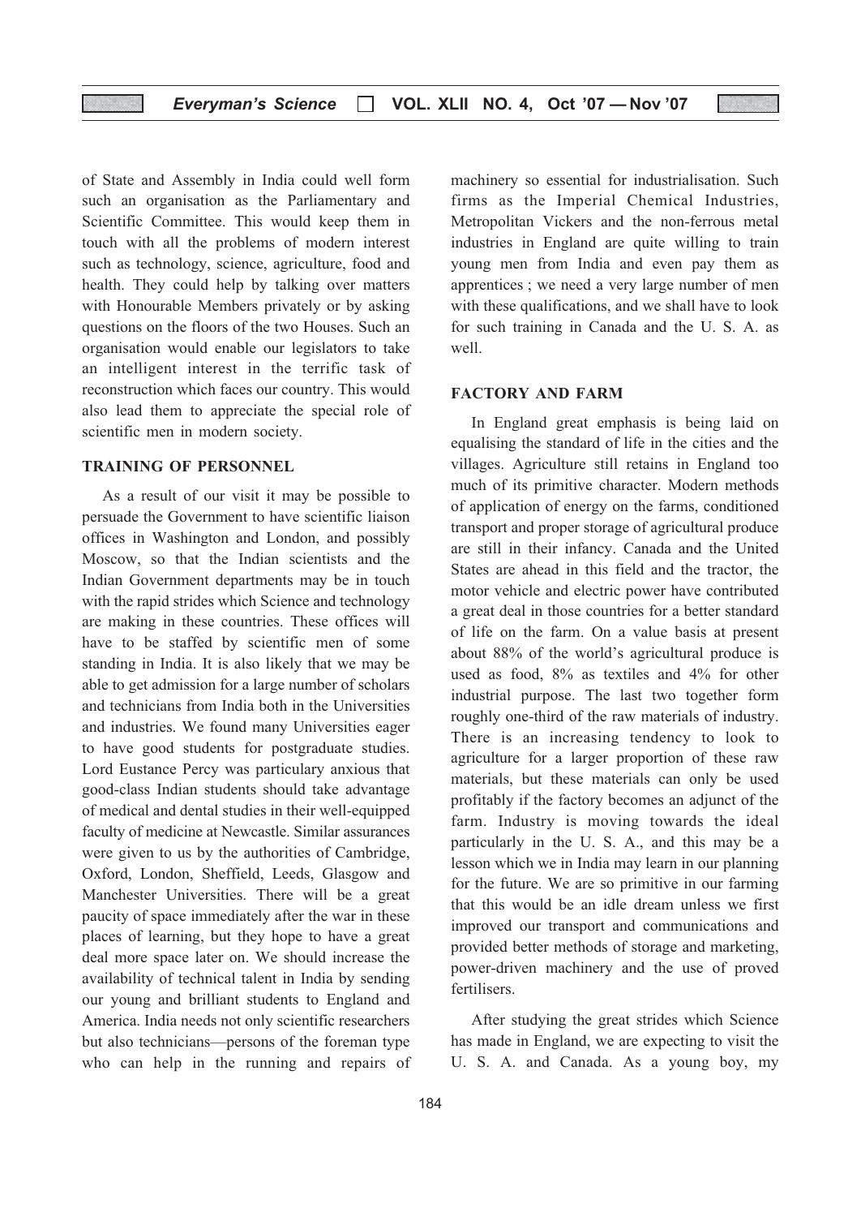of State and Assembly in India could well form such an organisation as the Parliamentary and Scientific Committee. This would keep them in touch with all the problems of modern interest such as technology, science, agriculture, food and health. They could help by talking over matters with Honourable Members privately or by asking questions on the floors of the two Houses. Such an organisation would enable our legislators to take an intelligent interest in the terrific task of reconstruction which faces our country. This would also lead them to appreciate the special role of scientific men in modern society.

## TRAINING OF PERSONNEL

As a result of our visit it may be possible to persuade the Government to have scientific liaison offices in Washington and London, and possibly Moscow, so that the Indian scientists and the Indian Government departments may be in touch with the rapid strides which Science and technology are making in these countries. These offices will have to be staffed by scientific men of some standing in India. It is also likely that we may be able to get admission for a large number of scholars and technicians from India both in the Universities and industries. We found many Universities eager to have good students for postgraduate studies. Lord Eustance Percy was particulary anxious that good-class Indian students should take advantage of medical and dental studies in their well-equipped faculty of medicine at Newcastle. Similar assurances were given to us by the authorities of Cambridge, Oxford, London, Sheffield, Leeds, Glasgow and Manchester Universities. There will be a great paucity of space immediately after the war in these places of learning, but they hope to have a great deal more space later on. We should increase the availability of technical talent in India by sending our young and brilliant students to England and America. India needs not only scientific researchers but also technicians—persons of the foreman type who can help in the running and repairs of machinery so essential for industrialisation. Such firms as the Imperial Chemical Industries, Metropolitan Vickers and the non-ferrous metal industries in England are quite willing to train young men from India and even pay them as apprentices ; we need a very large number of men with these qualifications, and we shall have to look for such training in Canada and the U. S. A. as well.

## FACTORY AND FARM

In England great emphasis is being laid on equalising the standard of life in the cities and the villages. Agriculture still retains in England too much of its primitive character. Modern methods of application of energy on the farms, conditioned transport and proper storage of agricultural produce are still in their infancy. Canada and the United States are ahead in this field and the tractor, the motor vehicle and electric power have contributed a great deal in those countries for a better standard of life on the farm. On a value basis at present about 88% of the world's agricultural produce is used as food, 8% as textiles and 4% for other industrial purpose. The last two together form roughly one-third of the raw materials of industry. There is an increasing tendency to look to agriculture for a larger proportion of these raw materials, but these materials can only be used profitably if the factory becomes an adjunct of the farm. Industry is moving towards the ideal particularly in the U. S. A., and this may be a lesson which we in India may learn in our planning for the future. We are so primitive in our farming that this would be an idle dream unless we first improved our transport and communications and provided better methods of storage and marketing, power-driven machinery and the use of proved fertilisers.

After studying the great strides which Science has made in England, we are expecting to visit the U. S. A. and Canada. As a young boy, my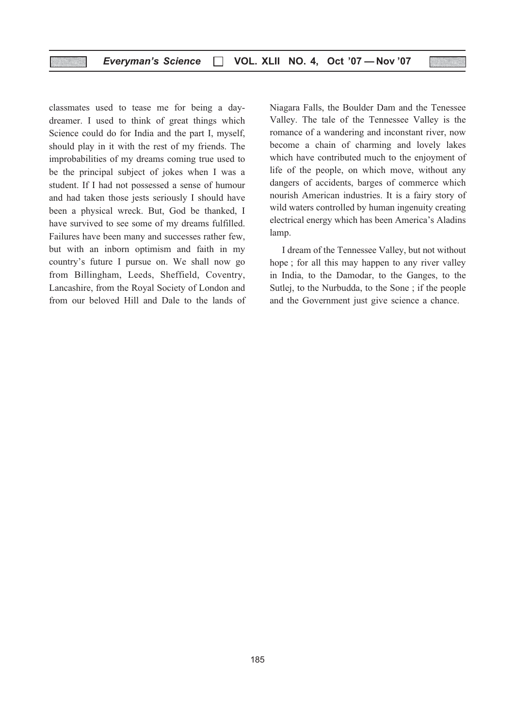classmates used to tease me for being a day-dreamer. I used to think of great things which Science could do for India and the part I, myself, should play in it with the rest of my friends. The improbabilities of my dreams coming true used to be the principal subject of jokes when I was a student. If I had not possessed a sense of humour and had taken those jests seriously I should have been a physical wreck. But, God be thanked, I have survived to see some of my dreams fulfilled. Failures have been many and successes rather few, but with an inborn optimism and faith in my country's future I pursue on. We shall now go from Billingham, Leeds, Sheffield, Coventry, Lancashire, from the Royal Society of London and from our beloved Hill and Dale to the lands of Niagara Falls, the Boulder Dam and the Tenessee Valley. The tale of the Tennessee Valley is the romance of a wandering and inconstant river, now become a chain of charming and lovely lakes which have contributed much to the enjoyment of life of the people, on which move, without any dangers of accidents, barges of commerce which nourish American industries. It is a fairy story of wild waters controlled by human ingenuity creating electrical energy which has been America's Aladins lamp.

I dream of the Tennessee Valley, but not without hope ; for all this may happen to any river valley in India, to the Damodar, to the Ganges, to the Sutlej, to the Nurbudda, to the Sone ; if the people and the Government just give science a chance.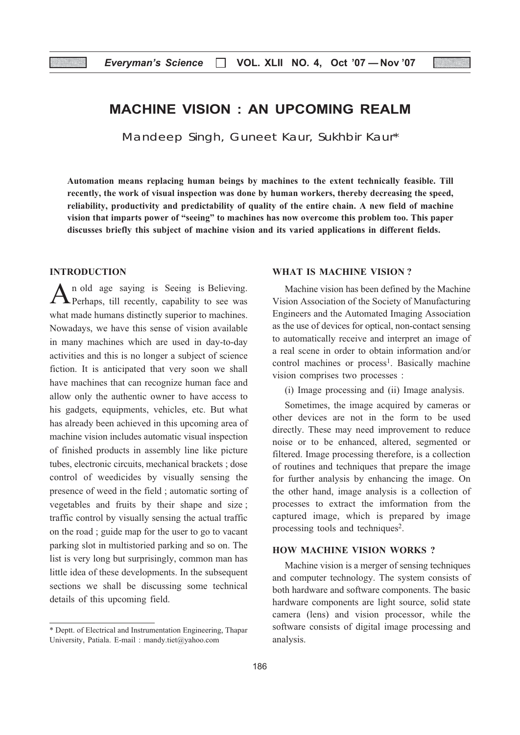# MACHINE VISION : AN UPCOMING REALM

Mandeep Singh, Guneet Kaur, Sukhbir Kaur*

**Automation means replacing human beings by machines to the extent technically feasible. Till recently, the work of visual inspection was done by human workers, thereby decreasing the speed, reliability, productivity and predictability of quality of the entire chain. A new field of machine vision that imparts power of "seeing" to machines has now overcome this problem too. This paper discusses briefly this subject of machine vision and its varied applications in different fields.**

## INTRODUCTION

An old age saying is Seeing is Believing. Perhaps, till recently, capability to see was what made humans distinctly superior to machines. Nowadays, we have this sense of vision available in many machines which are used in day-to-day activities and this is no longer a subject of science fiction. It is anticipated that very soon we shall have machines that can recognize human face and allow only the authentic owner to have access to his gadgets, equipments, vehicles, etc. But what has already been achieved in this upcoming area of machine vision includes automatic visual inspection of finished products in assembly line like picture tubes, electronic circuits, mechanical brackets ; dose control of weedicides by visually sensing the presence of weed in the field ; automatic sorting of vegetables and fruits by their shape and size ; traffic control by visually sensing the actual traffic on the road ; guide map for the user to go to vacant parking slot in multistoried parking and so on. The list is very long but surprisingly, common man has little idea of these developments. In the subsequent sections we shall be discussing some technical details of this upcoming field.

* Deptt. of Electrical and Instrumentation Engineering, Thapar University, Patiala. E-mail : mandy.tiet@yahoo.com

## WHAT IS MACHINE VISION ?

Machine vision has been defined by the Machine Vision Association of the Society of Manufacturing Engineers and the Automated Imaging Association as the use of devices for optical, non-contact sensing to automatically receive and interpret an image of a real scene in order to obtain information and/or control machines or process[1]. Basically machine vision comprises two processes :

(i) Image processing and (ii) Image analysis.

Sometimes, the image acquired by cameras or other devices are not in the form to be used directly. These may need improvement to reduce noise or to be enhanced, altered, segmented or filtered. Image processing therefore, is a collection of routines and techniques that prepare the image for further analysis by enhancing the image. On the other hand, image analysis is a collection of processes to extract the imformation from the captured image, which is prepared by image processing tools and techniques[2].

## HOW MACHINE VISION WORKS ?

Machine vision is a merger of sensing techniques and computer technology. The system consists of both hardware and software components. The basic hardware components are light source, solid state camera (lens) and vision processor, while the software consists of digital image processing and analysis.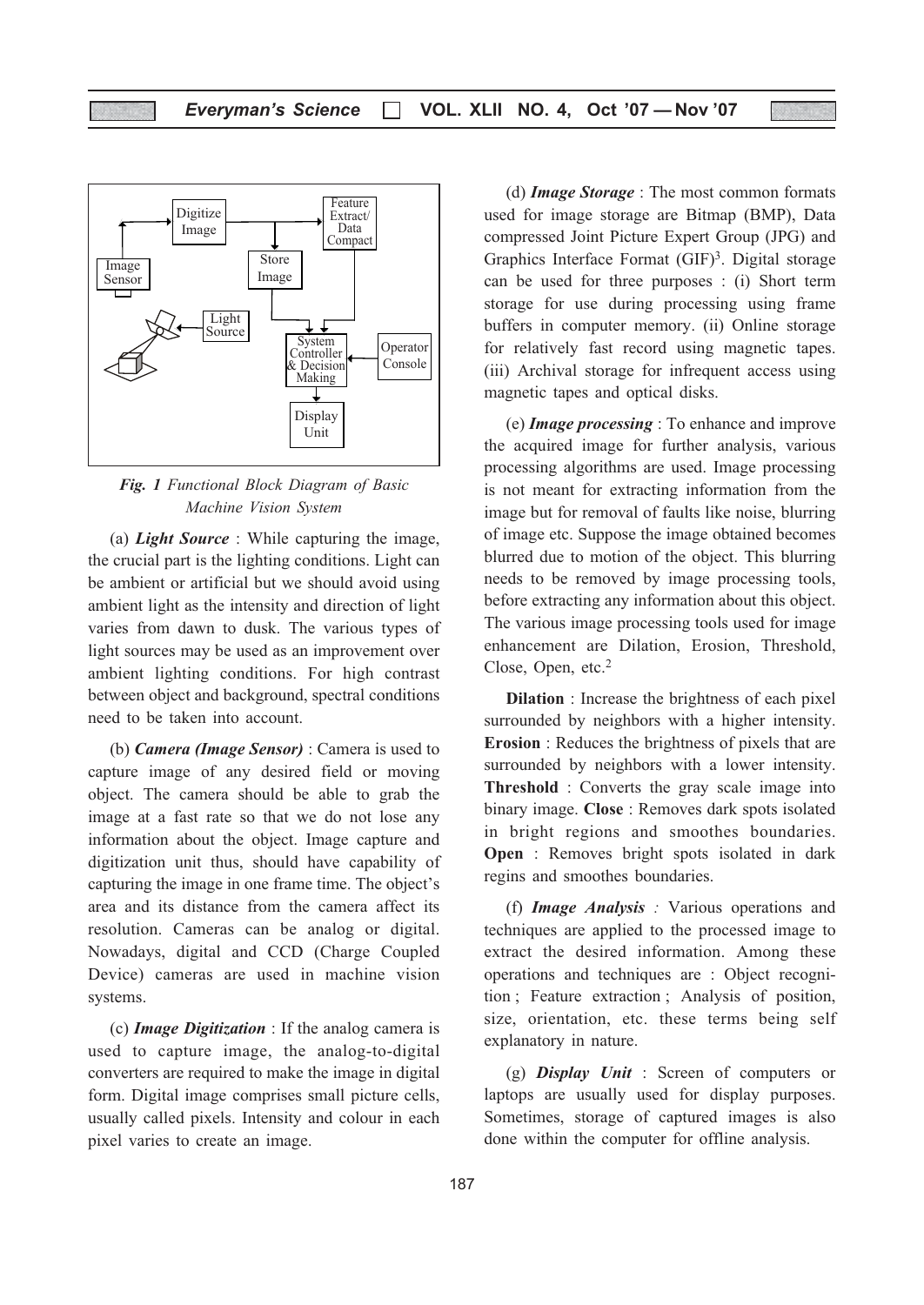*Fig. 1 Functional Block Diagram of Basic Machine Vision System*

(a) ***Light Source*** : While capturing the image, the crucial part is the lighting conditions. Light can be ambient or artificial but we should avoid using ambient light as the intensity and direction of light varies from dawn to dusk. The various types of light sources may be used as an improvement over ambient lighting conditions. For high contrast between object and background, spectral conditions need to be taken into account.

(b) ***Camera (Image Sensor)*** : Camera is used to capture image of any desired field or moving object. The camera should be able to grab the image at a fast rate so that we do not lose any information about the object. Image capture and digitization unit thus, should have capability of capturing the image in one frame time. The object's area and its distance from the camera affect its resolution. Cameras can be analog or digital. Nowadays, digital and CCD (Charge Coupled Device) cameras are used in machine vision systems.

(c) ***Image Digitization*** : If the analog camera is used to capture image, the analog-to-digital converters are required to make the image in digital form. Digital image comprises small picture cells, usually called pixels. Intensity and colour in each pixel varies to create an image.

(d) ***Image Storage*** : The most common formats used for image storage are Bitmap (BMP), Data compressed Joint Picture Expert Group (JPG) and Graphics Interface Format (GIF)[3]. Digital storage can be used for three purposes : (i) Short term storage for use during processing using frame buffers in computer memory. (ii) Online storage for relatively fast record using magnetic tapes. (iii) Archival storage for infrequent access using magnetic tapes and optical disks.

(e) ***Image processing*** : To enhance and improve the acquired image for further analysis, various processing algorithms are used. Image processing is not meant for extracting information from the image but for removal of faults like noise, blurring of image etc. Suppose the image obtained becomes blurred due to motion of the object. This blurring needs to be removed by image processing tools, before extracting any information about this object. The various image processing tools used for image enhancement are Dilation, Erosion, Threshold, Close, Open, etc.[2]

**Dilation** : Increase the brightness of each pixel surrounded by neighbors with a higher intensity. **Erosion** : Reduces the brightness of pixels that are surrounded by neighbors with a lower intensity. **Threshold** : Converts the gray scale image into binary image. **Close** : Removes dark spots isolated in bright regions and smoothes boundaries. **Open** : Removes bright spots isolated in dark regins and smoothes boundaries.

(f) ***Image Analysis*** *:* Various operations and techniques are applied to the processed image to extract the desired information. Among these operations and techniques are : Object recognition ; Feature extraction ; Analysis of position, size, orientation, etc. these terms being self explanatory in nature.

(g) ***Display Unit*** : Screen of computers or laptops are usually used for display purposes. Sometimes, storage of captured images is also done within the computer for offline analysis.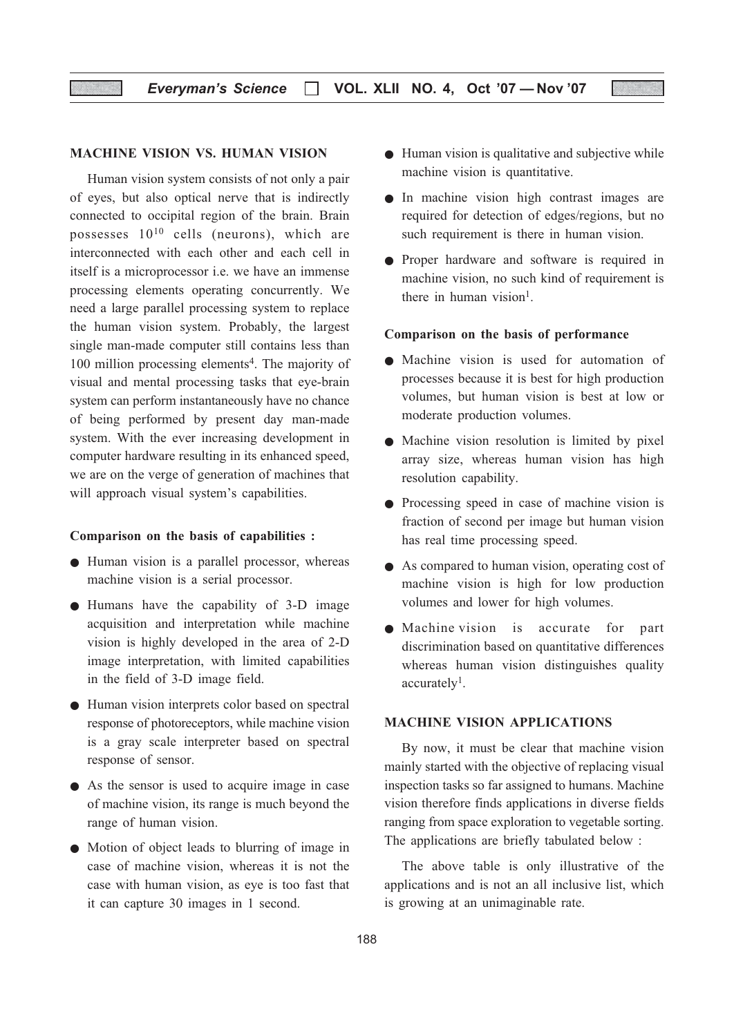## MACHINE VISION VS. HUMAN VISION

Human vision system consists of not only a pair of eyes, but also optical nerve that is indirectly connected to occipital region of the brain. Brain possesses $10^{10}$ cells (neurons), which are interconnected with each other and each cell in itself is a microprocessor i.e. we have an immense processing elements operating concurrently. We need a large parallel processing system to replace the human vision system. Probably, the largest single man-made computer still contains less than 100 million processing elements[4]. The majority of visual and mental processing tasks that eye-brain system can perform instantaneously have no chance of being performed by present day man-made system. With the ever increasing development in computer hardware resulting in its enhanced speed, we are on the verge of generation of machines that will approach visual system's capabilities.

### Comparison on the basis of capabilities :

- Human vision is a parallel processor, whereas machine vision is a serial processor.
- Humans have the capability of 3-D image acquisition and interpretation while machine vision is highly developed in the area of 2-D image interpretation, with limited capabilities in the field of 3-D image field.
- Human vision interprets color based on spectral response of photoreceptors, while machine vision is a gray scale interpreter based on spectral response of sensor.
- As the sensor is used to acquire image in case of machine vision, its range is much beyond the range of human vision.
- Motion of object leads to blurring of image in case of machine vision, whereas it is not the case with human vision, as eye is too fast that it can capture 30 images in 1 second.
- Human vision is qualitative and subjective while machine vision is quantitative.
- In machine vision high contrast images are required for detection of edges/regions, but no such requirement is there in human vision.
- Proper hardware and software is required in machine vision, no such kind of requirement is there in human vision[1].

### Comparison on the basis of performance

- Machine vision is used for automation of processes because it is best for high production volumes, but human vision is best at low or moderate production volumes.
- Machine vision resolution is limited by pixel array size, whereas human vision has high resolution capability.
- Processing speed in case of machine vision is fraction of second per image but human vision has real time processing speed.
- As compared to human vision, operating cost of machine vision is high for low production volumes and lower for high volumes.
- Machine vision is accurate for part discrimination based on quantitative differences whereas human vision distinguishes quality accurately[1].

## MACHINE VISION APPLICATIONS

By now, it must be clear that machine vision mainly started with the objective of replacing visual inspection tasks so far assigned to humans. Machine vision therefore finds applications in diverse fields ranging from space exploration to vegetable sorting. The applications are briefly tabulated below :

The above table is only illustrative of the applications and is not an all inclusive list, which is growing at an unimaginable rate.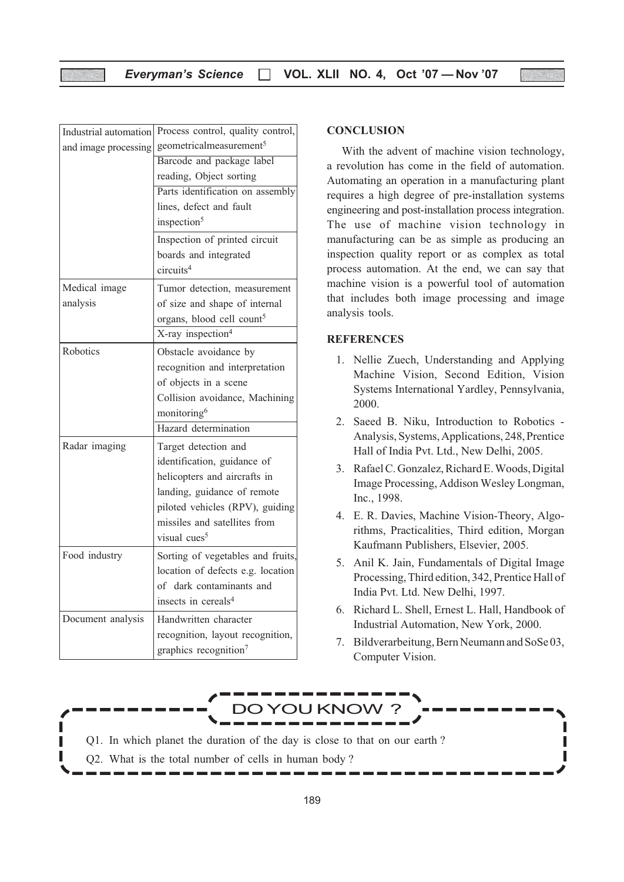| | |
|---|---|
| Industrial automation and image processing | Process control, quality control, geometricalmeasurement[5] |
| | Barcode and package label reading, Object sorting |
| | Parts identification on assembly lines, defect and fault inspection[5] |
| | Inspection of printed circuit boards and integrated circuits[4] |
| Medical image analysis | Tumor detection, measurement of size and shape of internal organs, blood cell count[5] |
| | X-ray inspection[4] |
| Robotics | Obstacle avoidance by recognition and interpretation of objects in a scene Collision avoidance, Machining monitoring[6] |
| | Hazard determination |
| Radar imaging | Target detection and identification, guidance of helicopters and aircrafts in landing, guidance of remote piloted vehicles (RPV), guiding missiles and satellites from visual cues[5] |
| Food industry | Sorting of vegetables and fruits, location of defects e.g. location of dark contaminants and insects in cereals[4] |
| Document analysis | Handwritten character recognition, layout recognition, graphics recognition[7] |

## CONCLUSION

With the advent of machine vision technology, a revolution has come in the field of automation. Automating an operation in a manufacturing plant requires a high degree of pre-installation systems engineering and post-installation process integration. The use of machine vision technology in manufacturing can be as simple as producing an inspection quality report or as complex as total process automation. At the end, we can say that machine vision is a powerful tool of automation that includes both image processing and image analysis tools.

## REFERENCES

1. Nellie Zuech, Understanding and Applying Machine Vision, Second Edition, Vision Systems International Yardley, Pennsylvania, 2000.
2. Saeed B. Niku, Introduction to Robotics - Analysis, Systems, Applications, 248, Prentice Hall of India Pvt. Ltd., New Delhi, 2005.
3. Rafael C. Gonzalez, Richard E. Woods, Digital Image Processing, Addison Wesley Longman, Inc., 1998.
4. E. R. Davies, Machine Vision-Theory, Algorithms, Practicalities, Third edition, Morgan Kaufmann Publishers, Elsevier, 2005.
5. Anil K. Jain, Fundamentals of Digital Image Processing, Third edition, 342, Prentice Hall of India Pvt. Ltd. New Delhi, 1997.
6. Richard L. Shell, Ernest L. Hall, Handbook of Industrial Automation, New York, 2000.
7. Bildverarbeitung, Bern Neumann and SoSe 03, Computer Vision.

### DO YOU KNOW ?

Q1. In which planet the duration of the day is close to that on our earth ?

Q2. What is the total number of cells in human body ?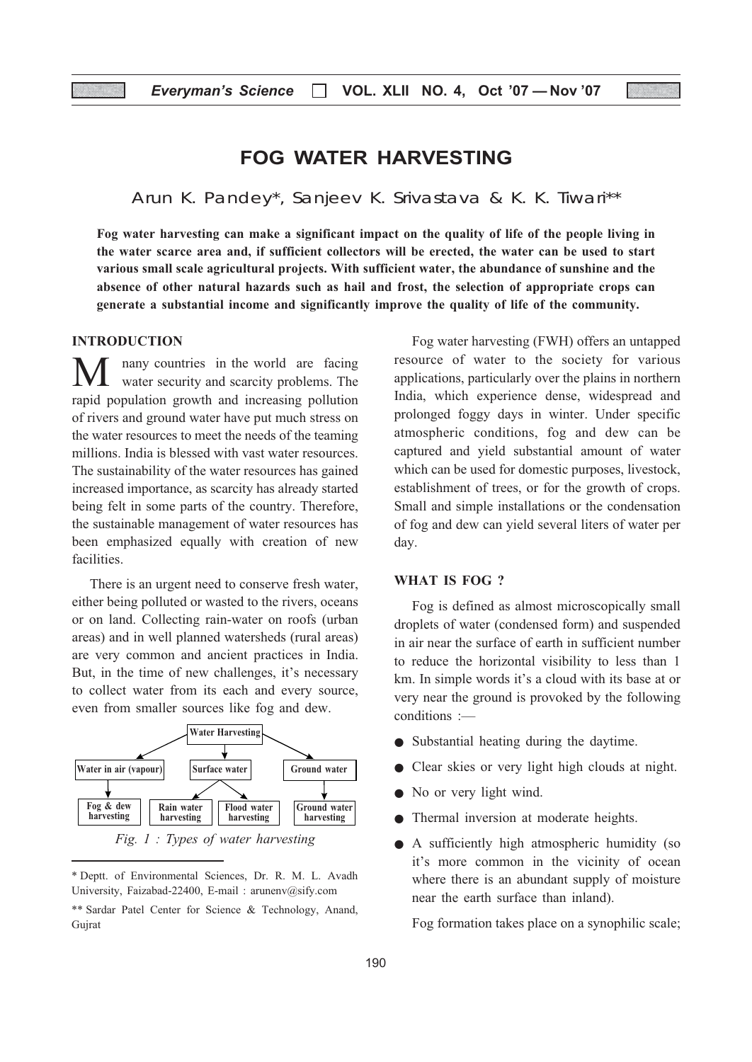# FOG WATER HARVESTING

Arun K. Pandey*, Sanjeev K. Srivastava & K. K. Tiwari**

**Fog water harvesting can make a significant impact on the quality of life of the people living in the water scarce area and, if sufficient collectors will be erected, the water can be used to start various small scale agricultural projects. With sufficient water, the abundance of sunshine and the absence of other natural hazards such as hail and frost, the selection of appropriate crops can generate a substantial income and significantly improve the quality of life of the community.**

## INTRODUCTION

Many countries in the world are facing water security and scarcity problems. The rapid population growth and increasing pollution of rivers and ground water have put much stress on the water resources to meet the needs of the teaming millions. India is blessed with vast water resources. The sustainability of the water resources has gained increased importance, as scarcity has already started being felt in some parts of the country. Therefore, the sustainable management of water resources has been emphasized equally with creation of new facilities.

There is an urgent need to conserve fresh water, either being polluted or wasted to the rivers, oceans or on land. Collecting rain-water on roofs (urban areas) and in well planned watersheds (rural areas) are very common and ancient practices in India. But, in the time of new challenges, it's necessary to collect water from its each and every source, even from smaller sources like fog and dew.

```
                          Water Harvesting
              /                  |                  \
  Water in air (vapour)    Surface water        Ground water
           |                 /        \               |
    Fog & dew        Rain water   Flood water    Ground water
    harvesting       harvesting   harvesting     harvesting
```

*Fig. 1 : Types of water harvesting*

\* Deptt. of Environmental Sciences, Dr. R. M. L. Avadh University, Faizabad-22400, E-mail : arunenv@sify.com

\*\* Sardar Patel Center for Science & Technology, Anand, Gujrat

Fog water harvesting (FWH) offers an untapped resource of water to the society for various applications, particularly over the plains in northern India, which experience dense, widespread and prolonged foggy days in winter. Under specific atmospheric conditions, fog and dew can be captured and yield substantial amount of water which can be used for domestic purposes, livestock, establishment of trees, or for the growth of crops. Small and simple installations or the condensation of fog and dew can yield several liters of water per day.

## WHAT IS FOG ?

Fog is defined as almost microscopically small droplets of water (condensed form) and suspended in air near the surface of earth in sufficient number to reduce the horizontal visibility to less than 1 km. In simple words it's a cloud with its base at or very near the ground is provoked by the following conditions :—

- Substantial heating during the daytime.
- Clear skies or very light high clouds at night.
- No or very light wind.
- Thermal inversion at moderate heights.
- A sufficiently high atmospheric humidity (so it's more common in the vicinity of ocean where there is an abundant supply of moisture near the earth surface than inland).

Fog formation takes place on a synophilic scale;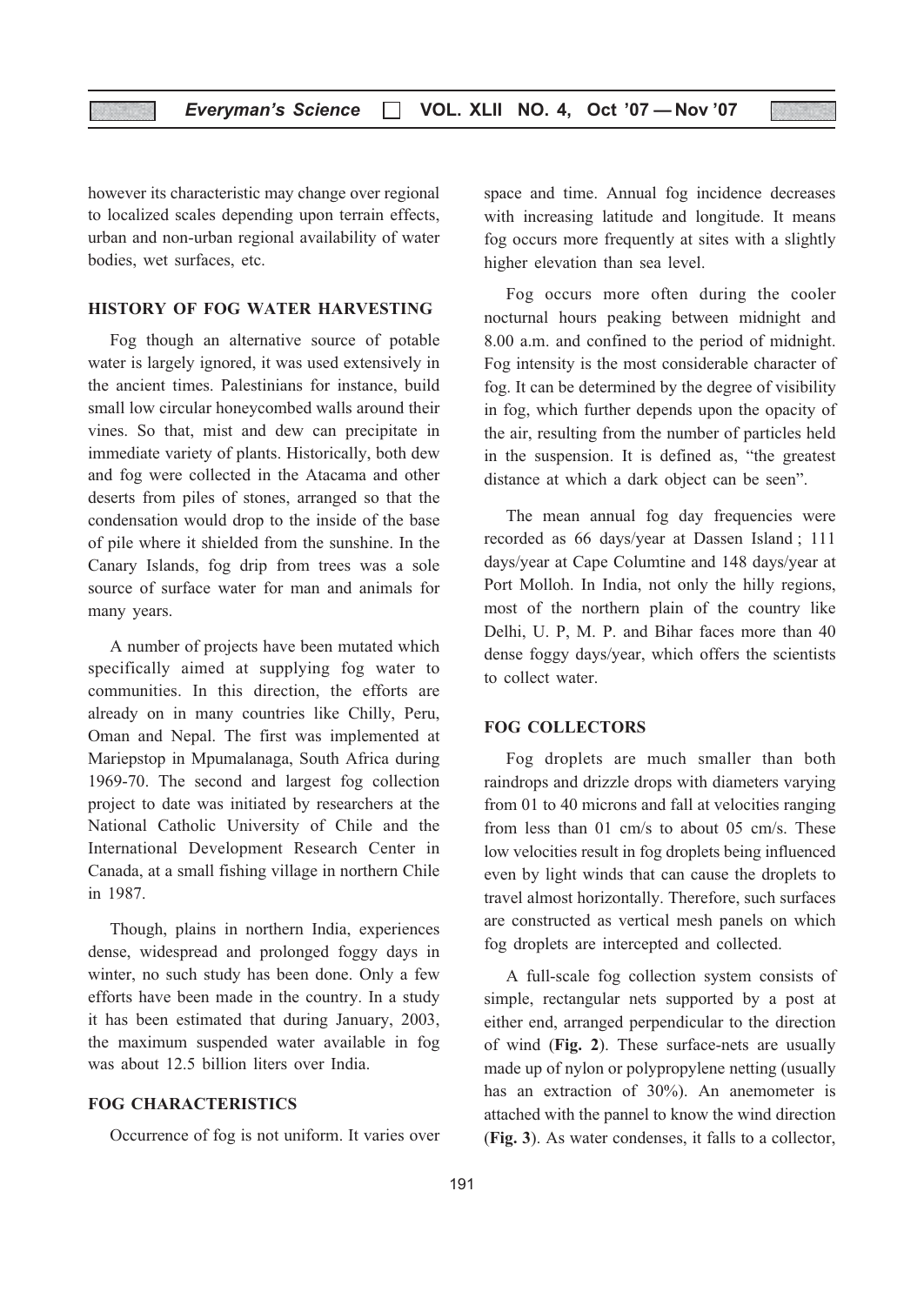however its characteristic may change over regional to localized scales depending upon terrain effects, urban and non-urban regional availability of water bodies, wet surfaces, etc.

## HISTORY OF FOG WATER HARVESTING

Fog though an alternative source of potable water is largely ignored, it was used extensively in the ancient times. Palestinians for instance, build small low circular honeycombed walls around their vines. So that, mist and dew can precipitate in immediate variety of plants. Historically, both dew and fog were collected in the Atacama and other deserts from piles of stones, arranged so that the condensation would drop to the inside of the base of pile where it shielded from the sunshine. In the Canary Islands, fog drip from trees was a sole source of surface water for man and animals for many years.

A number of projects have been mutated which specifically aimed at supplying fog water to communities. In this direction, the efforts are already on in many countries like Chilly, Peru, Oman and Nepal. The first was implemented at Mariepstop in Mpumalanaga, South Africa during 1969-70. The second and largest fog collection project to date was initiated by researchers at the National Catholic University of Chile and the International Development Research Center in Canada, at a small fishing village in northern Chile in 1987.

Though, plains in northern India, experiences dense, widespread and prolonged foggy days in winter, no such study has been done. Only a few efforts have been made in the country. In a study it has been estimated that during January, 2003, the maximum suspended water available in fog was about 12.5 billion liters over India.

## FOG CHARACTERISTICS

Occurrence of fog is not uniform. It varies over space and time. Annual fog incidence decreases with increasing latitude and longitude. It means fog occurs more frequently at sites with a slightly higher elevation than sea level.

Fog occurs more often during the cooler nocturnal hours peaking between midnight and 8.00 a.m. and confined to the period of midnight. Fog intensity is the most considerable character of fog. It can be determined by the degree of visibility in fog, which further depends upon the opacity of the air, resulting from the number of particles held in the suspension. It is defined as, "the greatest distance at which a dark object can be seen".

The mean annual fog day frequencies were recorded as 66 days/year at Dassen Island ; 111 days/year at Cape Columtine and 148 days/year at Port Molloh. In India, not only the hilly regions, most of the northern plain of the country like Delhi, U. P, M. P. and Bihar faces more than 40 dense foggy days/year, which offers the scientists to collect water.

## FOG COLLECTORS

Fog droplets are much smaller than both raindrops and drizzle drops with diameters varying from 01 to 40 microns and fall at velocities ranging from less than 01 cm/s to about 05 cm/s. These low velocities result in fog droplets being influenced even by light winds that can cause the droplets to travel almost horizontally. Therefore, such surfaces are constructed as vertical mesh panels on which fog droplets are intercepted and collected.

A full-scale fog collection system consists of simple, rectangular nets supported by a post at either end, arranged perpendicular to the direction of wind (**Fig. 2**). These surface-nets are usually made up of nylon or polypropylene netting (usually has an extraction of 30%). An anemometer is attached with the pannel to know the wind direction (**Fig. 3**). As water condenses, it falls to a collector,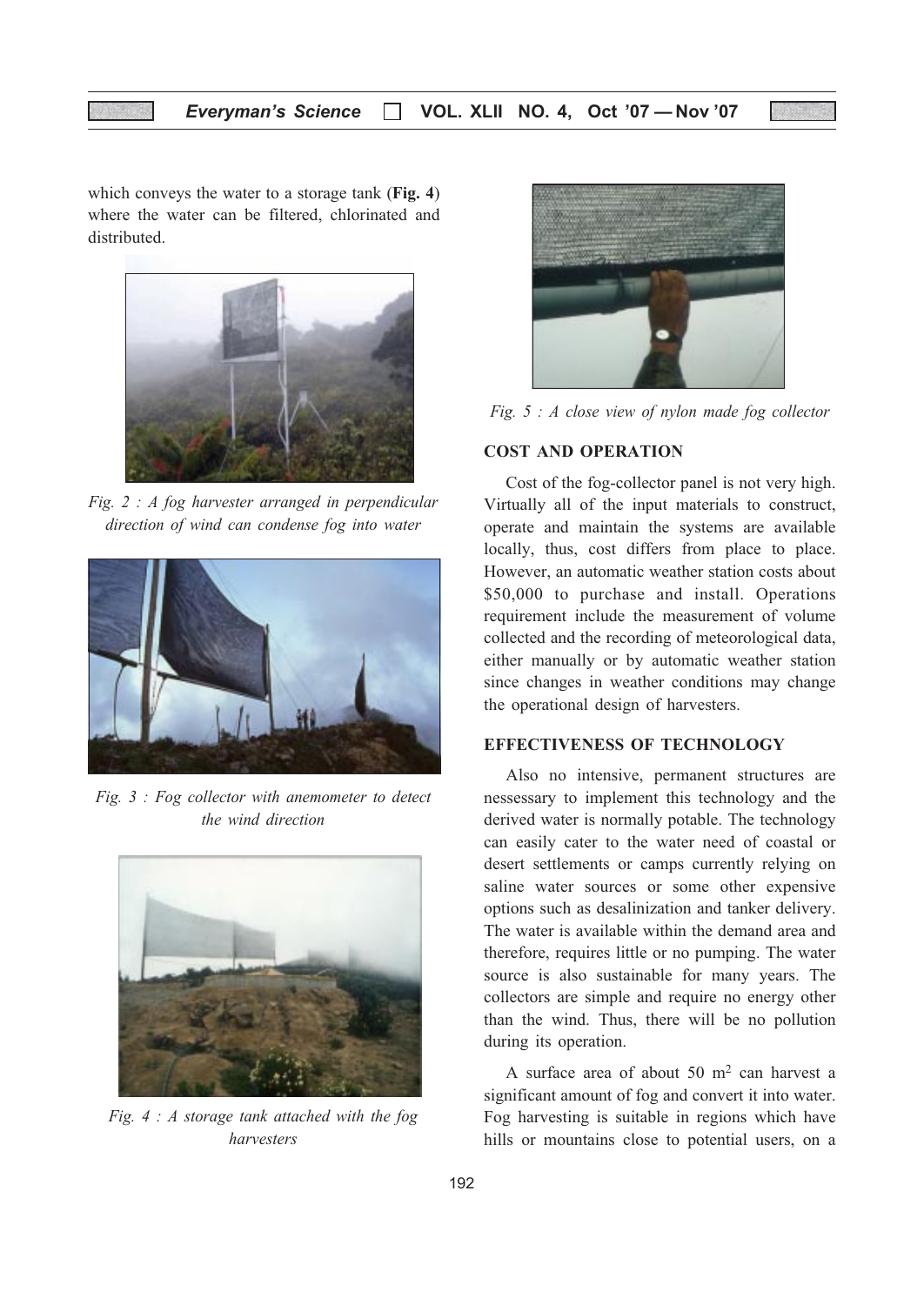which conveys the water to a storage tank (**Fig. 4**) where the water can be filtered, chlorinated and distributed.

*Fig. 2 : A fog harvester arranged in perpendicular direction of wind can condense fog into water*

*Fig. 3 : Fog collector with anemometer to detect the wind direction*

*Fig. 4 : A storage tank attached with the fog harvesters*

*Fig. 5 : A close view of nylon made fog collector*

## COST AND OPERATION

Cost of the fog-collector panel is not very high. Virtually all of the input materials to construct, operate and maintain the systems are available locally, thus, cost differs from place to place. However, an automatic weather station costs about \$50,000 to purchase and install. Operations requirement include the measurement of volume collected and the recording of meteorological data, either manually or by automatic weather station since changes in weather conditions may change the operational design of harvesters.

## EFFECTIVENESS OF TECHNOLOGY

Also no intensive, permanent structures are nessessary to implement this technology and the derived water is normally potable. The technology can easily cater to the water need of coastal or desert settlements or camps currently relying on saline water sources or some other expensive options such as desalinization and tanker delivery. The water is available within the demand area and therefore, requires little or no pumping. The water source is also sustainable for many years. The collectors are simple and require no energy other than the wind. Thus, there will be no pollution during its operation.

A surface area of about 50 $m^2$ can harvest a significant amount of fog and convert it into water. Fog harvesting is suitable in regions which have hills or mountains close to potential users, on a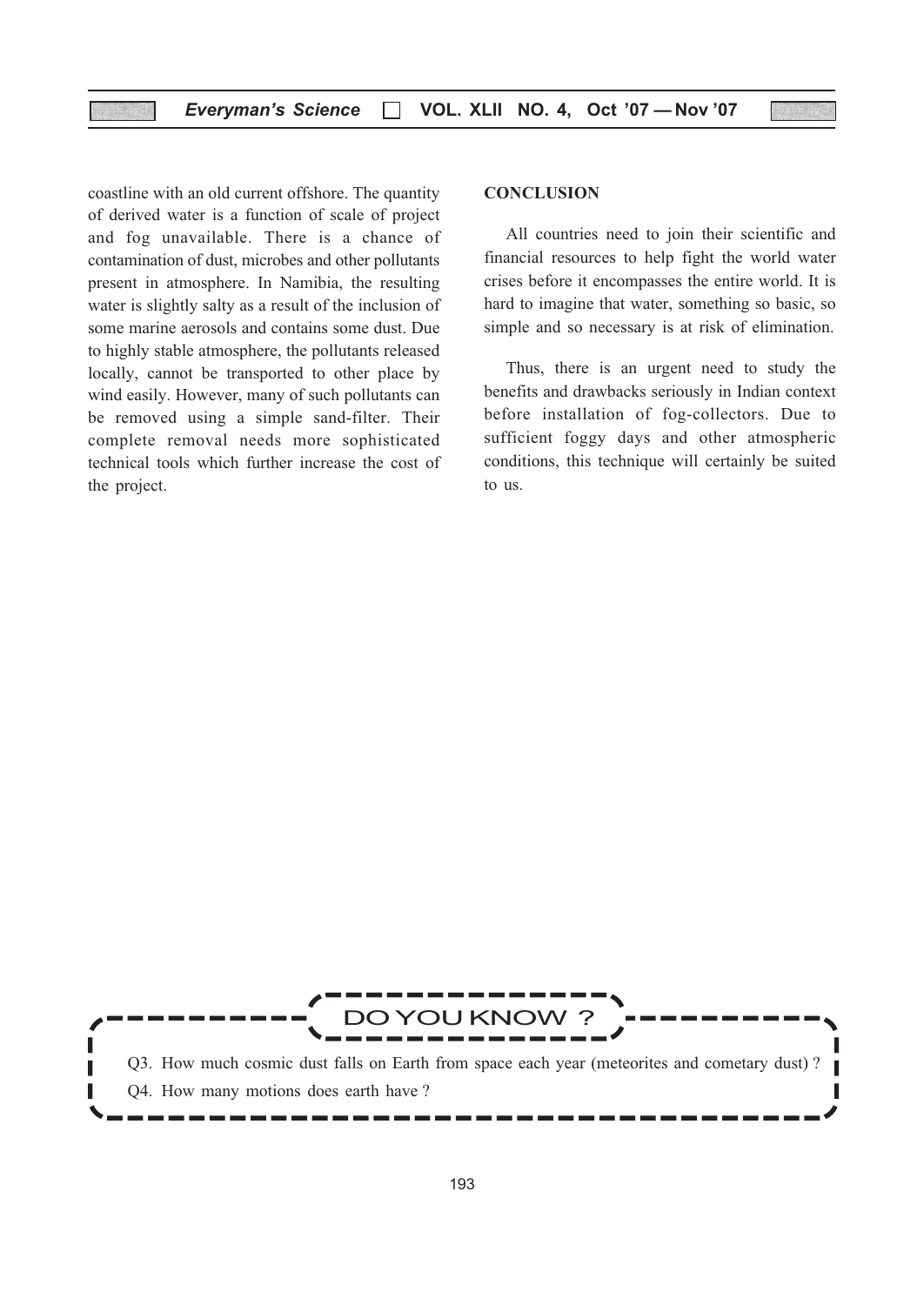coastline with an old current offshore. The quantity of derived water is a function of scale of project and fog unavailable. There is a chance of contamination of dust, microbes and other pollutants present in atmosphere. In Namibia, the resulting water is slightly salty as a result of the inclusion of some marine aerosols and contains some dust. Due to highly stable atmosphere, the pollutants released locally, cannot be transported to other place by wind easily. However, many of such pollutants can be removed using a simple sand-filter. Their complete removal needs more sophisticated technical tools which further increase the cost of the project.

## CONCLUSION

All countries need to join their scientific and financial resources to help fight the world water crises before it encompasses the entire world. It is hard to imagine that water, something so basic, so simple and so necessary is at risk of elimination.

Thus, there is an urgent need to study the benefits and drawbacks seriously in Indian context before installation of fog-collectors. Due to sufficient foggy days and other atmospheric conditions, this technique will certainly be suited to us.

---

**DO YOU KNOW ?**

Q3. How much cosmic dust falls on Earth from space each year (meteorites and cometary dust) ?

Q4. How many motions does earth have ?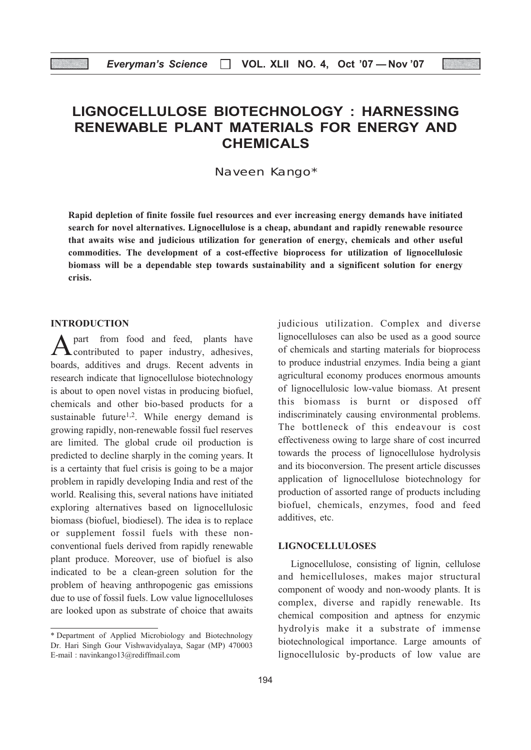# LIGNOCELLULOSE BIOTECHNOLOGY : HARNESSING RENEWABLE PLANT MATERIALS FOR ENERGY AND CHEMICALS

Naveen Kango*

**Rapid depletion of finite fossile fuel resources and ever increasing energy demands have initiated search for novel alternatives. Lignocellulose is a cheap, abundant and rapidly renewable resource that awaits wise and judicious utilization for generation of energy, chemicals and other useful commodities. The development of a cost-effective bioprocess for utilization of lignocellulosic biomass will be a dependable step towards sustainability and a significent solution for energy crisis.**

## INTRODUCTION

Apart from food and feed, plants have contributed to paper industry, adhesives, boards, additives and drugs. Recent advents in research indicate that lignocellulose biotechnology is about to open novel vistas in producing biofuel, chemicals and other bio-based products for a sustainable future[1,2]. While energy demand is growing rapidly, non-renewable fossil fuel reserves are limited. The global crude oil production is predicted to decline sharply in the coming years. It is a certainty that fuel crisis is going to be a major problem in rapidly developing India and rest of the world. Realising this, several nations have initiated exploring alternatives based on lignocellulosic biomass (biofuel, biodiesel). The idea is to replace or supplement fossil fuels with these non-conventional fuels derived from rapidly renewable plant produce. Moreover, use of biofuel is also indicated to be a clean-green solution for the problem of heaving anthropogenic gas emissions due to use of fossil fuels. Low value lignocelluloses are looked upon as substrate of choice that awaits judicious utilization. Complex and diverse lignocelluloses can also be used as a good source of chemicals and starting materials for bioprocess to produce industrial enzymes. India being a giant agricultural economy produces enormous amounts of lignocellulosic low-value biomass. At present this biomass is burnt or disposed off indiscriminately causing environmental problems. The bottleneck of this endeavour is cost effectiveness owing to large share of cost incurred towards the process of lignocellulose hydrolysis and its bioconversion. The present article discusses application of lignocellulose biotechnology for production of assorted range of products including biofuel, chemicals, enzymes, food and feed additives, etc.

## LIGNOCELLULOSES

Lignocellulose, consisting of lignin, cellulose and hemicelluloses, makes major structural component of woody and non-woody plants. It is complex, diverse and rapidly renewable. Its chemical composition and aptness for enzymic hydrolyis make it a substrate of immense biotechnological importance. Large amounts of lignocellulosic by-products of low value are

---

* Department of Applied Microbiology and Biotechnology Dr. Hari Singh Gour Vishwavidyalaya, Sagar (MP) 470003 E-mail : navinkango13@rediffmail.com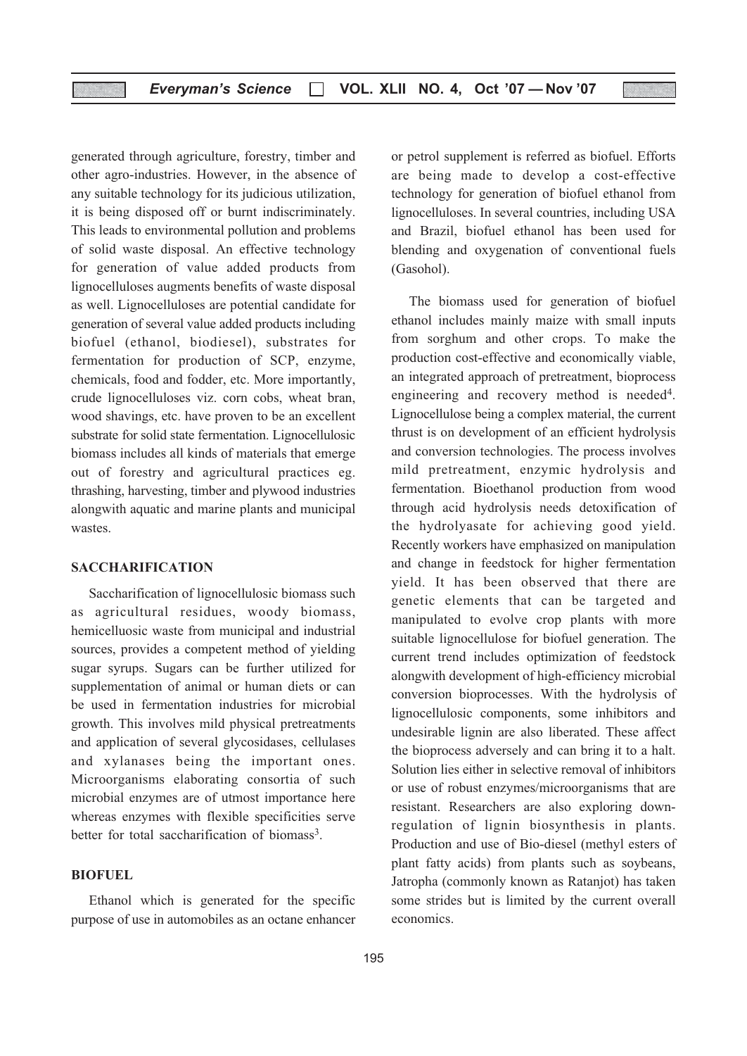generated through agriculture, forestry, timber and other agro-industries. However, in the absence of any suitable technology for its judicious utilization, it is being disposed off or burnt indiscriminately. This leads to environmental pollution and problems of solid waste disposal. An effective technology for generation of value added products from lignocelluloses augments benefits of waste disposal as well. Lignocelluloses are potential candidate for generation of several value added products including biofuel (ethanol, biodiesel), substrates for fermentation for production of SCP, enzyme, chemicals, food and fodder, etc. More importantly, crude lignocelluloses viz. corn cobs, wheat bran, wood shavings, etc. have proven to be an excellent substrate for solid state fermentation. Lignocellulosic biomass includes all kinds of materials that emerge out of forestry and agricultural practices eg. thrashing, harvesting, timber and plywood industries alongwith aquatic and marine plants and municipal wastes.

## SACCHARIFICATION

Saccharification of lignocellulosic biomass such as agricultural residues, woody biomass, hemicelluosic waste from municipal and industrial sources, provides a competent method of yielding sugar syrups. Sugars can be further utilized for supplementation of animal or human diets or can be used in fermentation industries for microbial growth. This involves mild physical pretreatments and application of several glycosidases, cellulases and xylanases being the important ones. Microorganisms elaborating consortia of such microbial enzymes are of utmost importance here whereas enzymes with flexible specificities serve better for total saccharification of biomass[3].

## BIOFUEL

Ethanol which is generated for the specific purpose of use in automobiles as an octane enhancer or petrol supplement is referred as biofuel. Efforts are being made to develop a cost-effective technology for generation of biofuel ethanol from lignocelluloses. In several countries, including USA and Brazil, biofuel ethanol has been used for blending and oxygenation of conventional fuels (Gasohol).

The biomass used for generation of biofuel ethanol includes mainly maize with small inputs from sorghum and other crops. To make the production cost-effective and economically viable, an integrated approach of pretreatment, bioprocess engineering and recovery method is needed[4]. Lignocellulose being a complex material, the current thrust is on development of an efficient hydrolysis and conversion technologies. The process involves mild pretreatment, enzymic hydrolysis and fermentation. Bioethanol production from wood through acid hydrolysis needs detoxification of the hydrolyasate for achieving good yield. Recently workers have emphasized on manipulation and change in feedstock for higher fermentation yield. It has been observed that there are genetic elements that can be targeted and manipulated to evolve crop plants with more suitable lignocellulose for biofuel generation. The current trend includes optimization of feedstock alongwith development of high-efficiency microbial conversion bioprocesses. With the hydrolysis of lignocellulosic components, some inhibitors and undesirable lignin are also liberated. These affect the bioprocess adversely and can bring it to a halt. Solution lies either in selective removal of inhibitors or use of robust enzymes/microorganisms that are resistant. Researchers are also exploring down-regulation of lignin biosynthesis in plants. Production and use of Bio-diesel (methyl esters of plant fatty acids) from plants such as soybeans, Jatropha (commonly known as Ratanjot) has taken some strides but is limited by the current overall economics.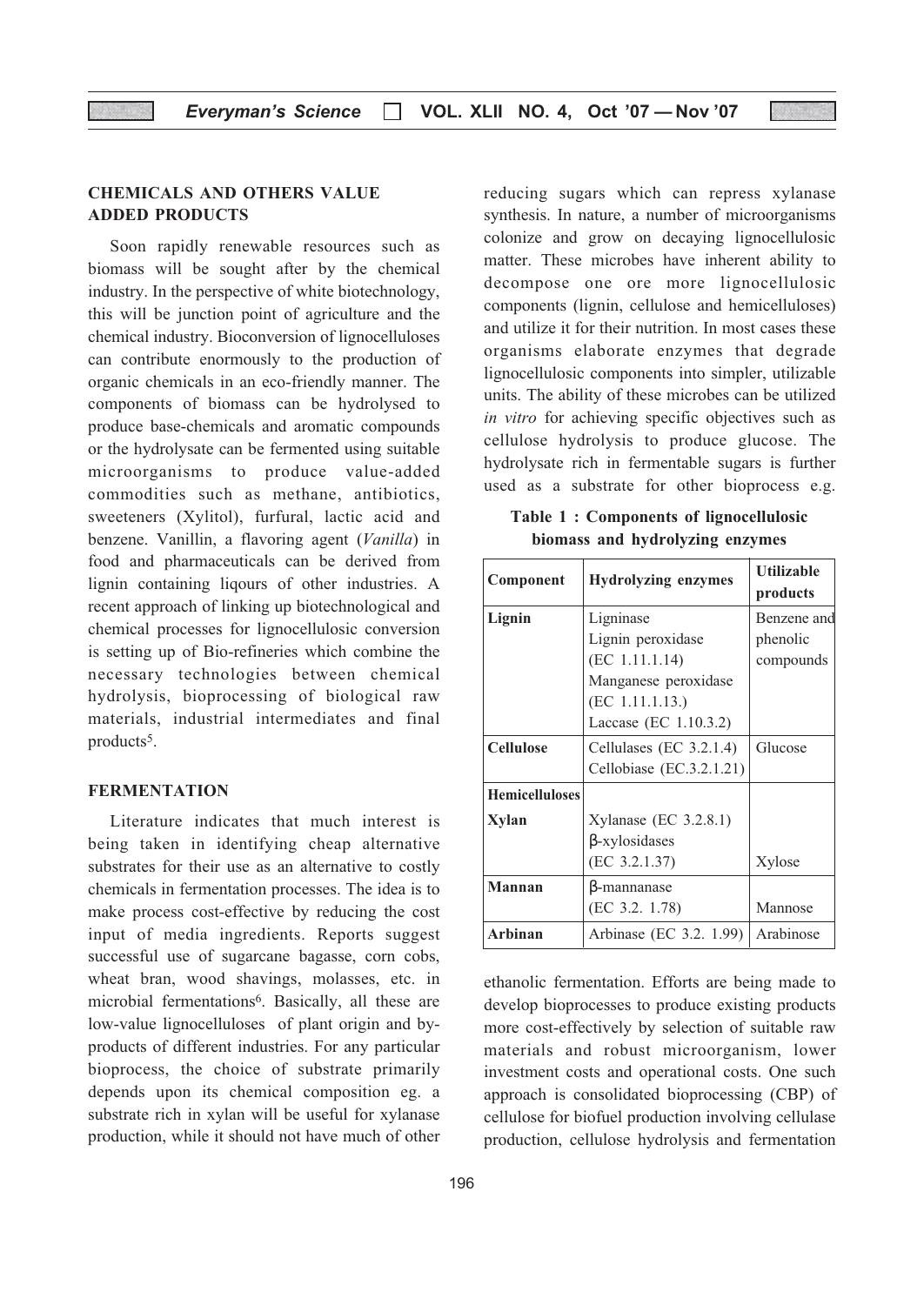## CHEMICALS AND OTHERS VALUE ADDED PRODUCTS

Soon rapidly renewable resources such as biomass will be sought after by the chemical industry. In the perspective of white biotechnology, this will be junction point of agriculture and the chemical industry. Bioconversion of lignocelluloses can contribute enormously to the production of organic chemicals in an eco-friendly manner. The components of biomass can be hydrolysed to produce base-chemicals and aromatic compounds or the hydrolysate can be fermented using suitable microorganisms to produce value-added commodities such as methane, antibiotics, sweeteners (Xylitol), furfural, lactic acid and benzene. Vanillin, a flavoring agent (*Vanilla*) in food and pharmaceuticals can be derived from lignin containing liqours of other industries. A recent approach of linking up biotechnological and chemical processes for lignocellulosic conversion is setting up of Bio-refineries which combine the necessary technologies between chemical hydrolysis, bioprocessing of biological raw materials, industrial intermediates and final products[5].

## FERMENTATION

Literature indicates that much interest is being taken in identifying cheap alternative substrates for their use as an alternative to costly chemicals in fermentation processes. The idea is to make process cost-effective by reducing the cost input of media ingredients. Reports suggest successful use of sugarcane bagasse, corn cobs, wheat bran, wood shavings, molasses, etc. in microbial fermentations[6]. Basically, all these are low-value lignocelluloses of plant origin and by-products of different industries. For any particular bioprocess, the choice of substrate primarily depends upon its chemical composition eg. a substrate rich in xylan will be useful for xylanase production, while it should not have much of other reducing sugars which can repress xylanase synthesis. In nature, a number of microorganisms colonize and grow on decaying lignocellulosic matter. These microbes have inherent ability to decompose one ore more lignocellulosic components (lignin, cellulose and hemicelluloses) and utilize it for their nutrition. In most cases these organisms elaborate enzymes that degrade lignocellulosic components into simpler, utilizable units. The ability of these microbes can be utilized *in vitro* for achieving specific objectives such as cellulose hydrolysis to produce glucose. The hydrolysate rich in fermentable sugars is further used as a substrate for other bioprocess e.g. ethanolic fermentation. Efforts are being made to develop bioprocesses to produce existing products more cost-effectively by selection of suitable raw materials and robust microorganism, lower investment costs and operational costs. One such approach is consolidated bioprocessing (CBP) of cellulose for biofuel production involving cellulase production, cellulose hydrolysis and fermentation

**Table 1 : Components of lignocellulosic biomass and hydrolyzing enzymes**

| Component | Hydrolyzing enzymes | Utilizable products |
|---|---|---|
| **Lignin** | Ligninase<br>Lignin peroxidase (EC 1.11.1.14)<br>Manganese peroxidase (EC 1.11.1.13.)<br>Laccase (EC 1.10.3.2) | Benzene and phenolic compounds |
| **Cellulose** | Cellulases (EC 3.2.1.4)<br>Cellobiase (EC.3.2.1.21) | Glucose |
| **Hemicelluloses** | | |
| **Xylan** | Xylanase (EC 3.2.8.1)<br>β-xylosidases (EC 3.2.1.37) | Xylose |
| **Mannan** | β-mannanase (EC 3.2. 1.78) | Mannose |
| **Arbinan** | Arbinase (EC 3.2. 1.99) | Arabinose |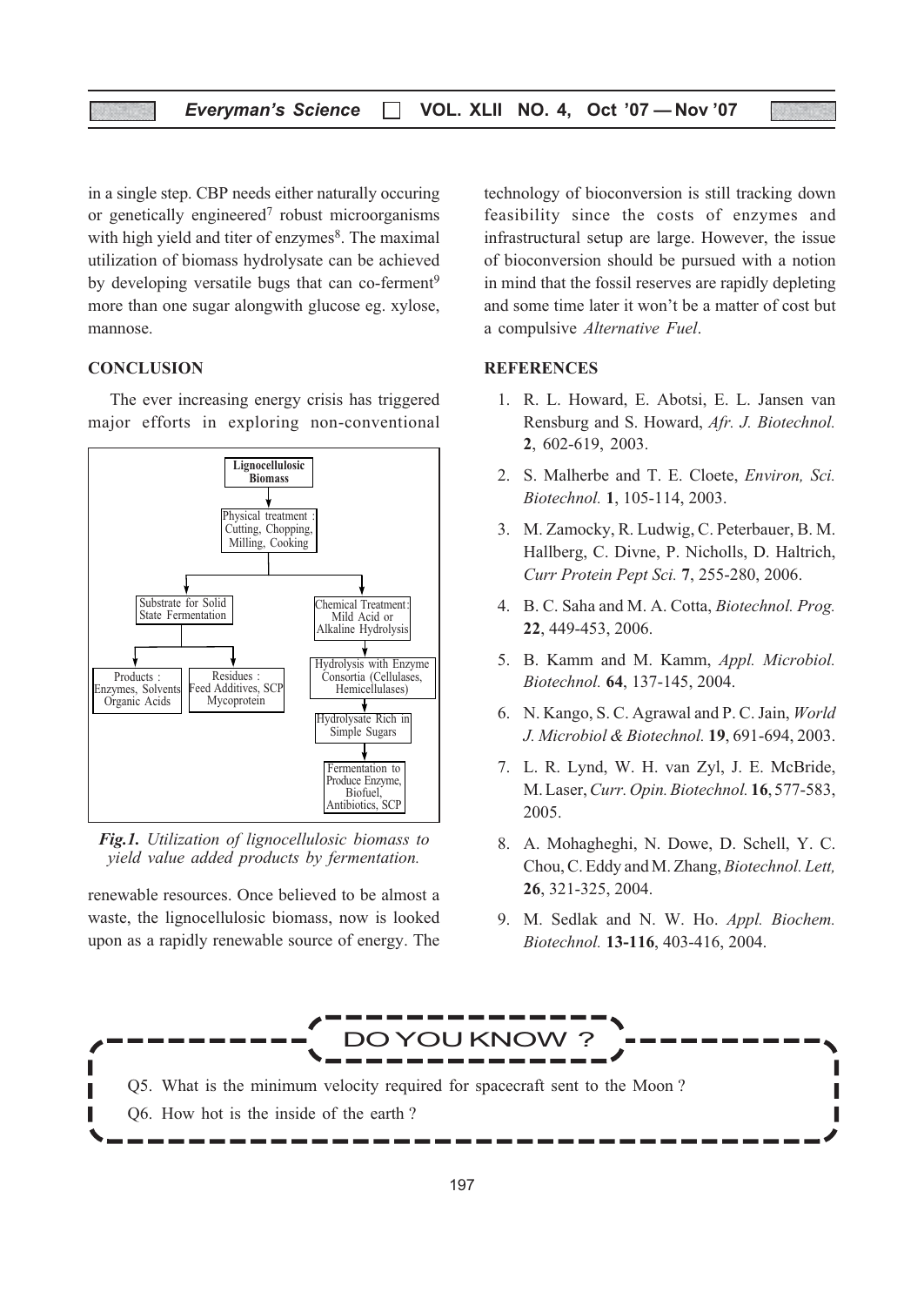in a single step. CBP needs either naturally occuring or genetically engineered[7] robust microorganisms with high yield and titer of enzymes[8]. The maximal utilization of biomass hydrolysate can be achieved by developing versatile bugs that can co-ferment[9] more than one sugar alongwith glucose eg. xylose, mannose.

## CONCLUSION

The ever increasing energy crisis has triggered major efforts in exploring non-conventional renewable resources. Once believed to be almost a waste, the lignocellulosic biomass, now is looked upon as a rapidly renewable source of energy. The technology of bioconversion is still tracking down feasibility since the costs of enzymes and infrastructural setup are large. However, the issue of bioconversion should be pursued with a notion in mind that the fossil reserves are rapidly depleting and some time later it won't be a matter of cost but a compulsive *Alternative Fuel*.

**Lignocellulosic Biomass**
→ Physical treatment : Cutting, Chopping, Milling, Cooking
→ Substrate for Solid State Fermentation
  → Products : Enzymes, Solvents, Organic Acids
  → Residues : Feed Additives, SCP, Mycoprotein
→ Chemical Treatment : Mild Acid or Alkaline Hydrolysis
  → Hydrolysis with Enzyme Consortia (Cellulases, Hemicellulases)
  → Hydrolysate Rich in Simple Sugars
  → Fermentation to Produce Enzyme, Biofuel, Antibiotics, SCP

***Fig.1.*** *Utilization of lignocellulosic biomass to yield value added products by fermentation.*

## REFERENCES

1. R. L. Howard, E. Abotsi, E. L. Jansen van Rensburg and S. Howard, *Afr. J. Biotechnol.* **2**, 602-619, 2003.
2. S. Malherbe and T. E. Cloete, *Environ, Sci. Biotechnol.* **1**, 105-114, 2003.
3. M. Zamocky, R. Ludwig, C. Peterbauer, B. M. Hallberg, C. Divne, P. Nicholls, D. Haltrich, *Curr Protein Pept Sci.* **7**, 255-280, 2006.
4. B. C. Saha and M. A. Cotta, *Biotechnol. Prog.* **22**, 449-453, 2006.
5. B. Kamm and M. Kamm, *Appl. Microbiol. Biotechnol.* **64**, 137-145, 2004.
6. N. Kango, S. C. Agrawal and P. C. Jain, *World J. Microbiol & Biotechnol.* **19**, 691-694, 2003.
7. L. R. Lynd, W. H. van Zyl, J. E. McBride, M. Laser, *Curr. Opin. Biotechnol.* **16**, 577-583, 2005.
8. A. Mohagheghi, N. Dowe, D. Schell, Y. C. Chou, C. Eddy and M. Zhang, *Biotechnol. Lett,* **26**, 321-325, 2004.
9. M. Sedlak and N. W. Ho. *Appl. Biochem. Biotechnol.* **13-116**, 403-416, 2004.

## DO YOU KNOW ?

Q5. What is the minimum velocity required for spacecraft sent to the Moon ?

Q6. How hot is the inside of the earth ?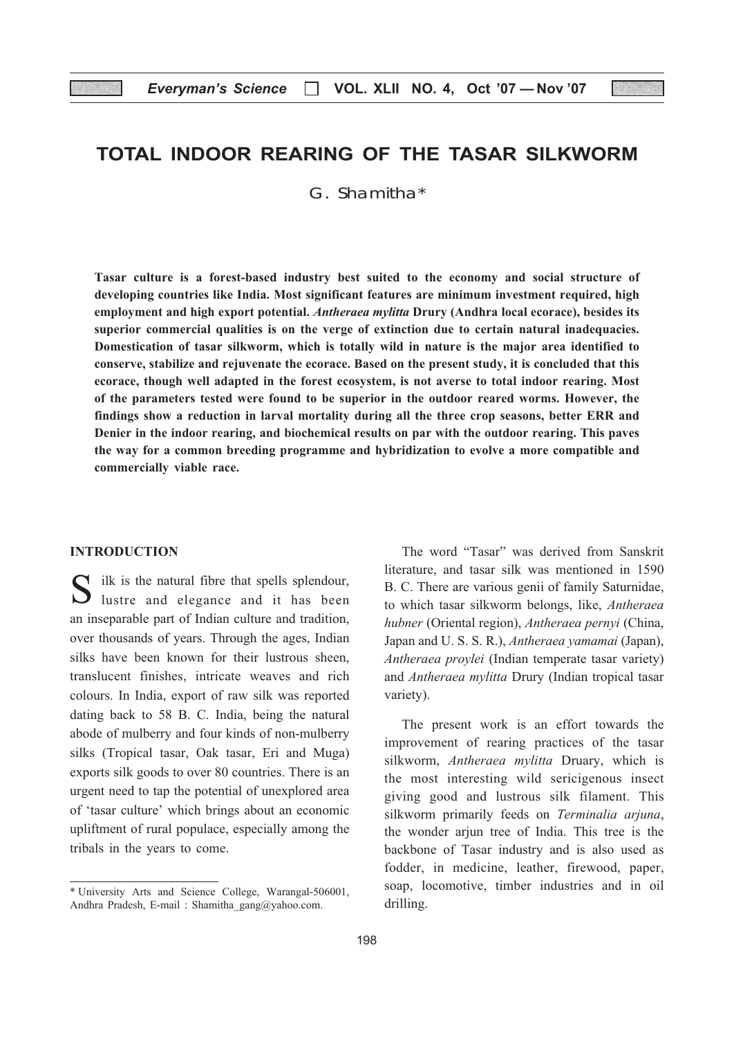# TOTAL INDOOR REARING OF THE TASAR SILKWORM

G. Shamitha*

**Tasar culture is a forest-based industry best suited to the economy and social structure of developing countries like India. Most significant features are minimum investment required, high employment and high export potential. *Antheraea mylitta* Drury (Andhra local ecorace), besides its superior commercial qualities is on the verge of extinction due to certain natural inadequacies. Domestication of tasar silkworm, which is totally wild in nature is the major area identified to conserve, stabilize and rejuvenate the ecorace. Based on the present study, it is concluded that this ecorace, though well adapted in the forest ecosystem, is not averse to total indoor rearing. Most of the parameters tested were found to be superior in the outdoor reared worms. However, the findings show a reduction in larval mortality during all the three crop seasons, better ERR and Denier in the indoor rearing, and biochemical results on par with the outdoor rearing. This paves the way for a common breeding programme and hybridization to evolve a more compatible and commercially viable race.**

## INTRODUCTION

Silk is the natural fibre that spells splendour, lustre and elegance and it has been an inseparable part of Indian culture and tradition, over thousands of years. Through the ages, Indian silks have been known for their lustrous sheen, translucent finishes, intricate weaves and rich colours. In India, export of raw silk was reported dating back to 58 B. C. India, being the natural abode of mulberry and four kinds of non-mulberry silks (Tropical tasar, Oak tasar, Eri and Muga) exports silk goods to over 80 countries. There is an urgent need to tap the potential of unexplored area of 'tasar culture' which brings about an economic upliftment of rural populace, especially among the tribals in the years to come.

The word "Tasar" was derived from Sanskrit literature, and tasar silk was mentioned in 1590 B. C. There are various genii of family Saturnidae, to which tasar silkworm belongs, like, *Antheraea hubner* (Oriental region), *Antheraea pernyi* (China, Japan and U. S. S. R.), *Antheraea yamamai* (Japan), *Antheraea proylei* (Indian temperate tasar variety) and *Antheraea mylitta* Drury (Indian tropical tasar variety).

The present work is an effort towards the improvement of rearing practices of the tasar silkworm, *Antheraea mylitta* Druary, which is the most interesting wild sericigenous insect giving good and lustrous silk filament. This silkworm primarily feeds on *Terminalia arjuna*, the wonder arjun tree of India. This tree is the backbone of Tasar industry and is also used as fodder, in medicine, leather, firewood, paper, soap, locomotive, timber industries and in oil drilling.

---

\* University Arts and Science College, Warangal-506001, Andhra Pradesh, E-mail : Shamitha_gang@yahoo.com.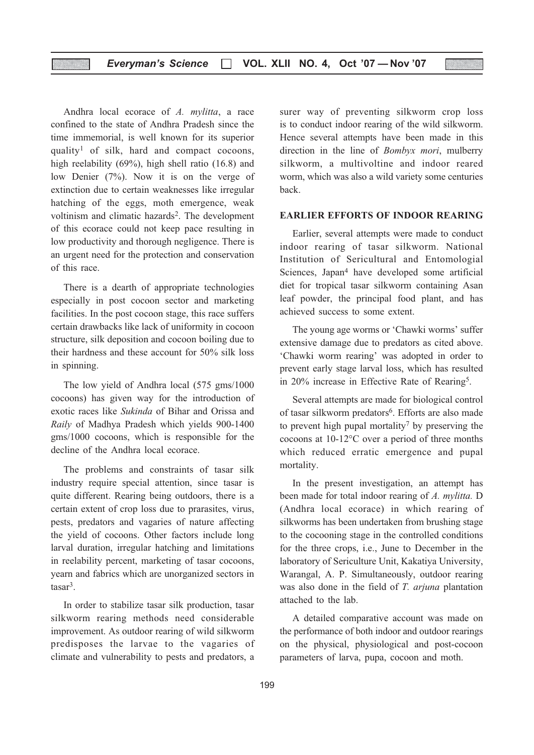Andhra local ecorace of *A. mylitta*, a race confined to the state of Andhra Pradesh since the time immemorial, is well known for its superior quality[1] of silk, hard and compact cocoons, high reelability (69%), high shell ratio (16.8) and low Denier (7%). Now it is on the verge of extinction due to certain weaknesses like irregular hatching of the eggs, moth emergence, weak voltinism and climatic hazards[2]. The development of this ecorace could not keep pace resulting in low productivity and thorough negligence. There is an urgent need for the protection and conservation of this race.

There is a dearth of appropriate technologies especially in post cocoon sector and marketing facilities. In the post cocoon stage, this race suffers certain drawbacks like lack of uniformity in cocoon structure, silk deposition and cocoon boiling due to their hardness and these account for 50% silk loss in spinning.

The low yield of Andhra local (575 gms/1000 cocoons) has given way for the introduction of exotic races like *Sukinda* of Bihar and Orissa and *Raily* of Madhya Pradesh which yields 900-1400 gms/1000 cocoons, which is responsible for the decline of the Andhra local ecorace.

The problems and constraints of tasar silk industry require special attention, since tasar is quite different. Rearing being outdoors, there is a certain extent of crop loss due to prarasites, virus, pests, predators and vagaries of nature affecting the yield of cocoons. Other factors include long larval duration, irregular hatching and limitations in reelability percent, marketing of tasar cocoons, yearn and fabrics which are unorganized sectors in tasar[3].

In order to stabilize tasar silk production, tasar silkworm rearing methods need considerable improvement. As outdoor rearing of wild silkworm predisposes the larvae to the vagaries of climate and vulnerability to pests and predators, a surer way of preventing silkworm crop loss is to conduct indoor rearing of the wild silkworm. Hence several attempts have been made in this direction in the line of *Bombyx mori*, mulberry silkworm, a multivoltine and indoor reared worm, which was also a wild variety some centuries back.

## EARLIER EFFORTS OF INDOOR REARING

Earlier, several attempts were made to conduct indoor rearing of tasar silkworm. National Institution of Sericultural and Entomologial Sciences, Japan[4] have developed some artificial diet for tropical tasar silkworm containing Asan leaf powder, the principal food plant, and has achieved success to some extent.

The young age worms or 'Chawki worms' suffer extensive damage due to predators as cited above. 'Chawki worm rearing' was adopted in order to prevent early stage larval loss, which has resulted in 20% increase in Effective Rate of Rearing[5].

Several attempts are made for biological control of tasar silkworm predators[6]. Efforts are also made to prevent high pupal mortality[7] by preserving the cocoons at 10-12°C over a period of three months which reduced erratic emergence and pupal mortality.

In the present investigation, an attempt has been made for total indoor rearing of *A. mylitta.* D (Andhra local ecorace) in which rearing of silkworms has been undertaken from brushing stage to the cocooning stage in the controlled conditions for the three crops, i.e., June to December in the laboratory of Sericulture Unit, Kakatiya University, Warangal, A. P. Simultaneously, outdoor rearing was also done in the field of *T. arjuna* plantation attached to the lab.

A detailed comparative account was made on the performance of both indoor and outdoor rearings on the physical, physiological and post-cocoon parameters of larva, pupa, cocoon and moth.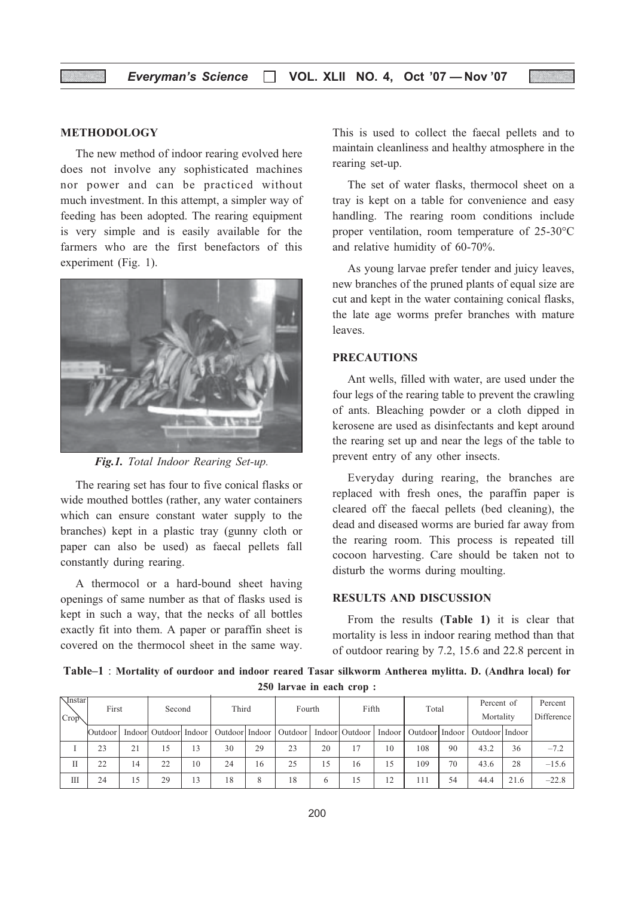## METHODOLOGY

The new method of indoor rearing evolved here does not involve any sophisticated machines nor power and can be practiced without much investment. In this attempt, a simpler way of feeding has been adopted. The rearing equipment is very simple and is easily available for the farmers who are the first benefactors of this experiment (Fig. 1).

*Fig.1. Total Indoor Rearing Set-up.*

The rearing set has four to five conical flasks or wide mouthed bottles (rather, any water containers which can ensure constant water supply to the branches) kept in a plastic tray (gunny cloth or paper can also be used) as faecal pellets fall constantly during rearing.

A thermocol or a hard-bound sheet having openings of same number as that of flasks used is kept in such a way, that the necks of all bottles exactly fit into them. A paper or paraffin sheet is covered on the thermocol sheet in the same way. This is used to collect the faecal pellets and to maintain cleanliness and healthy atmosphere in the rearing set-up.

The set of water flasks, thermocol sheet on a tray is kept on a table for convenience and easy handling. The rearing room conditions include proper ventilation, room temperature of 25-30°C and relative humidity of 60-70%.

As young larvae prefer tender and juicy leaves, new branches of the pruned plants of equal size are cut and kept in the water containing conical flasks, the late age worms prefer branches with mature leaves.

## PRECAUTIONS

Ant wells, filled with water, are used under the four legs of the rearing table to prevent the crawling of ants. Bleaching powder or a cloth dipped in kerosene are used as disinfectants and kept around the rearing set up and near the legs of the table to prevent entry of any other insects.

Everyday during rearing, the branches are replaced with fresh ones, the paraffin paper is cleared off the faecal pellets (bed cleaning), the dead and diseased worms are buried far away from the rearing room. This process is repeated till cocoon harvesting. Care should be taken not to disturb the worms during moulting.

## RESULTS AND DISCUSSION

From the results **(Table 1)** it is clear that mortality is less in indoor rearing method than that of outdoor rearing by 7.2, 15.6 and 22.8 percent in

**Table–1 : Mortality of ourdoor and indoor reared Tasar silkworm Antherea mylitta. D. (Andhra local) for 250 larvae in each crop :**

| Instar / Crop | First | | Second | | Third | | Fourth | | Fifth | | Total | | Percent of Mortality | | Percent Difference |
|---|---|---|---|---|---|---|---|---|---|---|---|---|---|---|---|
| | Outdoor | Indoor | Outdoor | Indoor | Outdoor | Indoor | Outdoor | Indoor | Outdoor | Indoor | Outdoor | Indoor | Outdoor | Indoor | |
| I | 23 | 21 | 15 | 13 | 30 | 29 | 23 | 20 | 17 | 10 | 108 | 90 | 43.2 | 36 | –7.2 |
| II | 22 | 14 | 22 | 10 | 24 | 16 | 25 | 15 | 16 | 15 | 109 | 70 | 43.6 | 28 | –15.6 |
| III | 24 | 15 | 29 | 13 | 18 | 8 | 18 | 6 | 15 | 12 | 111 | 54 | 44.4 | 21.6 | –22.8 |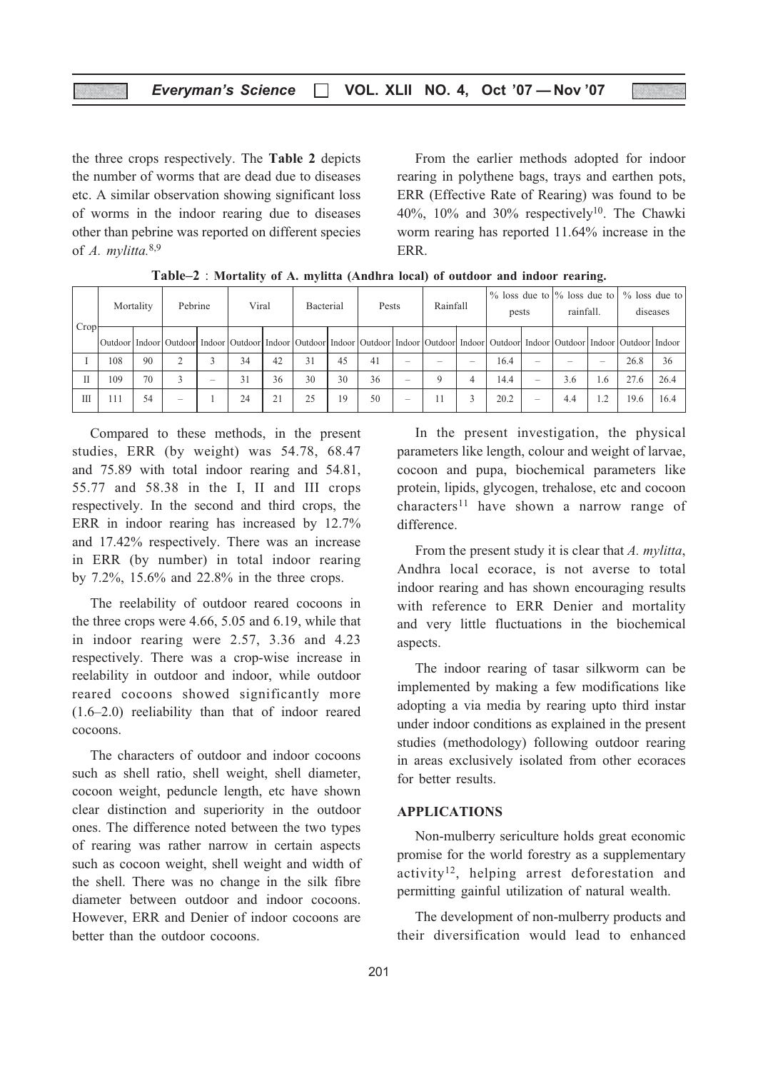the three crops respectively. The **Table 2** depicts the number of worms that are dead due to diseases etc. A similar observation showing significant loss of worms in the indoor rearing due to diseases other than pebrine was reported on different species of *A. mylitta.*[8,9]

From the earlier methods adopted for indoor rearing in polythene bags, trays and earthen pots, ERR (Effective Rate of Rearing) was found to be 40%, 10% and 30% respectively[10]. The Chawki worm rearing has reported 11.64% increase in the ERR.

**Table–2** : **Mortality of A. mylitta (Andhra local) of outdoor and indoor rearing.**

| Crop | Mortality | | Pebrine | | Viral | | Bacterial | | Pests | | Rainfall | | % loss due to pests | | % loss due to rainfall. | | % loss due to diseases | |
|---|---|---|---|---|---|---|---|---|---|---|---|---|---|---|---|---|---|---|
| | Outdoor | Indoor | Outdoor | Indoor | Outdoor | Indoor | Outdoor | Indoor | Outdoor | Indoor | Outdoor | Indoor | Outdoor | Indoor | Outdoor | Indoor | Outdoor | Indoor |
| I | 108 | 90 | 2 | 3 | 34 | 42 | 31 | 45 | 41 | – | – | – | 16.4 | – | – | – | 26.8 | 36 |
| II | 109 | 70 | 3 | – | 31 | 36 | 30 | 30 | 36 | – | 9 | 4 | 14.4 | – | 3.6 | 1.6 | 27.6 | 26.4 |
| III | 111 | 54 | – | 1 | 24 | 21 | 25 | 19 | 50 | – | 11 | 3 | 20.2 | – | 4.4 | 1.2 | 19.6 | 16.4 |

Compared to these methods, in the present studies, ERR (by weight) was 54.78, 68.47 and 75.89 with total indoor rearing and 54.81, 55.77 and 58.38 in the I, II and III crops respectively. In the second and third crops, the ERR in indoor rearing has increased by 12.7% and 17.42% respectively. There was an increase in ERR (by number) in total indoor rearing by 7.2%, 15.6% and 22.8% in the three crops.

The reelability of outdoor reared cocoons in the three crops were 4.66, 5.05 and 6.19, while that in indoor rearing were 2.57, 3.36 and 4.23 respectively. There was a crop-wise increase in reelability in outdoor and indoor, while outdoor reared cocoons showed significantly more (1.6–2.0) reeliability than that of indoor reared cocoons.

The characters of outdoor and indoor cocoons such as shell ratio, shell weight, shell diameter, cocoon weight, peduncle length, etc have shown clear distinction and superiority in the outdoor ones. The difference noted between the two types of rearing was rather narrow in certain aspects such as cocoon weight, shell weight and width of the shell. There was no change in the silk fibre diameter between outdoor and indoor cocoons. However, ERR and Denier of indoor cocoons are better than the outdoor cocoons.

In the present investigation, the physical parameters like length, colour and weight of larvae, cocoon and pupa, biochemical parameters like protein, lipids, glycogen, trehalose, etc and cocoon characters[11] have shown a narrow range of difference.

From the present study it is clear that *A. mylitta*, Andhra local ecorace, is not averse to total indoor rearing and has shown encouraging results with reference to ERR Denier and mortality and very little fluctuations in the biochemical aspects.

The indoor rearing of tasar silkworm can be implemented by making a few modifications like adopting a via media by rearing upto third instar under indoor conditions as explained in the present studies (methodology) following outdoor rearing in areas exclusively isolated from other ecoraces for better results.

## APPLICATIONS

Non-mulberry sericulture holds great economic promise for the world forestry as a supplementary activity[12], helping arrest deforestation and permitting gainful utilization of natural wealth.

The development of non-mulberry products and their diversification would lead to enhanced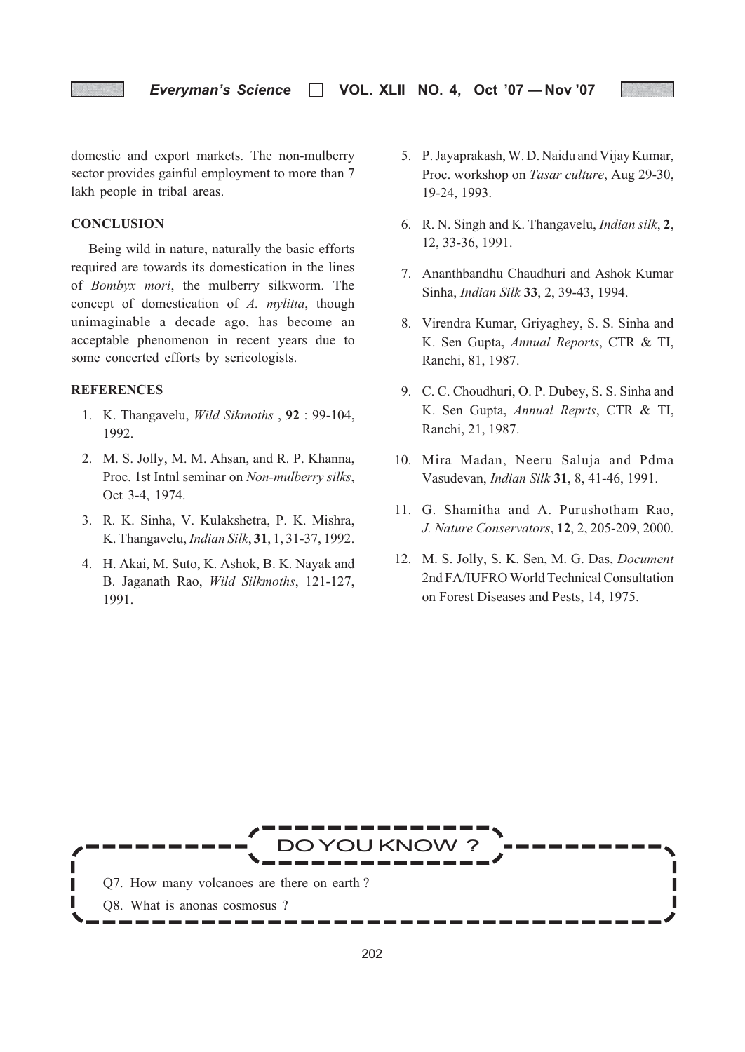domestic and export markets. The non-mulberry sector provides gainful employment to more than 7 lakh people in tribal areas.

## CONCLUSION

Being wild in nature, naturally the basic efforts required are towards its domestication in the lines of *Bombyx mori*, the mulberry silkworm. The concept of domestication of *A. mylitta*, though unimaginable a decade ago, has become an acceptable phenomenon in recent years due to some concerted efforts by sericologists.

## REFERENCES

1. K. Thangavelu, *Wild Sikmoths* , **92** : 99-104, 1992.
2. M. S. Jolly, M. M. Ahsan, and R. P. Khanna, Proc. 1st Intnl seminar on *Non-mulberry silks*, Oct 3-4, 1974.
3. R. K. Sinha, V. Kulakshetra, P. K. Mishra, K. Thangavelu, *Indian Silk*, **31**, 1, 31-37, 1992.
4. H. Akai, M. Suto, K. Ashok, B. K. Nayak and B. Jaganath Rao, *Wild Silkmoths*, 121-127, 1991.
5. P. Jayaprakash, W. D. Naidu and Vijay Kumar, Proc. workshop on *Tasar culture*, Aug 29-30, 19-24, 1993.
6. R. N. Singh and K. Thangavelu, *Indian silk*, **2**, 12, 33-36, 1991.
7. Ananthbandhu Chaudhuri and Ashok Kumar Sinha, *Indian Silk* **33**, 2, 39-43, 1994.
8. Virendra Kumar, Griyaghey, S. S. Sinha and K. Sen Gupta, *Annual Reports*, CTR & TI, Ranchi, 81, 1987.
9. C. C. Choudhuri, O. P. Dubey, S. S. Sinha and K. Sen Gupta, *Annual Reprts*, CTR & TI, Ranchi, 21, 1987.
10. Mira Madan, Neeru Saluja and Pdma Vasudevan, *Indian Silk* **31**, 8, 41-46, 1991.
11. G. Shamitha and A. Purushotham Rao, *J. Nature Conservators*, **12**, 2, 205-209, 2000.
12. M. S. Jolly, S. K. Sen, M. G. Das, *Document* 2nd FA/IUFRO World Technical Consultation on Forest Diseases and Pests, 14, 1975.

## DO YOU KNOW ?

Q7. How many volcanoes are there on earth ?

Q8. What is anonas cosmosus ?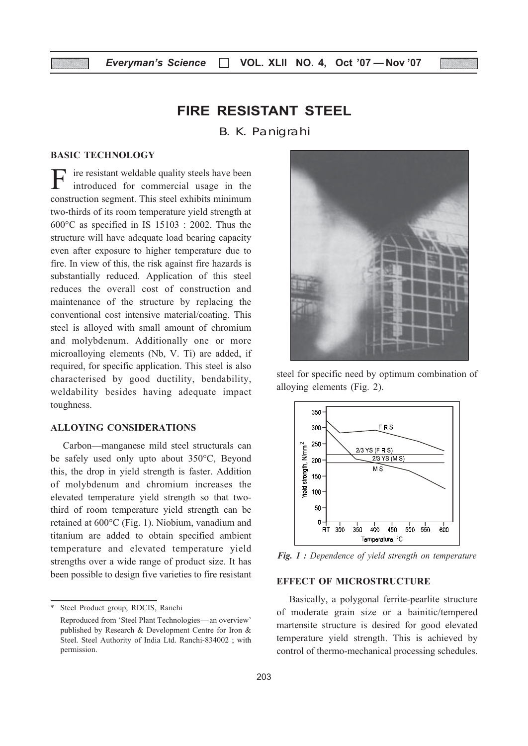# FIRE RESISTANT STEEL

B. K. Panigrahi

## BASIC TECHNOLOGY

Fire resistant weldable quality steels have been introduced for commercial usage in the construction segment. This steel exhibits minimum two-thirds of its room temperature yield strength at 600°C as specified in IS 15103 : 2002. Thus the structure will have adequate load bearing capacity even after exposure to higher temperature due to fire. In view of this, the risk against fire hazards is substantially reduced. Application of this steel reduces the overall cost of construction and maintenance of the structure by replacing the conventional cost intensive material/coating. This steel is alloyed with small amount of chromium and molybdenum. Additionally one or more microalloying elements (Nb, V. Ti) are added, if required, for specific application. This steel is also characterised by good ductility, bendability, weldability besides having adequate impact toughness.

## ALLOYING CONSIDERATIONS

Carbon—manganese mild steel structurals can be safely used only upto about 350°C, Beyond this, the drop in yield strength is faster. Addition of molybdenum and chromium increases the elevated temperature yield strength so that two-third of room temperature yield strength can be retained at 600°C (Fig. 1). Niobium, vanadium and titanium are added to obtain specified ambient temperature and elevated temperature yield strengths over a wide range of product size. It has been possible to design five varieties to fire resistant steel for specific need by optimum combination of alloying elements (Fig. 2).

*Fig. 1 : Dependence of yield strength on temperature*

## EFFECT OF MICROSTRUCTURE

Basically, a polygonal ferrite-pearlite structure of moderate grain size or a bainitic/tempered martensite structure is desired for good elevated temperature yield strength. This is achieved by control of thermo-mechanical processing schedules.

---

\* Steel Product group, RDCIS, Ranchi

Reproduced from 'Steel Plant Technologies—an overview' published by Research & Development Centre for Iron & Steel. Steel Authority of India Ltd. Ranchi-834002 ; with permission.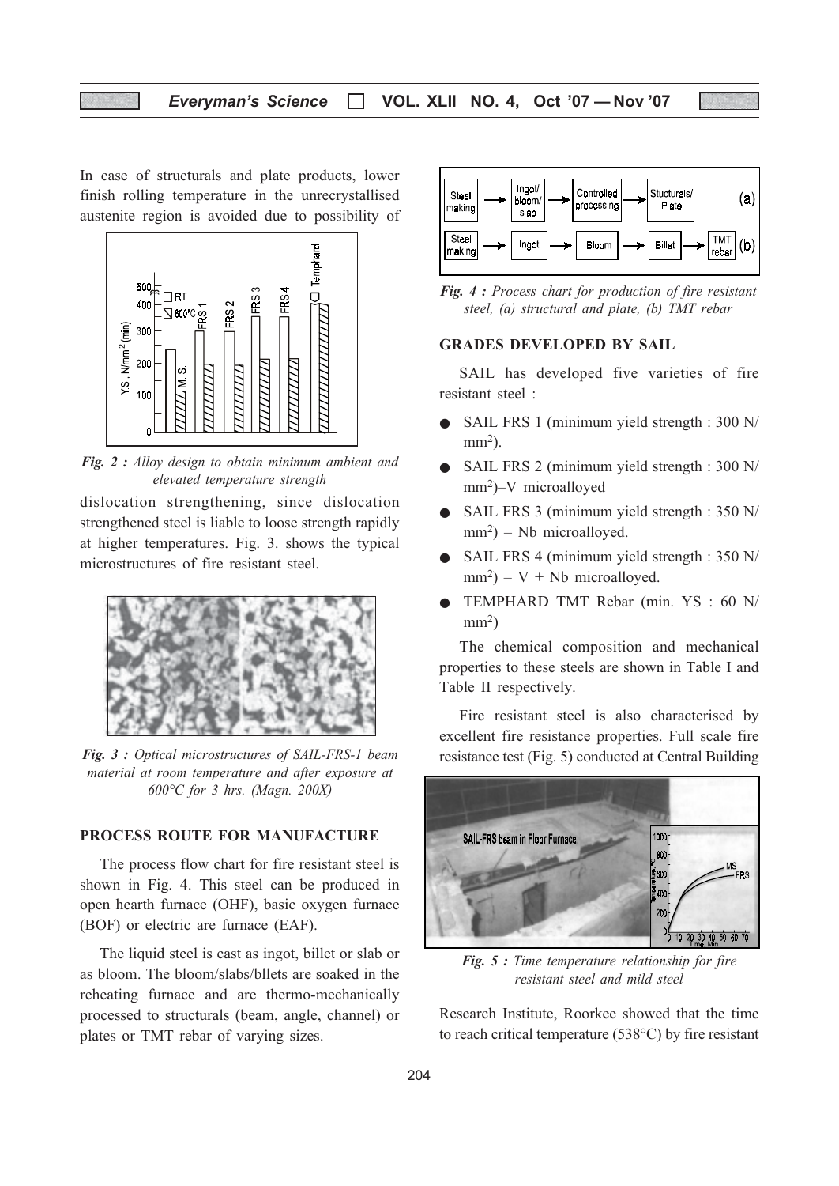In case of structurals and plate products, lower finish rolling temperature in the unrecrystallised austenite region is avoided due to possibility of dislocation strengthening, since dislocation strengthened steel is liable to loose strength rapidly at higher temperatures. Fig. 3. shows the typical microstructures of fire resistant steel.

*Fig. 2 : Alloy design to obtain minimum ambient and elevated temperature strength*

*Fig. 3 : Optical microstructures of SAIL-FRS-1 beam material at room temperature and after exposure at 600°C for 3 hrs. (Magn. 200X)*

## PROCESS ROUTE FOR MANUFACTURE

The process flow chart for fire resistant steel is shown in Fig. 4. This steel can be produced in open hearth furnace (OHF), basic oxygen furnace (BOF) or electric are furnace (EAF).

The liquid steel is cast as ingot, billet or slab or as bloom. The bloom/slabs/bllets are soaked in the reheating furnace and are thermo-mechanically processed to structurals (beam, angle, channel) or plates or TMT rebar of varying sizes.

*Fig. 4 : Process chart for production of fire resistant steel, (a) structural and plate, (b) TMT rebar*

## GRADES DEVELOPED BY SAIL

SAIL has developed five varieties of fire resistant steel :

- SAIL FRS 1 (minimum yield strength : 300 N/mm$^2$).
- SAIL FRS 2 (minimum yield strength : 300 N/mm$^2$)–V microalloyed
- SAIL FRS 3 (minimum yield strength : 350 N/mm$^2$) – Nb microalloyed.
- SAIL FRS 4 (minimum yield strength : 350 N/mm$^2$) – V + Nb microalloyed.
- TEMPHARD TMT Rebar (min. YS : 60 N/mm$^2$)

The chemical composition and mechanical properties to these steels are shown in Table I and Table II respectively.

Fire resistant steel is also characterised by excellent fire resistance properties. Full scale fire resistance test (Fig. 5) conducted at Central Building Research Institute, Roorkee showed that the time to reach critical temperature (538°C) by fire resistant

*Fig. 5 : Time temperature relationship for fire resistant steel and mild steel*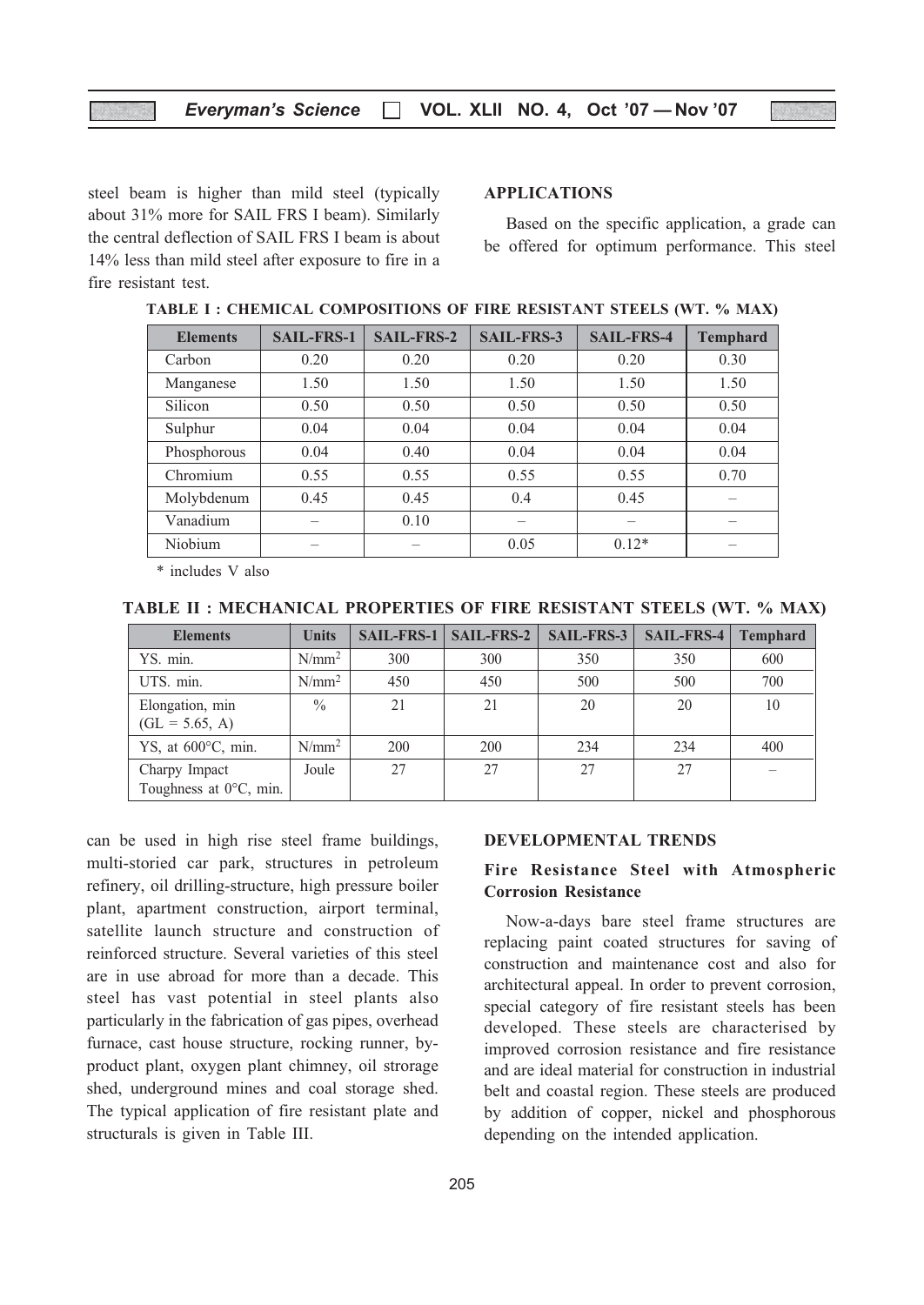steel beam is higher than mild steel (typically about 31% more for SAIL FRS I beam). Similarly the central deflection of SAIL FRS I beam is about 14% less than mild steel after exposure to fire in a fire resistant test.

## APPLICATIONS

Based on the specific application, a grade can be offered for optimum performance. This steel can be used in high rise steel frame buildings, multi-storied car park, structures in petroleum refinery, oil drilling-structure, high pressure boiler plant, apartment construction, airport terminal, satellite launch structure and construction of reinforced structure. Several varieties of this steel are in use abroad for more than a decade. This steel has vast potential in steel plants also particularly in the fabrication of gas pipes, overhead furnace, cast house structure, rocking runner, by-product plant, oxygen plant chimney, oil strorage shed, underground mines and coal storage shed. The typical application of fire resistant plate and structurals is given in Table III.

**TABLE I : CHEMICAL COMPOSITIONS OF FIRE RESISTANT STEELS (WT. % MAX)**

| Elements | SAIL-FRS-1 | SAIL-FRS-2 | SAIL-FRS-3 | SAIL-FRS-4 | Temphard |
|---|---|---|---|---|---|
| Carbon | 0.20 | 0.20 | 0.20 | 0.20 | 0.30 |
| Manganese | 1.50 | 1.50 | 1.50 | 1.50 | 1.50 |
| Silicon | 0.50 | 0.50 | 0.50 | 0.50 | 0.50 |
| Sulphur | 0.04 | 0.04 | 0.04 | 0.04 | 0.04 |
| Phosphorous | 0.04 | 0.40 | 0.04 | 0.04 | 0.04 |
| Chromium | 0.55 | 0.55 | 0.55 | 0.55 | 0.70 |
| Molybdenum | 0.45 | 0.45 | 0.4 | 0.45 | – |
| Vanadium | – | 0.10 | – | – | – |
| Niobium | – | – | 0.05 | 0.12* | – |

\* includes V also

**TABLE II : MECHANICAL PROPERTIES OF FIRE RESISTANT STEELS (WT. % MAX)**

| Elements | Units | SAIL-FRS-1 | SAIL-FRS-2 | SAIL-FRS-3 | SAIL-FRS-4 | Temphard |
|---|---|---|---|---|---|---|
| YS. min. | $N/mm^2$ | 300 | 300 | 350 | 350 | 600 |
| UTS. min. | $N/mm^2$ | 450 | 450 | 500 | 500 | 700 |
| Elongation, min (GL = 5.65, A) | % | 21 | 21 | 20 | 20 | 10 |
| YS, at 600°C, min. | $N/mm^2$ | 200 | 200 | 234 | 234 | 400 |
| Charpy Impact Toughness at 0°C, min. | Joule | 27 | 27 | 27 | 27 | – |

## DEVELOPMENTAL TRENDS

### Fire Resistance Steel with Atmospheric Corrosion Resistance

Now-a-days bare steel frame structures are replacing paint coated structures for saving of construction and maintenance cost and also for architectural appeal. In order to prevent corrosion, special category of fire resistant steels has been developed. These steels are characterised by improved corrosion resistance and fire resistance and are ideal material for construction in industrial belt and coastal region. These steels are produced by addition of copper, nickel and phosphorous depending on the intended application.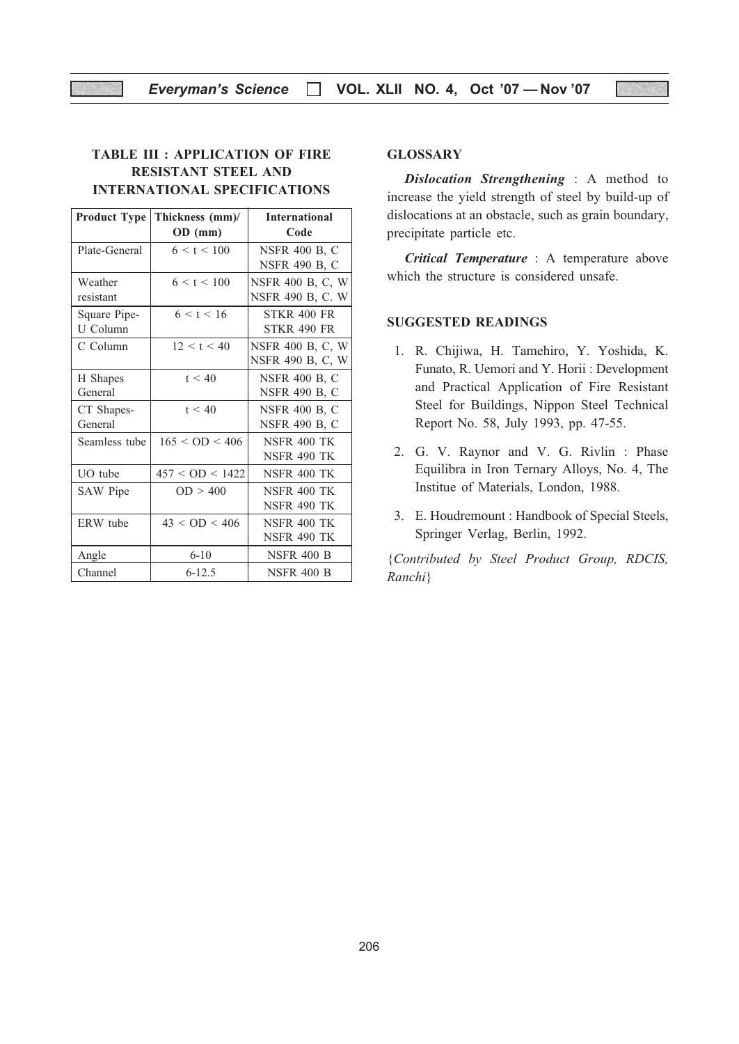### TABLE III : APPLICATION OF FIRE RESISTANT STEEL AND INTERNATIONAL SPECIFICATIONS

| Product Type | Thickness (mm)/ OD (mm) | International Code |
|---|---|---|
| Plate-General | 6 < t < 100 | NSFR 400 B, C<br>NSFR 490 B, C |
| Weather resistant | 6 < t < 100 | NSFR 400 B, C, W<br>NSFR 490 B, C. W |
| Square Pipe-U Column | 6 < t < 16 | STKR 400 FR<br>STKR 490 FR |
| C Column | 12 < t < 40 | NSFR 400 B, C, W<br>NSFR 490 B, C, W |
| H Shapes General | t < 40 | NSFR 400 B, C<br>NSFR 490 B, C |
| CT Shapes-General | t < 40 | NSFR 400 B, C<br>NSFR 490 B, C |
| Seamless tube | 165 < OD < 406 | NSFR 400 TK<br>NSFR 490 TK |
| UO tube | 457 < OD < 1422 | NSFR 400 TK |
| SAW Pipe | OD > 400 | NSFR 400 TK<br>NSFR 490 TK |
| ERW tube | 43 < OD < 406 | NSFR 400 TK<br>NSFR 490 TK |
| Angle | 6-10 | NSFR 400 B |
| Channel | 6-12.5 | NSFR 400 B |

### GLOSSARY

***Dislocation Strengthening*** : A method to increase the yield strength of steel by build-up of dislocations at an obstacle, such as grain boundary, precipitate particle etc.

***Critical Temperature*** : A temperature above which the structure is considered unsafe.

### SUGGESTED READINGS

1. R. Chijiwa, H. Tamehiro, Y. Yoshida, K. Funato, R. Uemori and Y. Horii : Development and Practical Application of Fire Resistant Steel for Buildings, Nippon Steel Technical Report No. 58, July 1993, pp. 47-55.
2. G. V. Raynor and V. G. Rivlin : Phase Equilibra in Iron Ternary Alloys, No. 4, The Institue of Materials, London, 1988.
3. E. Houdremount : Handbook of Special Steels, Springer Verlag, Berlin, 1992.

*{Contributed by Steel Product Group, RDCIS, Ranchi}*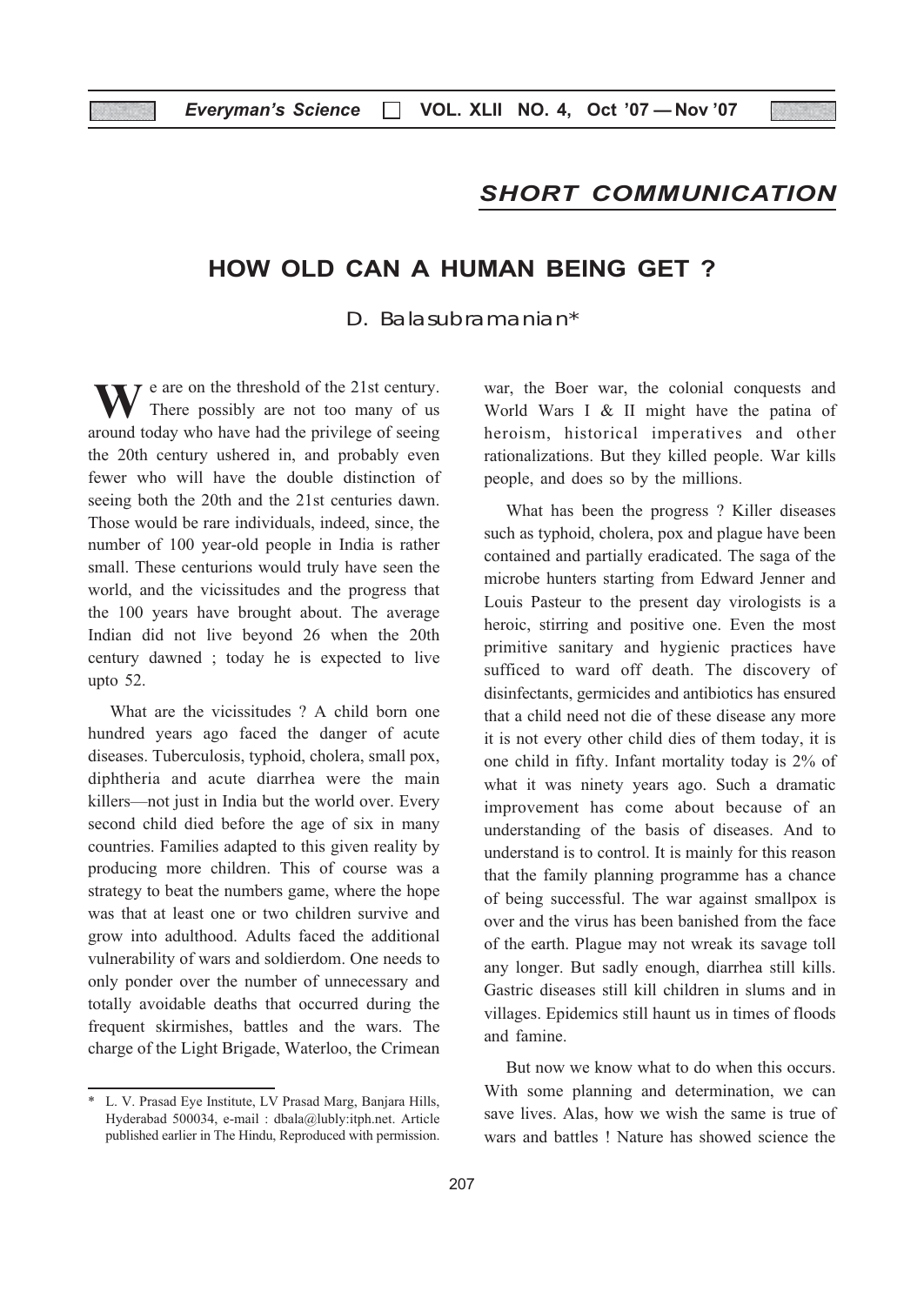## SHORT COMMUNICATION

# HOW OLD CAN A HUMAN BEING GET ?

D. Balasubramanian*

We are on the threshold of the 21st century. There possibly are not too many of us around today who have had the privilege of seeing the 20th century ushered in, and probably even fewer who will have the double distinction of seeing both the 20th and the 21st centuries dawn. Those would be rare individuals, indeed, since, the number of 100 year-old people in India is rather small. These centurions would truly have seen the world, and the vicissitudes and the progress that the 100 years have brought about. The average Indian did not live beyond 26 when the 20th century dawned ; today he is expected to live upto 52.

What are the vicissitudes ? A child born one hundred years ago faced the danger of acute diseases. Tuberculosis, typhoid, cholera, small pox, diphtheria and acute diarrhea were the main killers—not just in India but the world over. Every second child died before the age of six in many countries. Families adapted to this given reality by producing more children. This of course was a strategy to beat the numbers game, where the hope was that at least one or two children survive and grow into adulthood. Adults faced the additional vulnerability of wars and soldierdom. One needs to only ponder over the number of unnecessary and totally avoidable deaths that occurred during the frequent skirmishes, battles and the wars. The charge of the Light Brigade, Waterloo, the Crimean war, the Boer war, the colonial conquests and World Wars I & II might have the patina of heroism, historical imperatives and other rationalizations. But they killed people. War kills people, and does so by the millions.

What has been the progress ? Killer diseases such as typhoid, cholera, pox and plague have been contained and partially eradicated. The saga of the microbe hunters starting from Edward Jenner and Louis Pasteur to the present day virologists is a heroic, stirring and positive one. Even the most primitive sanitary and hygienic practices have sufficed to ward off death. The discovery of disinfectants, germicides and antibiotics has ensured that a child need not die of these disease any more it is not every other child dies of them today, it is one child in fifty. Infant mortality today is 2% of what it was ninety years ago. Such a dramatic improvement has come about because of an understanding of the basis of diseases. And to understand is to control. It is mainly for this reason that the family planning programme has a chance of being successful. The war against smallpox is over and the virus has been banished from the face of the earth. Plague may not wreak its savage toll any longer. But sadly enough, diarrhea still kills. Gastric diseases still kill children in slums and in villages. Epidemics still haunt us in times of floods and famine.

But now we know what to do when this occurs. With some planning and determination, we can save lives. Alas, how we wish the same is true of wars and battles ! Nature has showed science the

---

\* L. V. Prasad Eye Institute, LV Prasad Marg, Banjara Hills, Hyderabad 500034, e-mail : dbala@lubly:itph.net. Article published earlier in The Hindu, Reproduced with permission.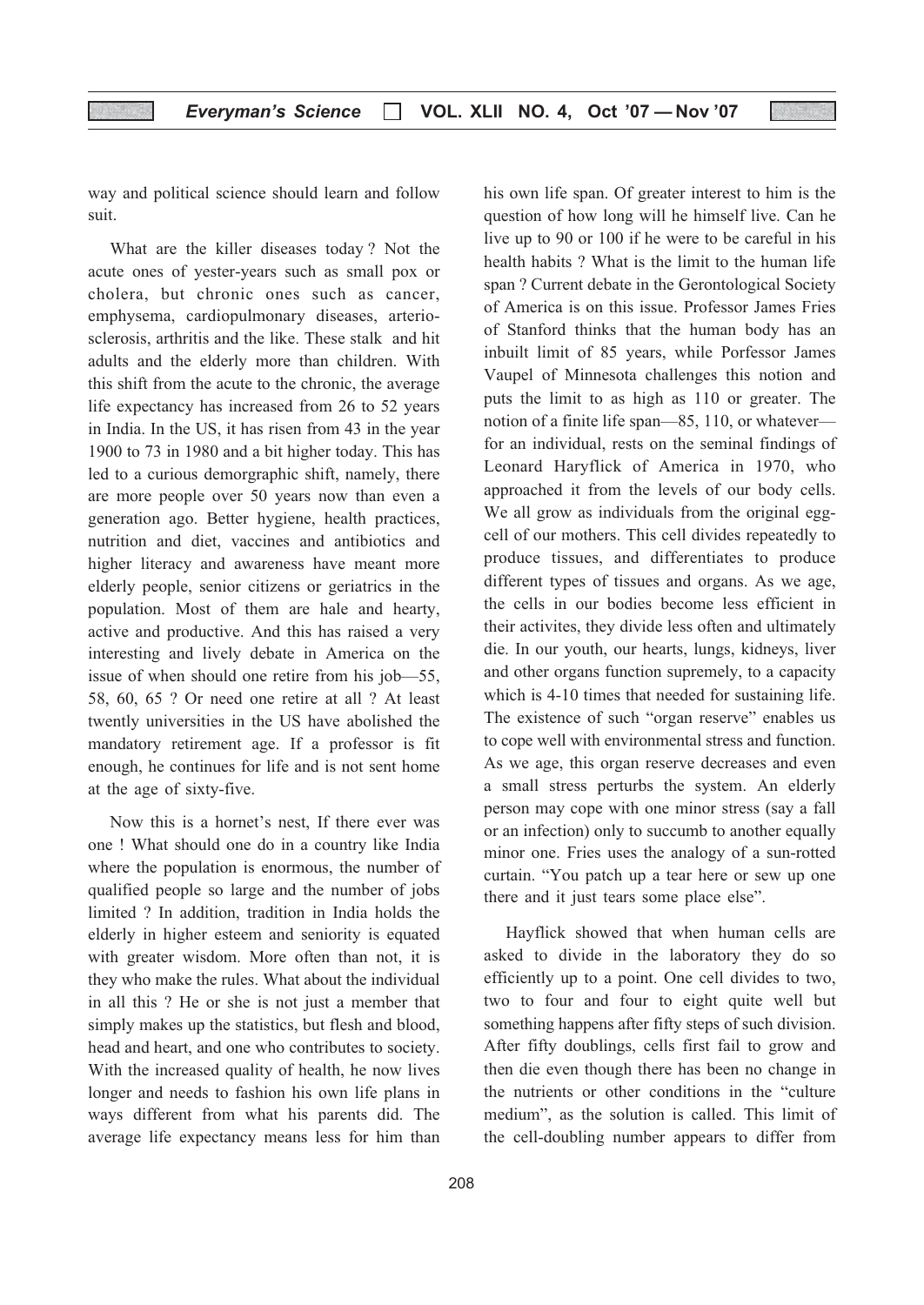way and political science should learn and follow suit.

What are the killer diseases today ? Not the acute ones of yester-years such as small pox or cholera, but chronic ones such as cancer, emphysema, cardiopulmonary diseases, arterio-sclerosis, arthritis and the like. These stalk and hit adults and the elderly more than children. With this shift from the acute to the chronic, the average life expectancy has increased from 26 to 52 years in India. In the US, it has risen from 43 in the year 1900 to 73 in 1980 and a bit higher today. This has led to a curious demorgraphic shift, namely, there are more people over 50 years now than even a generation ago. Better hygiene, health practices, nutrition and diet, vaccines and antibiotics and higher literacy and awareness have meant more elderly people, senior citizens or geriatrics in the population. Most of them are hale and hearty, active and productive. And this has raised a very interesting and lively debate in America on the issue of when should one retire from his job—55, 58, 60, 65 ? Or need one retire at all ? At least twently universities in the US have abolished the mandatory retirement age. If a professor is fit enough, he continues for life and is not sent home at the age of sixty-five.

Now this is a hornet's nest, If there ever was one ! What should one do in a country like India where the population is enormous, the number of qualified people so large and the number of jobs limited ? In addition, tradition in India holds the elderly in higher esteem and seniority is equated with greater wisdom. More often than not, it is they who make the rules. What about the individual in all this ? He or she is not just a member that simply makes up the statistics, but flesh and blood, head and heart, and one who contributes to society. With the increased quality of health, he now lives longer and needs to fashion his own life plans in ways different from what his parents did. The average life expectancy means less for him than his own life span. Of greater interest to him is the question of how long will he himself live. Can he live up to 90 or 100 if he were to be careful in his health habits ? What is the limit to the human life span ? Current debate in the Gerontological Society of America is on this issue. Professor James Fries of Stanford thinks that the human body has an inbuilt limit of 85 years, while Porfessor James Vaupel of Minnesota challenges this notion and puts the limit to as high as 110 or greater. The notion of a finite life span—85, 110, or whatever—for an individual, rests on the seminal findings of Leonard Haryflick of America in 1970, who approached it from the levels of our body cells. We all grow as individuals from the original egg-cell of our mothers. This cell divides repeatedly to produce tissues, and differentiates to produce different types of tissues and organs. As we age, the cells in our bodies become less efficient in their activites, they divide less often and ultimately die. In our youth, our hearts, lungs, kidneys, liver and other organs function supremely, to a capacity which is 4-10 times that needed for sustaining life. The existence of such "organ reserve" enables us to cope well with environmental stress and function. As we age, this organ reserve decreases and even a small stress perturbs the system. An elderly person may cope with one minor stress (say a fall or an infection) only to succumb to another equally minor one. Fries uses the analogy of a sun-rotted curtain. "You patch up a tear here or sew up one there and it just tears some place else".

Hayflick showed that when human cells are asked to divide in the laboratory they do so efficiently up to a point. One cell divides to two, two to four and four to eight quite well but something happens after fifty steps of such division. After fifty doublings, cells first fail to grow and then die even though there has been no change in the nutrients or other conditions in the "culture medium", as the solution is called. This limit of the cell-doubling number appears to differ from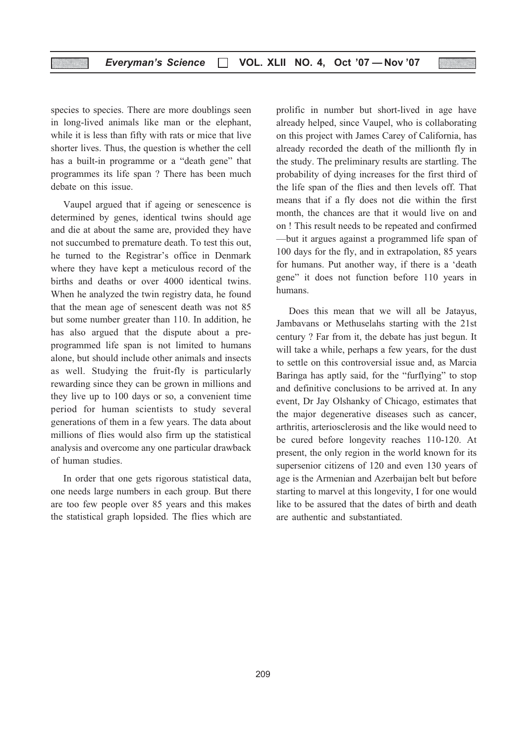species to species. There are more doublings seen in long-lived animals like man or the elephant, while it is less than fifty with rats or mice that live shorter lives. Thus, the question is whether the cell has a built-in programme or a "death gene" that programmes its life span ? There has been much debate on this issue.

Vaupel argued that if ageing or senescence is determined by genes, identical twins should age and die at about the same are, provided they have not succumbed to premature death. To test this out, he turned to the Registrar's office in Denmark where they have kept a meticulous record of the births and deaths or over 4000 identical twins. When he analyzed the twin registry data, he found that the mean age of senescent death was not 85 but some number greater than 110. In addition, he has also argued that the dispute about a pre-programmed life span is not limited to humans alone, but should include other animals and insects as well. Studying the fruit-fly is particularly rewarding since they can be grown in millions and they live up to 100 days or so, a convenient time period for human scientists to study several generations of them in a few years. The data about millions of flies would also firm up the statistical analysis and overcome any one particular drawback of human studies.

In order that one gets rigorous statistical data, one needs large numbers in each group. But there are too few people over 85 years and this makes the statistical graph lopsided. The flies which are prolific in number but short-lived in age have already helped, since Vaupel, who is collaborating on this project with James Carey of California, has already recorded the death of the millionth fly in the study. The preliminary results are startling. The probability of dying increases for the first third of the life span of the flies and then levels off. That means that if a fly does not die within the first month, the chances are that it would live on and on ! This result needs to be repeated and confirmed —but it argues against a programmed life span of 100 days for the fly, and in extrapolation, 85 years for humans. Put another way, if there is a 'death gene" it does not function before 110 years in humans.

Does this mean that we will all be Jatayus, Jambavans or Methuselahs starting with the 21st century ? Far from it, the debate has just begun. It will take a while, perhaps a few years, for the dust to settle on this controversial issue and, as Marcia Baringa has aptly said, for the "furflying" to stop and definitive conclusions to be arrived at. In any event, Dr Jay Olshanky of Chicago, estimates that the major degenerative diseases such as cancer, arthritis, arteriosclerosis and the like would need to be cured before longevity reaches 110-120. At present, the only region in the world known for its supersenior citizens of 120 and even 130 years of age is the Armenian and Azerbaijan belt but before starting to marvel at this longevity, I for one would like to be assured that the dates of birth and death are authentic and substantiated.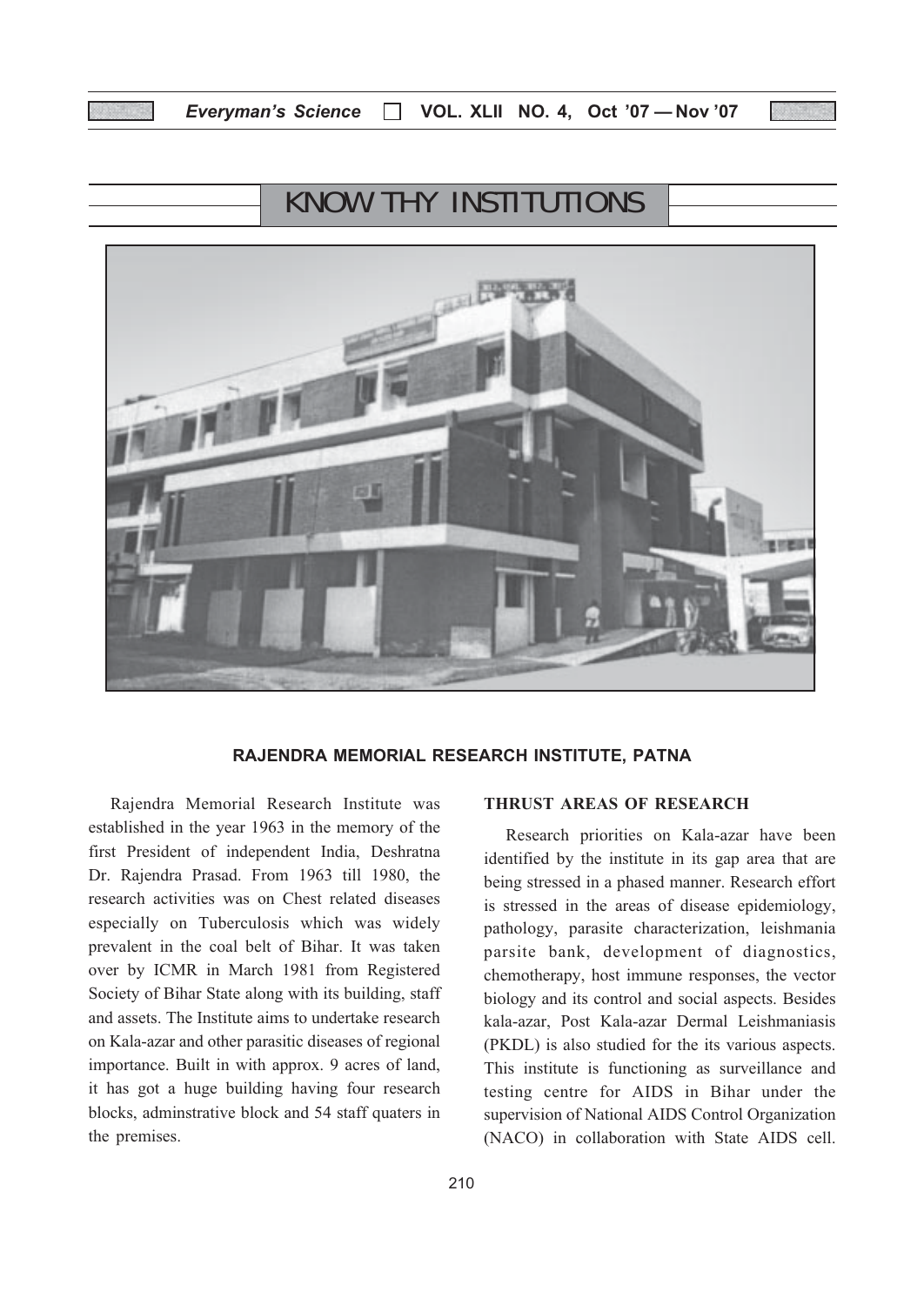# KNOW THY INSTITUTIONS

## RAJENDRA MEMORIAL RESEARCH INSTITUTE, PATNA

Rajendra Memorial Research Institute was established in the year 1963 in the memory of the first President of independent India, Deshratna Dr. Rajendra Prasad. From 1963 till 1980, the research activities was on Chest related diseases especially on Tuberculosis which was widely prevalent in the coal belt of Bihar. It was taken over by ICMR in March 1981 from Registered Society of Bihar State along with its building, staff and assets. The Institute aims to undertake research on Kala-azar and other parasitic diseases of regional importance. Built in with approx. 9 acres of land, it has got a huge building having four research blocks, adminstrative block and 54 staff quaters in the premises.

### THRUST AREAS OF RESEARCH

Research priorities on Kala-azar have been identified by the institute in its gap area that are being stressed in a phased manner. Research effort is stressed in the areas of disease epidemiology, pathology, parasite characterization, leishmania parsite bank, development of diagnostics, chemotherapy, host immune responses, the vector biology and its control and social aspects. Besides kala-azar, Post Kala-azar Dermal Leishmaniasis (PKDL) is also studied for the its various aspects. This institute is functioning as surveillance and testing centre for AIDS in Bihar under the supervision of National AIDS Control Organization (NACO) in collaboration with State AIDS cell.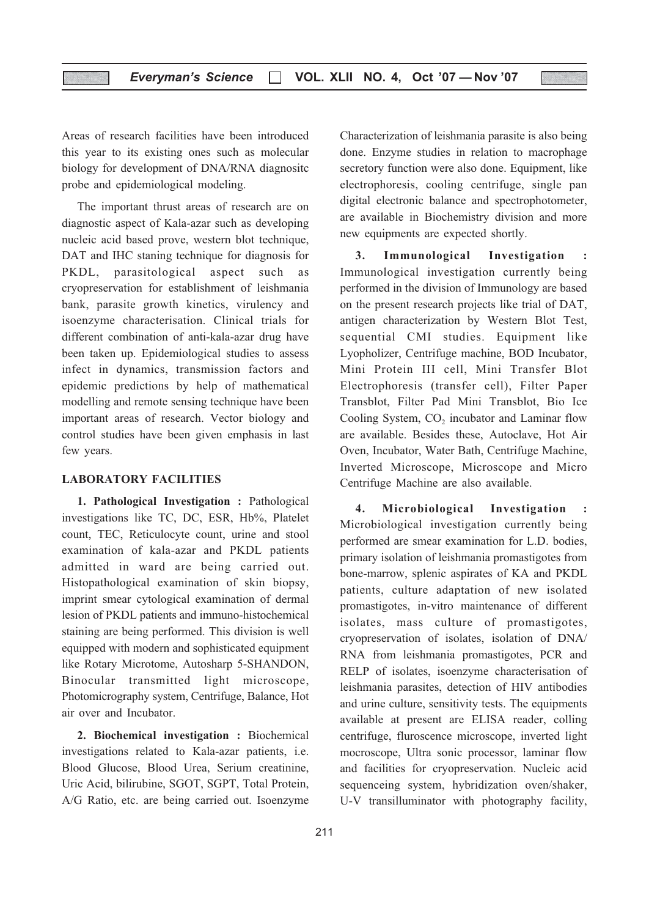Areas of research facilities have been introduced this year to its existing ones such as molecular biology for development of DNA/RNA diagnositc probe and epidemiological modeling.

The important thrust areas of research are on diagnostic aspect of Kala-azar such as developing nucleic acid based prove, western blot technique, DAT and IHC staning technique for diagnosis for PKDL, parasitological aspect such as cryopreservation for establishment of leishmania bank, parasite growth kinetics, virulency and isoenzyme characterisation. Clinical trials for different combination of anti-kala-azar drug have been taken up. Epidemiological studies to assess infect in dynamics, transmission factors and epidemic predictions by help of mathematical modelling and remote sensing technique have been important areas of research. Vector biology and control studies have been given emphasis in last few years.

## LABORATORY FACILITIES

**1. Pathological Investigation :** Pathological investigations like TC, DC, ESR, Hb%, Platelet count, TEC, Reticulocyte count, urine and stool examination of kala-azar and PKDL patients admitted in ward are being carried out. Histopathological examination of skin biopsy, imprint smear cytological examination of dermal lesion of PKDL patients and immuno-histochemical staining are being performed. This division is well equipped with modern and sophisticated equipment like Rotary Microtome, Autosharp 5-SHANDON, Binocular transmitted light microscope, Photomicrography system, Centrifuge, Balance, Hot air over and Incubator.

**2. Biochemical investigation :** Biochemical investigations related to Kala-azar patients, i.e. Blood Glucose, Blood Urea, Serium creatinine, Uric Acid, bilirubine, SGOT, SGPT, Total Protein, A/G Ratio, etc. are being carried out. Isoenzyme Characterization of leishmania parasite is also being done. Enzyme studies in relation to macrophage secretory function were also done. Equipment, like electrophoresis, cooling centrifuge, single pan digital electronic balance and spectrophotometer, are available in Biochemistry division and more new equipments are expected shortly.

**3. Immunological Investigation :** Immunological investigation currently being performed in the division of Immunology are based on the present research projects like trial of DAT, antigen characterization by Western Blot Test, sequential CMI studies. Equipment like Lyopholizer, Centrifuge machine, BOD Incubator, Mini Protein III cell, Mini Transfer Blot Electrophoresis (transfer cell), Filter Paper Transblot, Filter Pad Mini Transblot, Bio Ice Cooling System, $CO_2$ incubator and Laminar flow are available. Besides these, Autoclave, Hot Air Oven, Incubator, Water Bath, Centrifuge Machine, Inverted Microscope, Microscope and Micro Centrifuge Machine are also available.

**4. Microbiological Investigation :** Microbiological investigation currently being performed are smear examination for L.D. bodies, primary isolation of leishmania promastigotes from bone-marrow, splenic aspirates of KA and PKDL patients, culture adaptation of new isolated promastigotes, in-vitro maintenance of different isolates, mass culture of promastigotes, cryopreservation of isolates, isolation of DNA/RNA from leishmania promastigotes, PCR and RELP of isolates, isoenzyme characterisation of leishmania parasites, detection of HIV antibodies and urine culture, sensitivity tests. The equipments available at present are ELISA reader, colling centrifuge, fluroscence microscope, inverted light mocroscope, Ultra sonic processor, laminar flow and facilities for cryopreservation. Nucleic acid sequenceing system, hybridization oven/shaker, U-V transilluminator with photography facility,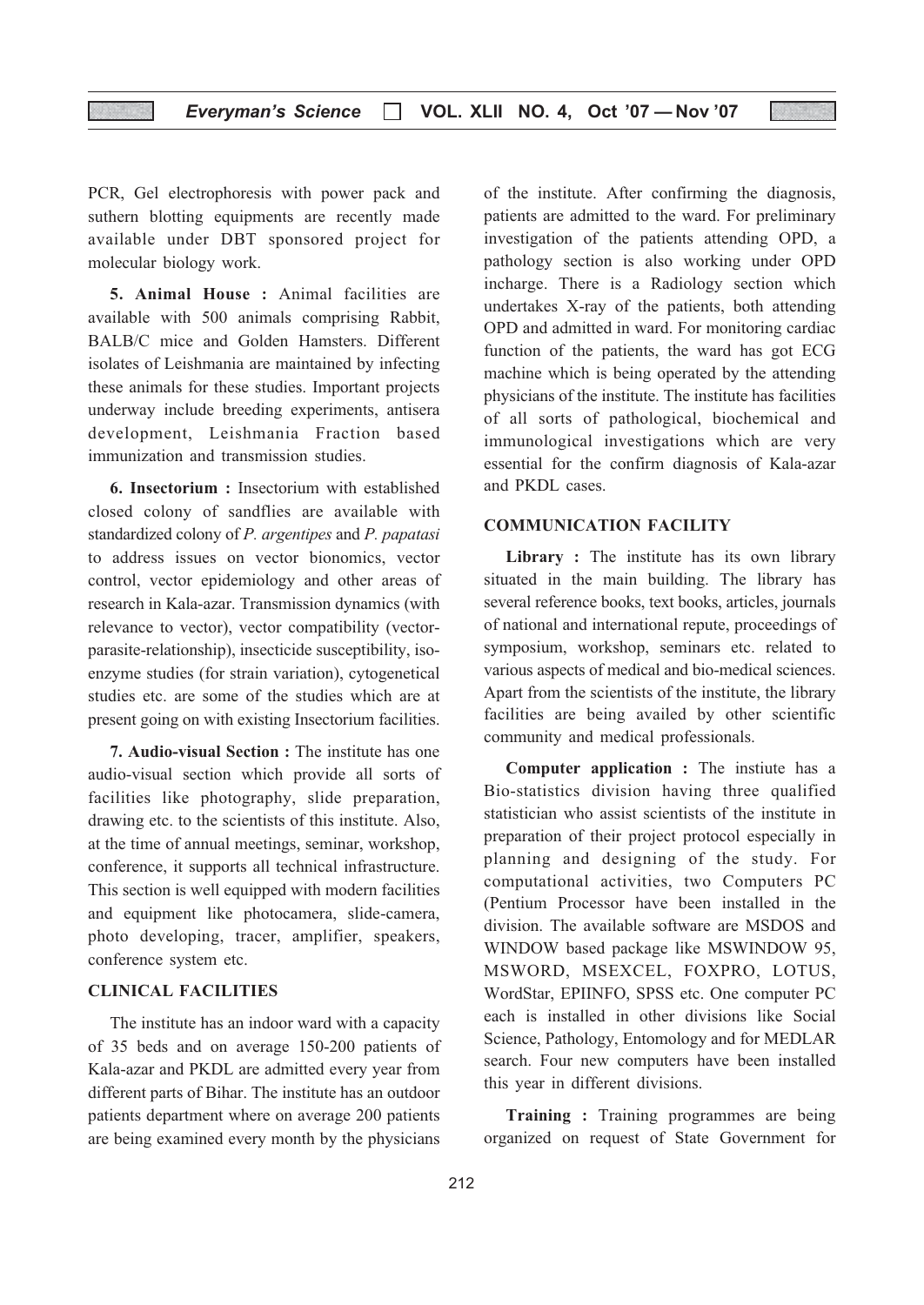PCR, Gel electrophoresis with power pack and suthern blotting equipments are recently made available under DBT sponsored project for molecular biology work.

**5. Animal House :** Animal facilities are available with 500 animals comprising Rabbit, BALB/C mice and Golden Hamsters. Different isolates of Leishmania are maintained by infecting these animals for these studies. Important projects underway include breeding experiments, antisera development, Leishmania Fraction based immunization and transmission studies.

**6. Insectorium :** Insectorium with established closed colony of sandflies are available with standardized colony of *P. argentipes* and *P. papatasi* to address issues on vector bionomics, vector control, vector epidemiology and other areas of research in Kala-azar. Transmission dynamics (with relevance to vector), vector compatibility (vector-parasite-relationship), insecticide susceptibility, iso-enzyme studies (for strain variation), cytogenetical studies etc. are some of the studies which are at present going on with existing Insectorium facilities.

**7. Audio-visual Section :** The institute has one audio-visual section which provide all sorts of facilities like photography, slide preparation, drawing etc. to the scientists of this institute. Also, at the time of annual meetings, seminar, workshop, conference, it supports all technical infrastructure. This section is well equipped with modern facilities and equipment like photocamera, slide-camera, photo developing, tracer, amplifier, speakers, conference system etc.

## CLINICAL FACILITIES

The institute has an indoor ward with a capacity of 35 beds and on average 150-200 patients of Kala-azar and PKDL are admitted every year from different parts of Bihar. The institute has an outdoor patients department where on average 200 patients are being examined every month by the physicians of the institute. After confirming the diagnosis, patients are admitted to the ward. For preliminary investigation of the patients attending OPD, a pathology section is also working under OPD incharge. There is a Radiology section which undertakes X-ray of the patients, both attending OPD and admitted in ward. For monitoring cardiac function of the patients, the ward has got ECG machine which is being operated by the attending physicians of the institute. The institute has facilities of all sorts of pathological, biochemical and immunological investigations which are very essential for the confirm diagnosis of Kala-azar and PKDL cases.

## COMMUNICATION FACILITY

**Library :** The institute has its own library situated in the main building. The library has several reference books, text books, articles, journals of national and international repute, proceedings of symposium, workshop, seminars etc. related to various aspects of medical and bio-medical sciences. Apart from the scientists of the institute, the library facilities are being availed by other scientific community and medical professionals.

**Computer application :** The instiute has a Bio-statistics division having three qualified statistician who assist scientists of the institute in preparation of their project protocol especially in planning and designing of the study. For computational activities, two Computers PC (Pentium Processor have been installed in the division. The available software are MSDOS and WINDOW based package like MSWINDOW 95, MSWORD, MSEXCEL, FOXPRO, LOTUS, WordStar, EPIINFO, SPSS etc. One computer PC each is installed in other divisions like Social Science, Pathology, Entomology and for MEDLAR search. Four new computers have been installed this year in different divisions.

**Training :** Training programmes are being organized on request of State Government for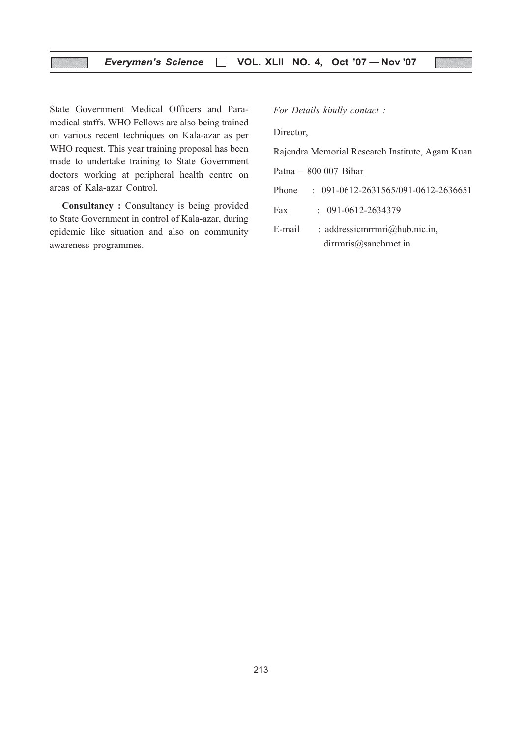State Government Medical Officers and Para-medical staffs. WHO Fellows are also being trained on various recent techniques on Kala-azar as per WHO request. This year training proposal has been made to undertake training to State Government doctors working at peripheral health centre on areas of Kala-azar Control.

**Consultancy :** Consultancy is being provided to State Government in control of Kala-azar, during epidemic like situation and also on community awareness programmes.

*For Details kindly contact :*

Director,

Rajendra Memorial Research Institute, Agam Kuan

Patna – 800 007 Bihar

Phone : 091-0612-2631565/091-0612-2636651

Fax : 091-0612-2634379

E-mail : addressicmrrmri@hub.nic.in, dirrmris@sanchrnet.in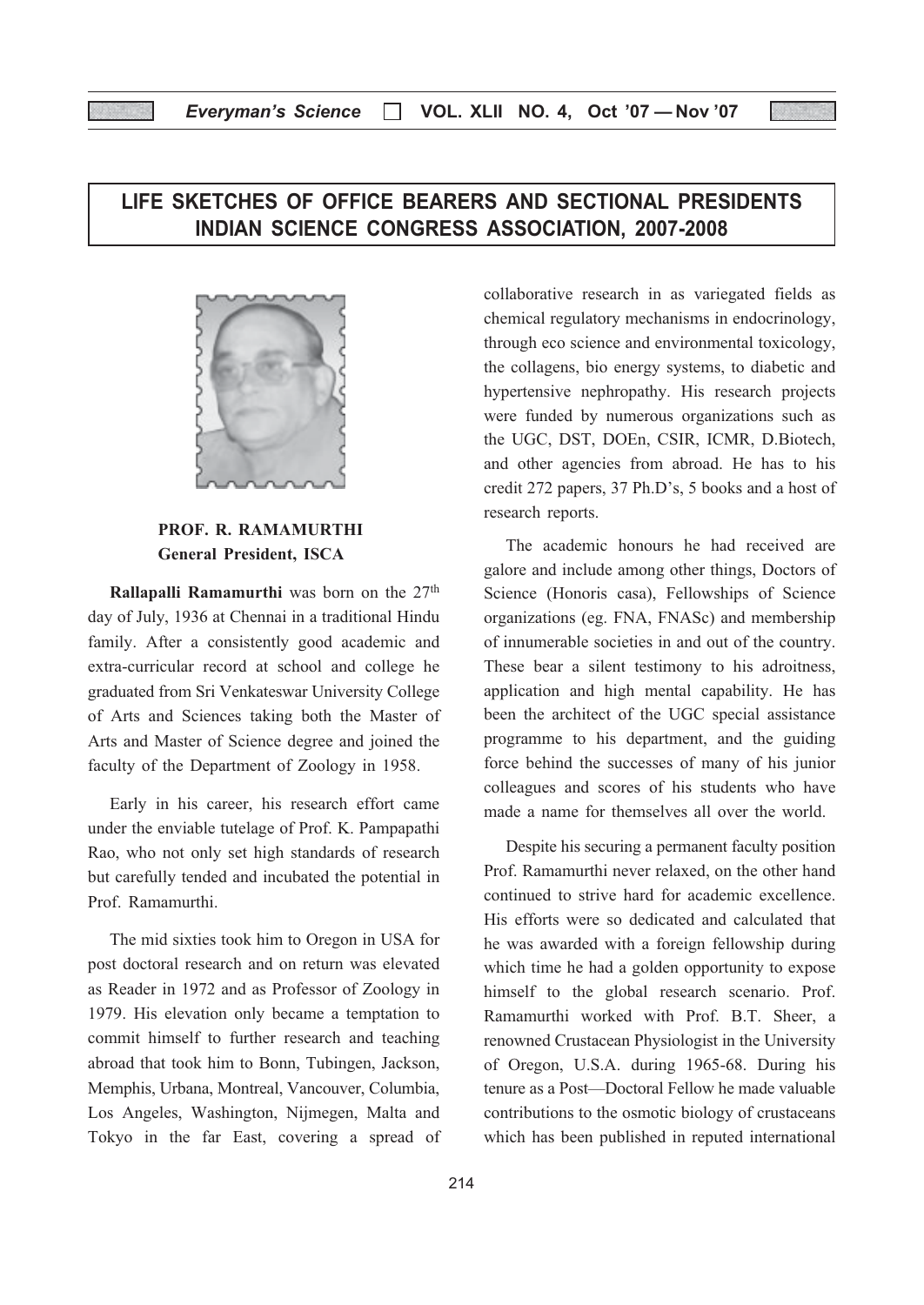# LIFE SKETCHES OF OFFICE BEARERS AND SECTIONAL PRESIDENTS INDIAN SCIENCE CONGRESS ASSOCIATION, 2007-2008

**PROF. R. RAMAMURTHI**
**General President, ISCA**

**Rallapalli Ramamurthi** was born on the 27th day of July, 1936 at Chennai in a traditional Hindu family. After a consistently good academic and extra-curricular record at school and college he graduated from Sri Venkateswar University College of Arts and Sciences taking both the Master of Arts and Master of Science degree and joined the faculty of the Department of Zoology in 1958.

Early in his career, his research effort came under the enviable tutelage of Prof. K. Pampapathi Rao, who not only set high standards of research but carefully tended and incubated the potential in Prof. Ramamurthi.

The mid sixties took him to Oregon in USA for post doctoral research and on return was elevated as Reader in 1972 and as Professor of Zoology in 1979. His elevation only became a temptation to commit himself to further research and teaching abroad that took him to Bonn, Tubingen, Jackson, Memphis, Urbana, Montreal, Vancouver, Columbia, Los Angeles, Washington, Nijmegen, Malta and Tokyo in the far East, covering a spread of collaborative research in as variegated fields as chemical regulatory mechanisms in endocrinology, through eco science and environmental toxicology, the collagens, bio energy systems, to diabetic and hypertensive nephropathy. His research projects were funded by numerous organizations such as the UGC, DST, DOEn, CSIR, ICMR, D.Biotech, and other agencies from abroad. He has to his credit 272 papers, 37 Ph.D's, 5 books and a host of research reports.

The academic honours he had received are galore and include among other things, Doctors of Science (Honoris casa), Fellowships of Science organizations (eg. FNA, FNASc) and membership of innumerable societies in and out of the country. These bear a silent testimony to his adroitness, application and high mental capability. He has been the architect of the UGC special assistance programme to his department, and the guiding force behind the successes of many of his junior colleagues and scores of his students who have made a name for themselves all over the world.

Despite his securing a permanent faculty position Prof. Ramamurthi never relaxed, on the other hand continued to strive hard for academic excellence. His efforts were so dedicated and calculated that he was awarded with a foreign fellowship during which time he had a golden opportunity to expose himself to the global research scenario. Prof. Ramamurthi worked with Prof. B.T. Sheer, a renowned Crustacean Physiologist in the University of Oregon, U.S.A. during 1965-68. During his tenure as a Post—Doctoral Fellow he made valuable contributions to the osmotic biology of crustaceans which has been published in reputed international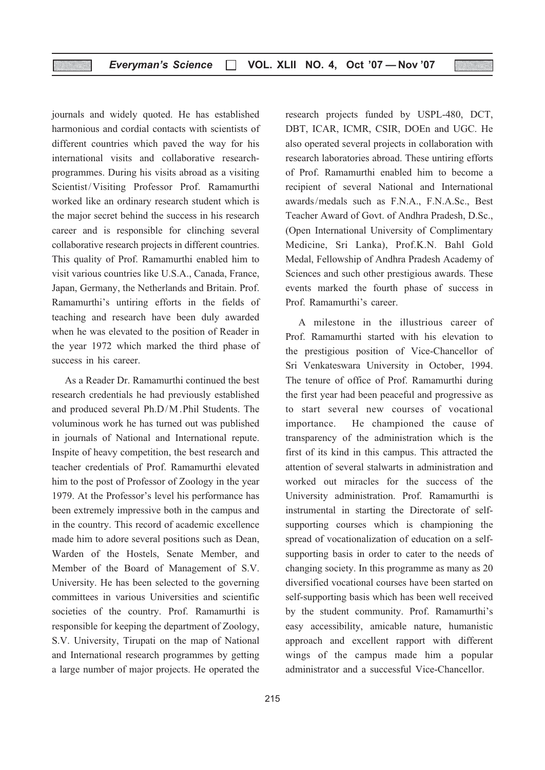journals and widely quoted. He has established harmonious and cordial contacts with scientists of different countries which paved the way for his international visits and collaborative research-programmes. During his visits abroad as a visiting Scientist/Visiting Professor Prof. Ramamurthi worked like an ordinary research student which is the major secret behind the success in his research career and is responsible for clinching several collaborative research projects in different countries. This quality of Prof. Ramamurthi enabled him to visit various countries like U.S.A., Canada, France, Japan, Germany, the Netherlands and Britain. Prof. Ramamurthi's untiring efforts in the fields of teaching and research have been duly awarded when he was elevated to the position of Reader in the year 1972 which marked the third phase of success in his career.

As a Reader Dr. Ramamurthi continued the best research credentials he had previously established and produced several Ph.D/M.Phil Students. The voluminous work he has turned out was published in journals of National and International repute. Inspite of heavy competition, the best research and teacher credentials of Prof. Ramamurthi elevated him to the post of Professor of Zoology in the year 1979. At the Professor's level his performance has been extremely impressive both in the campus and in the country. This record of academic excellence made him to adore several positions such as Dean, Warden of the Hostels, Senate Member, and Member of the Board of Management of S.V. University. He has been selected to the governing committees in various Universities and scientific societies of the country. Prof. Ramamurthi is responsible for keeping the department of Zoology, S.V. University, Tirupati on the map of National and International research programmes by getting a large number of major projects. He operated the research projects funded by USPL-480, DCT, DBT, ICAR, ICMR, CSIR, DOEn and UGC. He also operated several projects in collaboration with research laboratories abroad. These untiring efforts of Prof. Ramamurthi enabled him to become a recipient of several National and International awards/medals such as F.N.A., F.N.A.Sc., Best Teacher Award of Govt. of Andhra Pradesh, D.Sc., (Open International University of Complimentary Medicine, Sri Lanka), Prof.K.N. Bahl Gold Medal, Fellowship of Andhra Pradesh Academy of Sciences and such other prestigious awards. These events marked the fourth phase of success in Prof. Ramamurthi's career.

A milestone in the illustrious career of Prof. Ramamurthi started with his elevation to the prestigious position of Vice-Chancellor of Sri Venkateswara University in October, 1994. The tenure of office of Prof. Ramamurthi during the first year had been peaceful and progressive as to start several new courses of vocational importance. He championed the cause of transparency of the administration which is the first of its kind in this campus. This attracted the attention of several stalwarts in administration and worked out miracles for the success of the University administration. Prof. Ramamurthi is instrumental in starting the Directorate of self-supporting courses which is championing the spread of vocationalization of education on a self-supporting basis in order to cater to the needs of changing society. In this programme as many as 20 diversified vocational courses have been started on self-supporting basis which has been well received by the student community. Prof. Ramamurthi's easy accessibility, amicable nature, humanistic approach and excellent rapport with different wings of the campus made him a popular administrator and a successful Vice-Chancellor.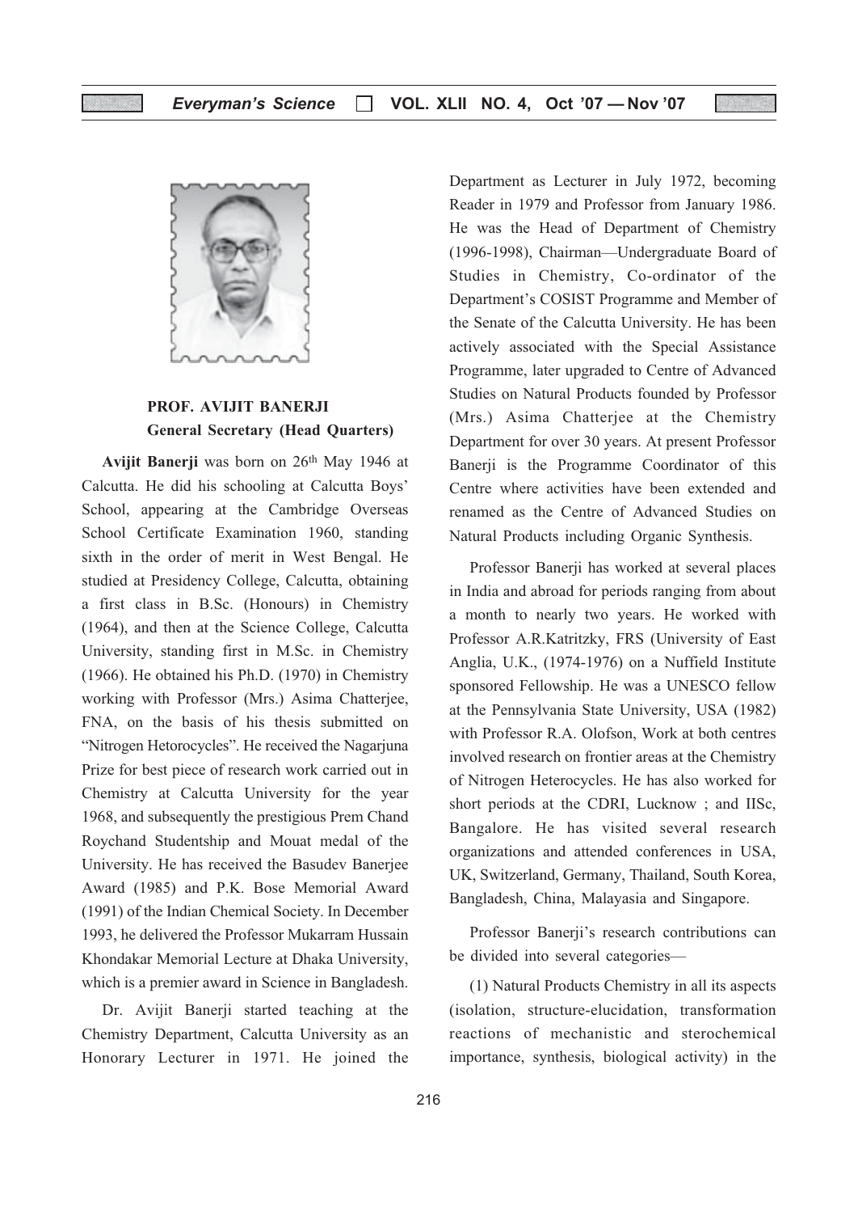**PROF. AVIJIT BANERJI**
**General Secretary (Head Quarters)**

**Avijit Banerji** was born on 26th May 1946 at Calcutta. He did his schooling at Calcutta Boys' School, appearing at the Cambridge Overseas School Certificate Examination 1960, standing sixth in the order of merit in West Bengal. He studied at Presidency College, Calcutta, obtaining a first class in B.Sc. (Honours) in Chemistry (1964), and then at the Science College, Calcutta University, standing first in M.Sc. in Chemistry (1966). He obtained his Ph.D. (1970) in Chemistry working with Professor (Mrs.) Asima Chatterjee, FNA, on the basis of his thesis submitted on "Nitrogen Hetorocycles". He received the Nagarjuna Prize for best piece of research work carried out in Chemistry at Calcutta University for the year 1968, and subsequently the prestigious Prem Chand Roychand Studentship and Mouat medal of the University. He has received the Basudev Banerjee Award (1985) and P.K. Bose Memorial Award (1991) of the Indian Chemical Society. In December 1993, he delivered the Professor Mukarram Hussain Khondakar Memorial Lecture at Dhaka University, which is a premier award in Science in Bangladesh.

Dr. Avijit Banerji started teaching at the Chemistry Department, Calcutta University as an Honorary Lecturer in 1971. He joined the Department as Lecturer in July 1972, becoming Reader in 1979 and Professor from January 1986. He was the Head of Department of Chemistry (1996-1998), Chairman—Undergraduate Board of Studies in Chemistry, Co-ordinator of the Department's COSIST Programme and Member of the Senate of the Calcutta University. He has been actively associated with the Special Assistance Programme, later upgraded to Centre of Advanced Studies on Natural Products founded by Professor (Mrs.) Asima Chatterjee at the Chemistry Department for over 30 years. At present Professor Banerji is the Programme Coordinator of this Centre where activities have been extended and renamed as the Centre of Advanced Studies on Natural Products including Organic Synthesis.

Professor Banerji has worked at several places in India and abroad for periods ranging from about a month to nearly two years. He worked with Professor A.R.Katritzky, FRS (University of East Anglia, U.K., (1974-1976) on a Nuffield Institute sponsored Fellowship. He was a UNESCO fellow at the Pennsylvania State University, USA (1982) with Professor R.A. Olofson, Work at both centres involved research on frontier areas at the Chemistry of Nitrogen Heterocycles. He has also worked for short periods at the CDRI, Lucknow ; and IISc, Bangalore. He has visited several research organizations and attended conferences in USA, UK, Switzerland, Germany, Thailand, South Korea, Bangladesh, China, Malayasia and Singapore.

Professor Banerji's research contributions can be divided into several categories—

(1) Natural Products Chemistry in all its aspects (isolation, structure-elucidation, transformation reactions of mechanistic and sterochemical importance, synthesis, biological activity) in the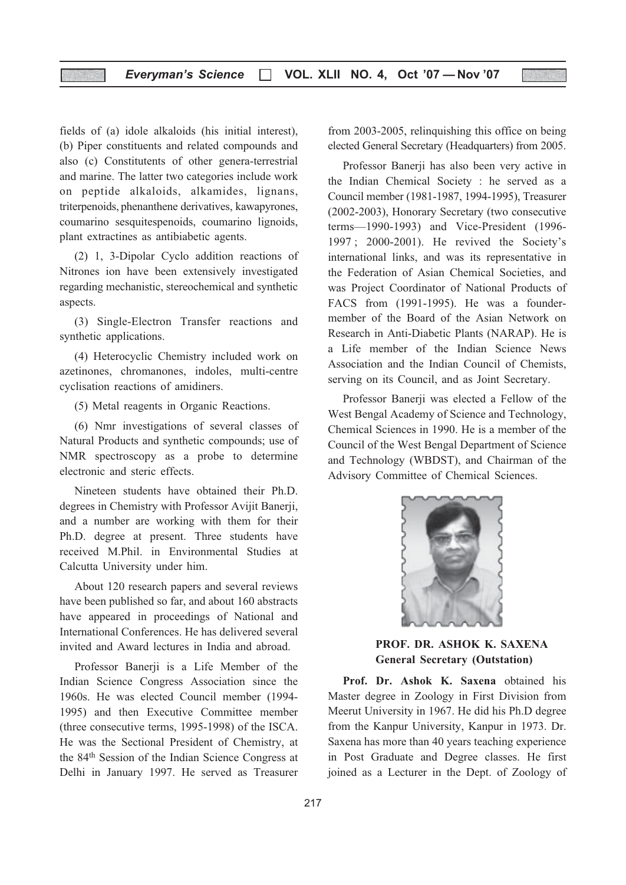fields of (a) idole alkaloids (his initial interest), (b) Piper constituents and related compounds and also (c) Constitutents of other genera-terrestrial and marine. The latter two categories include work on peptide alkaloids, alkamides, lignans, triterpenoids, phenanthene derivatives, kawapyrones, coumarino sesquitespenoids, coumarino lignoids, plant extractines as antibiabetic agents.

(2) 1, 3-Dipolar Cyclo addition reactions of Nitrones ion have been extensively investigated regarding mechanistic, stereochemical and synthetic aspects.

(3) Single-Electron Transfer reactions and synthetic applications.

(4) Heterocyclic Chemistry included work on azetinones, chromanones, indoles, multi-centre cyclisation reactions of amidiners.

(5) Metal reagents in Organic Reactions.

(6) Nmr investigations of several classes of Natural Products and synthetic compounds; use of NMR spectroscopy as a probe to determine electronic and steric effects.

Nineteen students have obtained their Ph.D. degrees in Chemistry with Professor Avijit Banerji, and a number are working with them for their Ph.D. degree at present. Three students have received M.Phil. in Environmental Studies at Calcutta University under him.

About 120 research papers and several reviews have been published so far, and about 160 abstracts have appeared in proceedings of National and International Conferences. He has delivered several invited and Award lectures in India and abroad.

Professor Banerji is a Life Member of the Indian Science Congress Association since the 1960s. He was elected Council member (1994-1995) and then Executive Committee member (three consecutive terms, 1995-1998) of the ISCA. He was the Sectional President of Chemistry, at the 84th Session of the Indian Science Congress at Delhi in January 1997. He served as Treasurer from 2003-2005, relinquishing this office on being elected General Secretary (Headquarters) from 2005.

Professor Banerji has also been very active in the Indian Chemical Society : he served as a Council member (1981-1987, 1994-1995), Treasurer (2002-2003), Honorary Secretary (two consecutive terms—1990-1993) and Vice-President (1996-1997 ; 2000-2001). He revived the Society's international links, and was its representative in the Federation of Asian Chemical Societies, and was Project Coordinator of National Products of FACS from (1991-1995). He was a founder-member of the Board of the Asian Network on Research in Anti-Diabetic Plants (NARAP). He is a Life member of the Indian Science News Association and the Indian Council of Chemists, serving on its Council, and as Joint Secretary.

Professor Banerji was elected a Fellow of the West Bengal Academy of Science and Technology, Chemical Sciences in 1990. He is a member of the Council of the West Bengal Department of Science and Technology (WBDST), and Chairman of the Advisory Committee of Chemical Sciences.

**PROF. DR. ASHOK K. SAXENA**
**General Secretary (Outstation)**

**Prof. Dr. Ashok K. Saxena** obtained his Master degree in Zoology in First Division from Meerut University in 1967. He did his Ph.D degree from the Kanpur University, Kanpur in 1973. Dr. Saxena has more than 40 years teaching experience in Post Graduate and Degree classes. He first joined as a Lecturer in the Dept. of Zoology of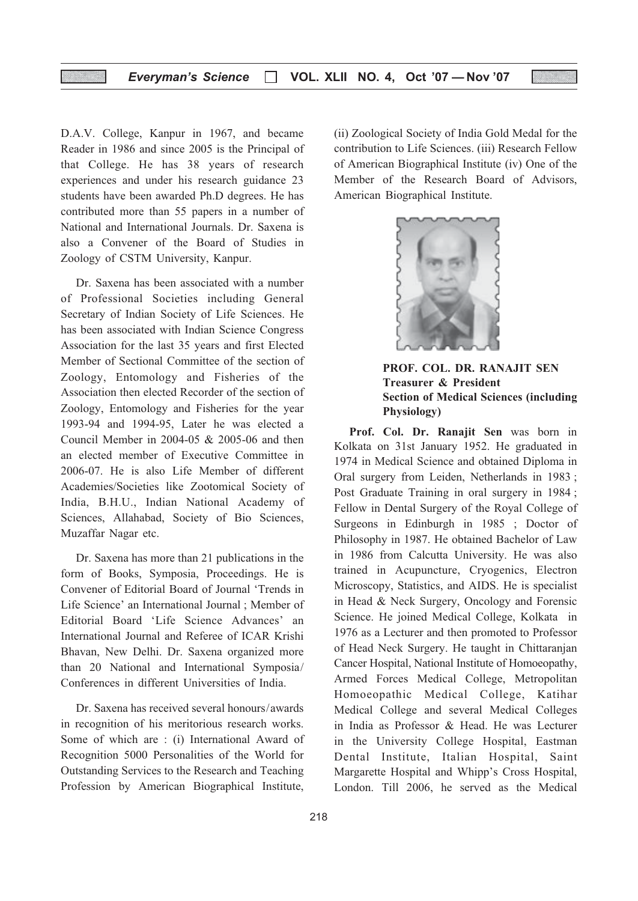D.A.V. College, Kanpur in 1967, and became Reader in 1986 and since 2005 is the Principal of that College. He has 38 years of research experiences and under his research guidance 23 students have been awarded Ph.D degrees. He has contributed more than 55 papers in a number of National and International Journals. Dr. Saxena is also a Convener of the Board of Studies in Zoology of CSTM University, Kanpur.

Dr. Saxena has been associated with a number of Professional Societies including General Secretary of Indian Society of Life Sciences. He has been associated with Indian Science Congress Association for the last 35 years and first Elected Member of Sectional Committee of the section of Zoology, Entomology and Fisheries of the Association then elected Recorder of the section of Zoology, Entomology and Fisheries for the year 1993-94 and 1994-95, Later he was elected a Council Member in 2004-05 & 2005-06 and then an elected member of Executive Committee in 2006-07. He is also Life Member of different Academies/Societies like Zootomical Society of India, B.H.U., Indian National Academy of Sciences, Allahabad, Society of Bio Sciences, Muzaffar Nagar etc.

Dr. Saxena has more than 21 publications in the form of Books, Symposia, Proceedings. He is Convener of Editorial Board of Journal 'Trends in Life Science' an International Journal ; Member of Editorial Board 'Life Science Advances' an International Journal and Referee of ICAR Krishi Bhavan, New Delhi. Dr. Saxena organized more than 20 National and International Symposia/ Conferences in different Universities of India.

Dr. Saxena has received several honours/awards in recognition of his meritorious research works. Some of which are : (i) International Award of Recognition 5000 Personalities of the World for Outstanding Services to the Research and Teaching Profession by American Biographical Institute, (ii) Zoological Society of India Gold Medal for the contribution to Life Sciences. (iii) Research Fellow of American Biographical Institute (iv) One of the Member of the Research Board of Advisors, American Biographical Institute.

**PROF. COL. DR. RANAJIT SEN**
**Treasurer & President**
**Section of Medical Sciences (including Physiology)**

**Prof. Col. Dr. Ranajit Sen** was born in Kolkata on 31st January 1952. He graduated in 1974 in Medical Science and obtained Diploma in Oral surgery from Leiden, Netherlands in 1983 ; Post Graduate Training in oral surgery in 1984 ; Fellow in Dental Surgery of the Royal College of Surgeons in Edinburgh in 1985 ; Doctor of Philosophy in 1987. He obtained Bachelor of Law in 1986 from Calcutta University. He was also trained in Acupuncture, Cryogenics, Electron Microscopy, Statistics, and AIDS. He is specialist in Head & Neck Surgery, Oncology and Forensic Science. He joined Medical College, Kolkata in 1976 as a Lecturer and then promoted to Professor of Head Neck Surgery. He taught in Chittaranjan Cancer Hospital, National Institute of Homoeopathy, Armed Forces Medical College, Metropolitan Homoeopathic Medical College, Katihar Medical College and several Medical Colleges in India as Professor & Head. He was Lecturer in the University College Hospital, Eastman Dental Institute, Italian Hospital, Saint Margarette Hospital and Whipp's Cross Hospital, London. Till 2006, he served as the Medical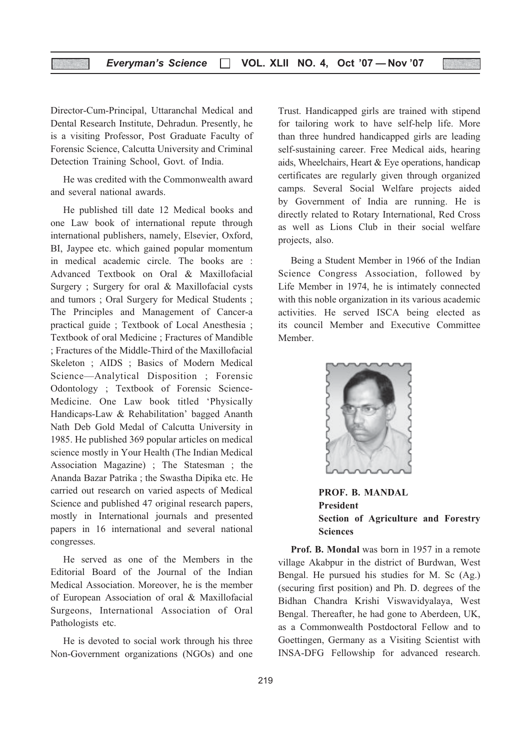Director-Cum-Principal, Uttaranchal Medical and Dental Research Institute, Dehradun. Presently, he is a visiting Professor, Post Graduate Faculty of Forensic Science, Calcutta University and Criminal Detection Training School, Govt. of India.

He was credited with the Commonwealth award and several national awards.

He published till date 12 Medical books and one Law book of international repute through international publishers, namely, Elsevier, Oxford, BI, Jaypee etc. which gained popular momentum in medical academic circle. The books are : Advanced Textbook on Oral & Maxillofacial Surgery ; Surgery for oral & Maxillofacial cysts and tumors ; Oral Surgery for Medical Students ; The Principles and Management of Cancer-a practical guide ; Textbook of Local Anesthesia ; Textbook of oral Medicine ; Fractures of Mandible ; Fractures of the Middle-Third of the Maxillofacial Skeleton ; AIDS ; Basics of Modern Medical Science—Analytical Disposition ; Forensic Odontology ; Textbook of Forensic Science-Medicine. One Law book titled 'Physically Handicaps-Law & Rehabilitation' bagged Ananth Nath Deb Gold Medal of Calcutta University in 1985. He published 369 popular articles on medical science mostly in Your Health (The Indian Medical Association Magazine) ; The Statesman ; the Ananda Bazar Patrika ; the Swastha Dipika etc. He carried out research on varied aspects of Medical Science and published 47 original research papers, mostly in International journals and presented papers in 16 international and several national congresses.

He served as one of the Members in the Editorial Board of the Journal of the Indian Medical Association. Moreover, he is the member of European Association of oral & Maxillofacial Surgeons, International Association of Oral Pathologists etc.

He is devoted to social work through his three Non-Government organizations (NGOs) and one Trust. Handicapped girls are trained with stipend for tailoring work to have self-help life. More than three hundred handicapped girls are leading self-sustaining career. Free Medical aids, hearing aids, Wheelchairs, Heart & Eye operations, handicap certificates are regularly given through organized camps. Several Social Welfare projects aided by Government of India are running. He is directly related to Rotary International, Red Cross as well as Lions Club in their social welfare projects, also.

Being a Student Member in 1966 of the Indian Science Congress Association, followed by Life Member in 1974, he is intimately connected with this noble organization in its various academic activities. He served ISCA being elected as its council Member and Executive Committee Member.

**PROF. B. MANDAL**
**President**
**Section of Agriculture and Forestry Sciences**

**Prof. B. Mondal** was born in 1957 in a remote village Akabpur in the district of Burdwan, West Bengal. He pursued his studies for M. Sc (Ag.) (securing first position) and Ph. D. degrees of the Bidhan Chandra Krishi Viswavidyalaya, West Bengal. Thereafter, he had gone to Aberdeen, UK, as a Commonwealth Postdoctoral Fellow and to Goettingen, Germany as a Visiting Scientist with INSA-DFG Fellowship for advanced research.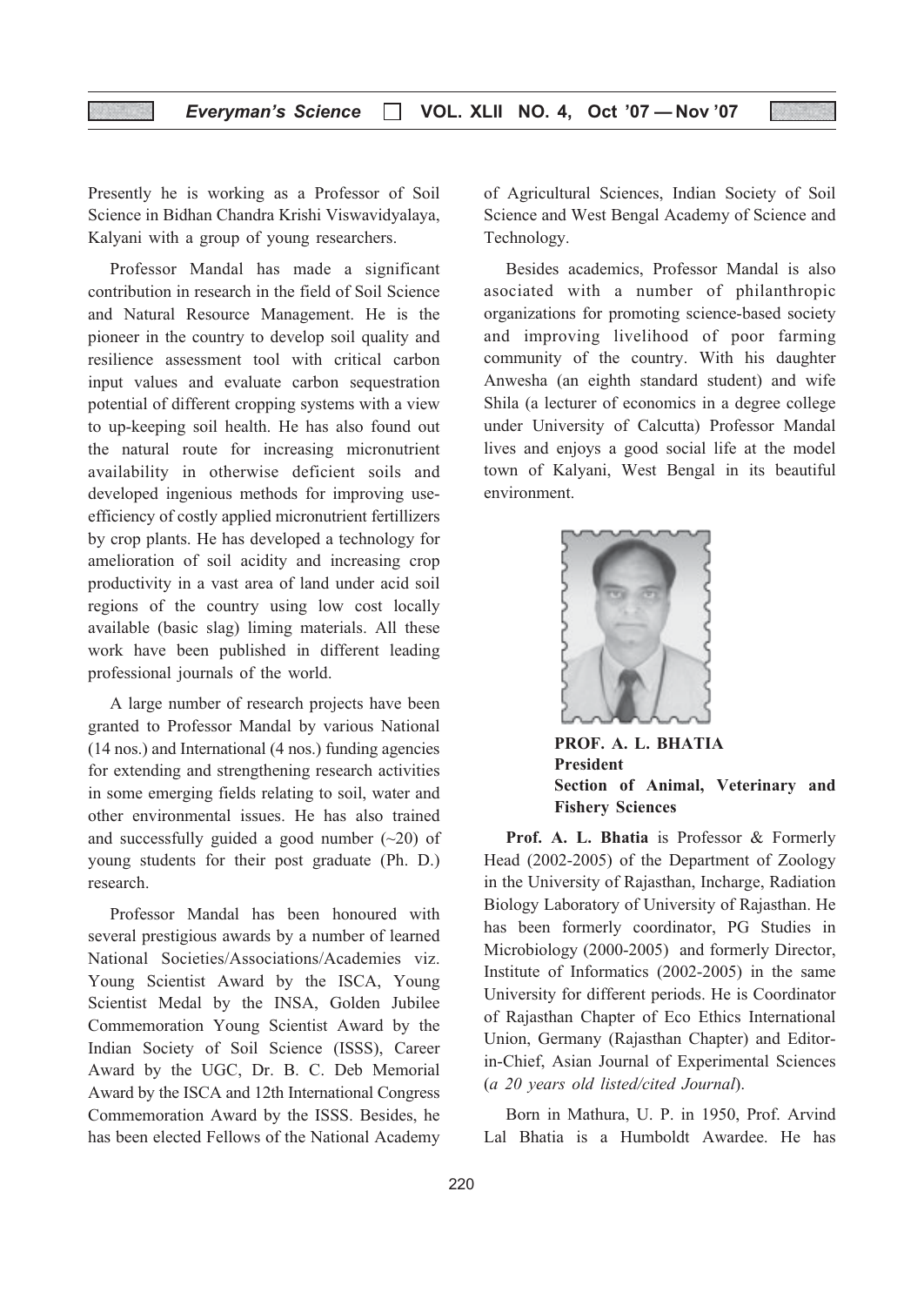Presently he is working as a Professor of Soil Science in Bidhan Chandra Krishi Viswavidyalaya, Kalyani with a group of young researchers.

Professor Mandal has made a significant contribution in research in the field of Soil Science and Natural Resource Management. He is the pioneer in the country to develop soil quality and resilience assessment tool with critical carbon input values and evaluate carbon sequestration potential of different cropping systems with a view to up-keeping soil health. He has also found out the natural route for increasing micronutrient availability in otherwise deficient soils and developed ingenious methods for improving use-efficiency of costly applied micronutrient fertillizers by crop plants. He has developed a technology for amelioration of soil acidity and increasing crop productivity in a vast area of land under acid soil regions of the country using low cost locally available (basic slag) liming materials. All these work have been published in different leading professional journals of the world.

A large number of research projects have been granted to Professor Mandal by various National (14 nos.) and International (4 nos.) funding agencies for extending and strengthening research activities in some emerging fields relating to soil, water and other environmental issues. He has also trained and successfully guided a good number (~20) of young students for their post graduate (Ph. D.) research.

Professor Mandal has been honoured with several prestigious awards by a number of learned National Societies/Associations/Academies viz. Young Scientist Award by the ISCA, Young Scientist Medal by the INSA, Golden Jubilee Commemoration Young Scientist Award by the Indian Society of Soil Science (ISSS), Career Award by the UGC, Dr. B. C. Deb Memorial Award by the ISCA and 12th International Congress Commemoration Award by the ISSS. Besides, he has been elected Fellows of the National Academy of Agricultural Sciences, Indian Society of Soil Science and West Bengal Academy of Science and Technology.

Besides academics, Professor Mandal is also associated with a number of philanthropic organizations for promoting science-based society and improving livelihood of poor farming community of the country. With his daughter Anwesha (an eighth standard student) and wife Shila (a lecturer of economics in a degree college under University of Calcutta) Professor Mandal lives and enjoys a good social life at the model town of Kalyani, West Bengal in its beautiful environment.

**PROF. A. L. BHATIA**
**President**
**Section of Animal, Veterinary and Fishery Sciences**

**Prof. A. L. Bhatia** is Professor & Formerly Head (2002-2005) of the Department of Zoology in the University of Rajasthan, Incharge, Radiation Biology Laboratory of University of Rajasthan. He has been formerly coordinator, PG Studies in Microbiology (2000-2005) and formerly Director, Institute of Informatics (2002-2005) in the same University for different periods. He is Coordinator of Rajasthan Chapter of Eco Ethics International Union, Germany (Rajasthan Chapter) and Editor-in-Chief, Asian Journal of Experimental Sciences (*a 20 years old listed/cited Journal*).

Born in Mathura, U. P. in 1950, Prof. Arvind Lal Bhatia is a Humboldt Awardee. He has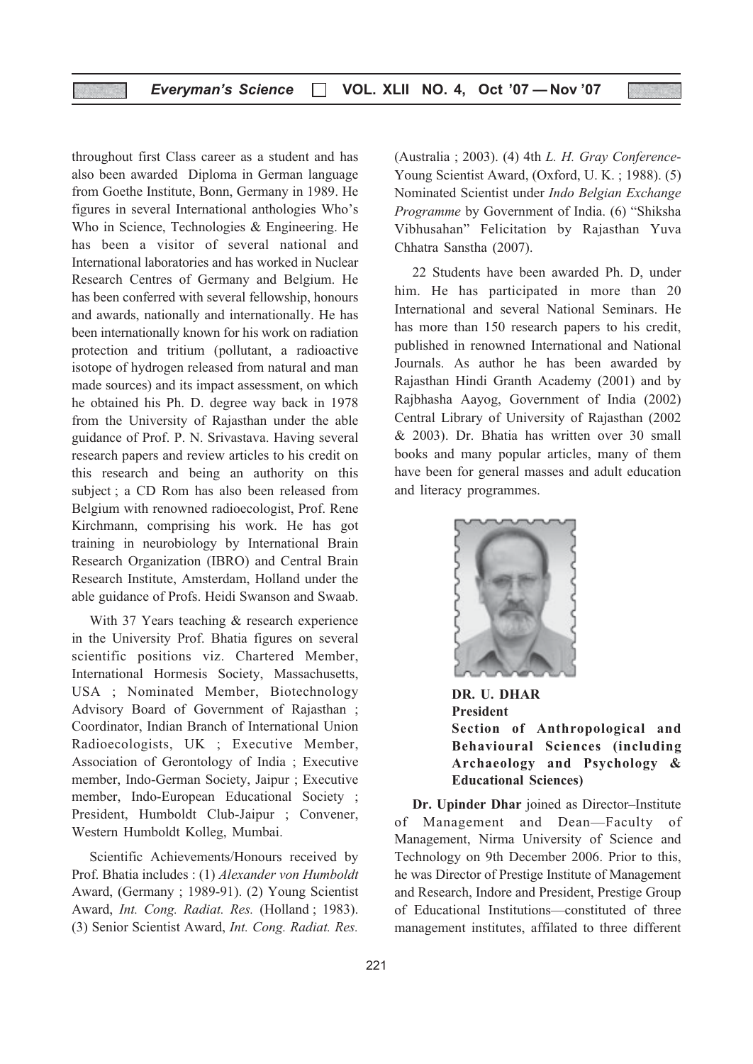throughout first Class career as a student and has also been awarded Diploma in German language from Goethe Institute, Bonn, Germany in 1989. He figures in several International anthologies Who's Who in Science, Technologies & Engineering. He has been a visitor of several national and International laboratories and has worked in Nuclear Research Centres of Germany and Belgium. He has been conferred with several fellowship, honours and awards, nationally and internationally. He has been internationally known for his work on radiation protection and tritium (pollutant, a radioactive isotope of hydrogen released from natural and man made sources) and its impact assessment, on which he obtained his Ph. D. degree way back in 1978 from the University of Rajasthan under the able guidance of Prof. P. N. Srivastava. Having several research papers and review articles to his credit on this research and being an authority on this subject ; a CD Rom has also been released from Belgium with renowned radioecologist, Prof. Rene Kirchmann, comprising his work. He has got training in neurobiology by International Brain Research Organization (IBRO) and Central Brain Research Institute, Amsterdam, Holland under the able guidance of Profs. Heidi Swanson and Swaab.

With 37 Years teaching & research experience in the University Prof. Bhatia figures on several scientific positions viz. Chartered Member, International Hormesis Society, Massachusetts, USA ; Nominated Member, Biotechnology Advisory Board of Government of Rajasthan ; Coordinator, Indian Branch of International Union Radioecologists, UK ; Executive Member, Association of Gerontology of India ; Executive member, Indo-German Society, Jaipur ; Executive member, Indo-European Educational Society ; President, Humboldt Club-Jaipur ; Convener, Western Humboldt Kolleg, Mumbai.

Scientific Achievements/Honours received by Prof. Bhatia includes : (1) *Alexander von Humboldt* Award, (Germany ; 1989-91). (2) Young Scientist Award, *Int. Cong. Radiat. Res.* (Holland ; 1983). (3) Senior Scientist Award, *Int. Cong. Radiat. Res.* (Australia ; 2003). (4) 4th *L. H. Gray Conference*-Young Scientist Award, (Oxford, U. K. ; 1988). (5) Nominated Scientist under *Indo Belgian Exchange Programme* by Government of India. (6) "Shiksha Vibhusahan" Felicitation by Rajasthan Yuva Chhatra Sanstha (2007).

22 Students have been awarded Ph. D, under him. He has participated in more than 20 International and several National Seminars. He has more than 150 research papers to his credit, published in renowned International and National Journals. As author he has been awarded by Rajasthan Hindi Granth Academy (2001) and by Rajbhasha Aayog, Government of India (2002) Central Library of University of Rajasthan (2002 & 2003). Dr. Bhatia has written over 30 small books and many popular articles, many of them have been for general masses and adult education and literacy programmes.

**DR. U. DHAR**
**President**
**Section of Anthropological and Behavioural Sciences (including Archaeology and Psychology & Educational Sciences)**

**Dr. Upinder Dhar** joined as Director–Institute of Management and Dean—Faculty of Management, Nirma University of Science and Technology on 9th December 2006. Prior to this, he was Director of Prestige Institute of Management and Research, Indore and President, Prestige Group of Educational Institutions—constituted of three management institutes, affilated to three different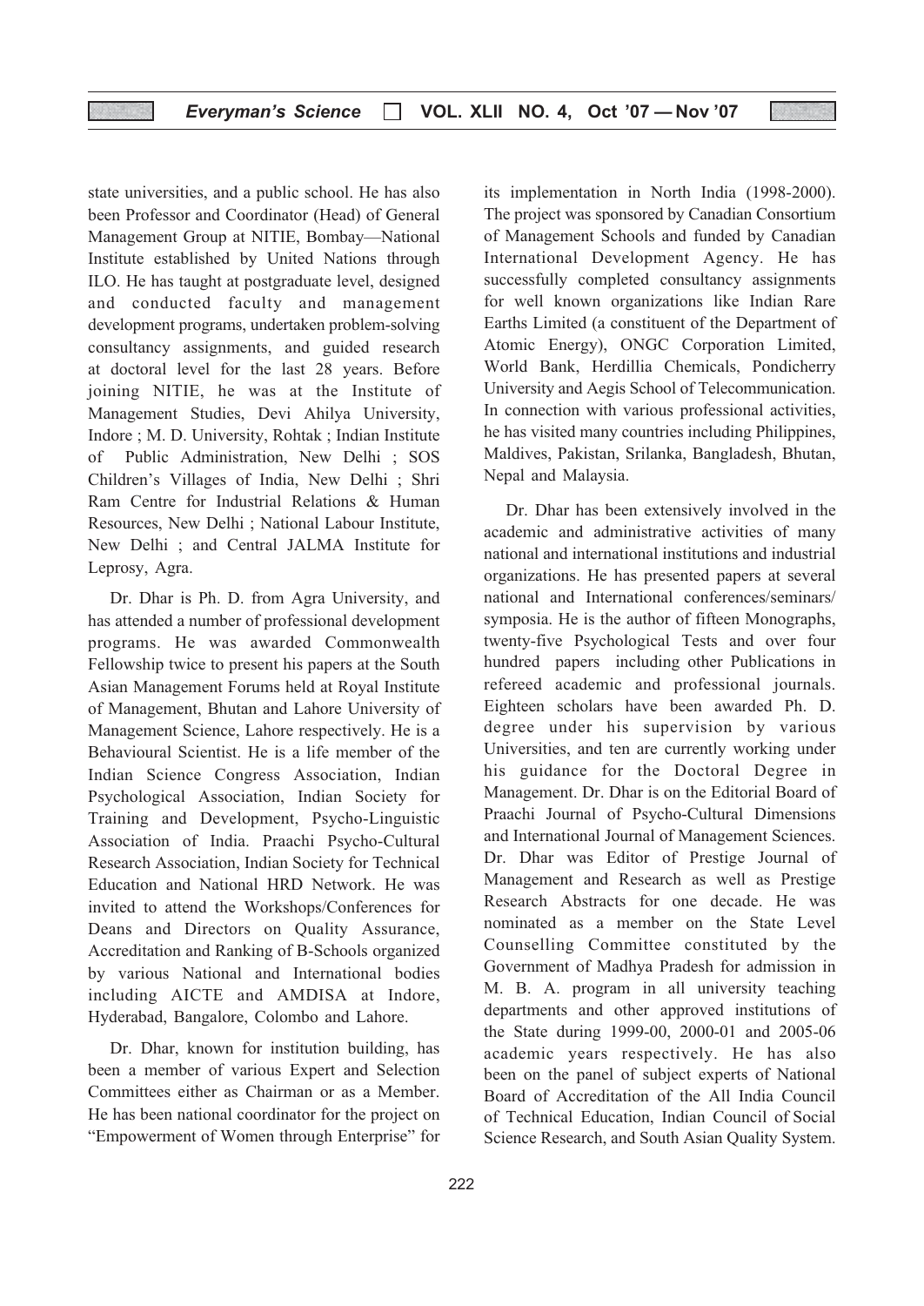state universities, and a public school. He has also been Professor and Coordinator (Head) of General Management Group at NITIE, Bombay—National Institute established by United Nations through ILO. He has taught at postgraduate level, designed and conducted faculty and management development programs, undertaken problem-solving consultancy assignments, and guided research at doctoral level for the last 28 years. Before joining NITIE, he was at the Institute of Management Studies, Devi Ahilya University, Indore ; M. D. University, Rohtak ; Indian Institute of Public Administration, New Delhi ; SOS Children's Villages of India, New Delhi ; Shri Ram Centre for Industrial Relations & Human Resources, New Delhi ; National Labour Institute, New Delhi ; and Central JALMA Institute for Leprosy, Agra.

Dr. Dhar is Ph. D. from Agra University, and has attended a number of professional development programs. He was awarded Commonwealth Fellowship twice to present his papers at the South Asian Management Forums held at Royal Institute of Management, Bhutan and Lahore University of Management Science, Lahore respectively. He is a Behavioural Scientist. He is a life member of the Indian Science Congress Association, Indian Psychological Association, Indian Society for Training and Development, Psycho-Linguistic Association of India. Praachi Psycho-Cultural Research Association, Indian Society for Technical Education and National HRD Network. He was invited to attend the Workshops/Conferences for Deans and Directors on Quality Assurance, Accreditation and Ranking of B-Schools organized by various National and International bodies including AICTE and AMDISA at Indore, Hyderabad, Bangalore, Colombo and Lahore.

Dr. Dhar, known for institution building, has been a member of various Expert and Selection Committees either as Chairman or as a Member. He has been national coordinator for the project on "Empowerment of Women through Enterprise" for its implementation in North India (1998-2000). The project was sponsored by Canadian Consortium of Management Schools and funded by Canadian International Development Agency. He has successfully completed consultancy assignments for well known organizations like Indian Rare Earths Limited (a constituent of the Department of Atomic Energy), ONGC Corporation Limited, World Bank, Herdillia Chemicals, Pondicherry University and Aegis School of Telecommunication. In connection with various professional activities, he has visited many countries including Philippines, Maldives, Pakistan, Srilanka, Bangladesh, Bhutan, Nepal and Malaysia.

Dr. Dhar has been extensively involved in the academic and administrative activities of many national and international institutions and industrial organizations. He has presented papers at several national and International conferences/seminars/symposia. He is the author of fifteen Monographs, twenty-five Psychological Tests and over four hundred papers including other Publications in refereed academic and professional journals. Eighteen scholars have been awarded Ph. D. degree under his supervision by various Universities, and ten are currently working under his guidance for the Doctoral Degree in Management. Dr. Dhar is on the Editorial Board of Praachi Journal of Psycho-Cultural Dimensions and International Journal of Management Sciences. Dr. Dhar was Editor of Prestige Journal of Management and Research as well as Prestige Research Abstracts for one decade. He was nominated as a member on the State Level Counselling Committee constituted by the Government of Madhya Pradesh for admission in M. B. A. program in all university teaching departments and other approved institutions of the State during 1999-00, 2000-01 and 2005-06 academic years respectively. He has also been on the panel of subject experts of National Board of Accreditation of the All India Council of Technical Education, Indian Council of Social Science Research, and South Asian Quality System.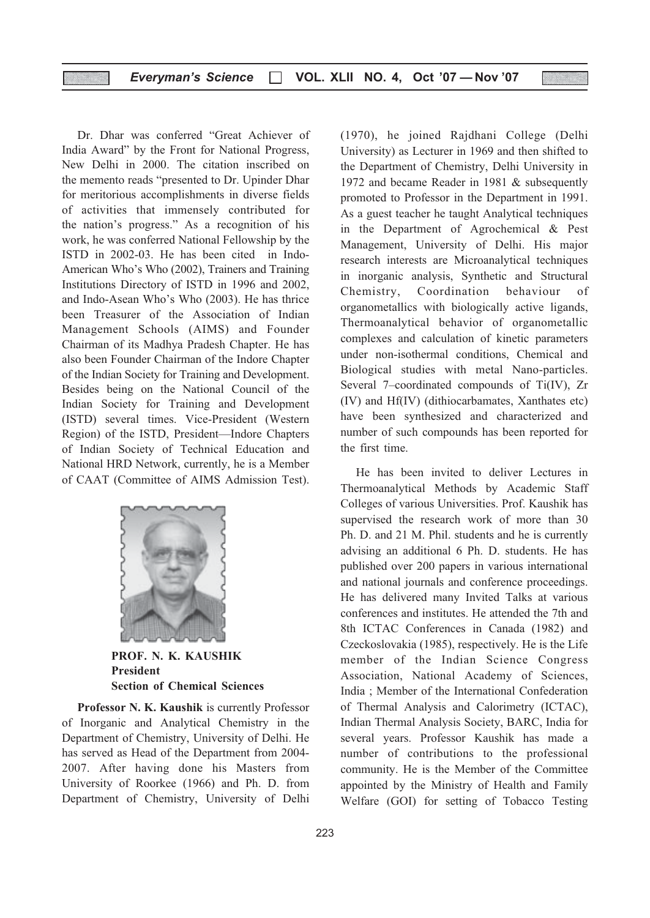Dr. Dhar was conferred "Great Achiever of India Award" by the Front for National Progress, New Delhi in 2000. The citation inscribed on the memento reads "presented to Dr. Upinder Dhar for meritorious accomplishments in diverse fields of activities that immensely contributed for the nation's progress." As a recognition of his work, he was conferred National Fellowship by the ISTD in 2002-03. He has been cited in Indo-American Who's Who (2002), Trainers and Training Institutions Directory of ISTD in 1996 and 2002, and Indo-Asean Who's Who (2003). He has thrice been Treasurer of the Association of Indian Management Schools (AIMS) and Founder Chairman of its Madhya Pradesh Chapter. He has also been Founder Chairman of the Indore Chapter of the Indian Society for Training and Development. Besides being on the National Council of the Indian Society for Training and Development (ISTD) several times. Vice-President (Western Region) of the ISTD, President—Indore Chapters of Indian Society of Technical Education and National HRD Network, currently, he is a Member of CAAT (Committee of AIMS Admission Test).

**PROF. N. K. KAUSHIK**
**President**
**Section of Chemical Sciences**

**Professor N. K. Kaushik** is currently Professor of Inorganic and Analytical Chemistry in the Department of Chemistry, University of Delhi. He has served as Head of the Department from 2004-2007. After having done his Masters from University of Roorkee (1966) and Ph. D. from Department of Chemistry, University of Delhi (1970), he joined Rajdhani College (Delhi University) as Lecturer in 1969 and then shifted to the Department of Chemistry, Delhi University in 1972 and became Reader in 1981 & subsequently promoted to Professor in the Department in 1991. As a guest teacher he taught Analytical techniques in the Department of Agrochemical & Pest Management, University of Delhi. His major research interests are Microanalytical techniques in inorganic analysis, Synthetic and Structural Chemistry, Coordination behaviour of organometallics with biologically active ligands, Thermoanalytical behavior of organometallic complexes and calculation of kinetic parameters under non-isothermal conditions, Chemical and Biological studies with metal Nano-particles. Several 7–coordinated compounds of Ti(IV), Zr (IV) and Hf(IV) (dithiocarbamates, Xanthates etc) have been synthesized and characterized and number of such compounds has been reported for the first time.

He has been invited to deliver Lectures in Thermoanalytical Methods by Academic Staff Colleges of various Universities. Prof. Kaushik has supervised the research work of more than 30 Ph. D. and 21 M. Phil. students and he is currently advising an additional 6 Ph. D. students. He has published over 200 papers in various international and national journals and conference proceedings. He has delivered many Invited Talks at various conferences and institutes. He attended the 7th and 8th ICTAC Conferences in Canada (1982) and Czeckoslovakia (1985), respectively. He is the Life member of the Indian Science Congress Association, National Academy of Sciences, India ; Member of the International Confederation of Thermal Analysis and Calorimetry (ICTAC), Indian Thermal Analysis Society, BARC, India for several years. Professor Kaushik has made a number of contributions to the professional community. He is the Member of the Committee appointed by the Ministry of Health and Family Welfare (GOI) for setting of Tobacco Testing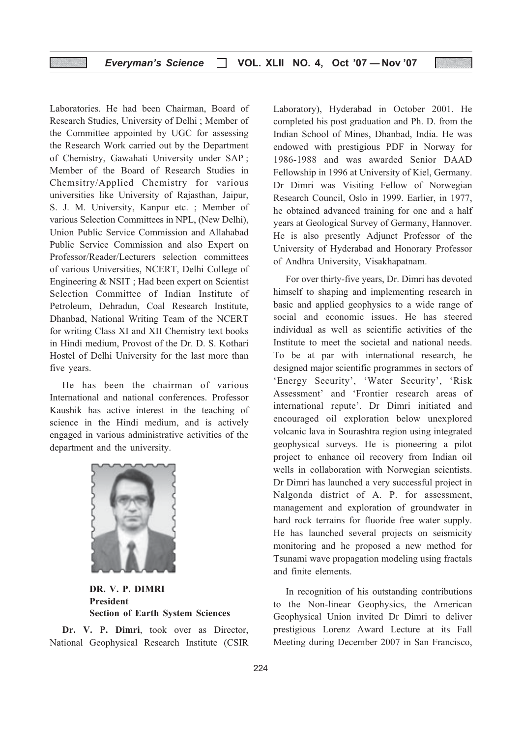Laboratories. He had been Chairman, Board of Research Studies, University of Delhi ; Member of the Committee appointed by UGC for assessing the Research Work carried out by the Department of Chemistry, Gawahati University under SAP ; Member of the Board of Research Studies in Chemsitry/Applied Chemistry for various universities like University of Rajasthan, Jaipur, S. J. M. University, Kanpur etc. ; Member of various Selection Committees in NPL, (New Delhi), Union Public Service Commission and Allahabad Public Service Commission and also Expert on Professor/Reader/Lecturers selection committees of various Universities, NCERT, Delhi College of Engineering & NSIT ; Had been expert on Scientist Selection Committee of Indian Institute of Petroleum, Dehradun, Coal Research Institute, Dhanbad, National Writing Team of the NCERT for writing Class XI and XII Chemistry text books in Hindi medium, Provost of the Dr. D. S. Kothari Hostel of Delhi University for the last more than five years.

He has been the chairman of various International and national conferences. Professor Kaushik has active interest in the teaching of science in the Hindi medium, and is actively engaged in various administrative activities of the department and the university.

**DR. V. P. DIMRI**
**President**
**Section of Earth System Sciences**

**Dr. V. P. Dimri**, took over as Director, National Geophysical Research Institute (CSIR Laboratory), Hyderabad in October 2001. He completed his post graduation and Ph. D. from the Indian School of Mines, Dhanbad, India. He was endowed with prestigious PDF in Norway for 1986-1988 and was awarded Senior DAAD Fellowship in 1996 at University of Kiel, Germany. Dr Dimri was Visiting Fellow of Norwegian Research Council, Oslo in 1999. Earlier, in 1977, he obtained advanced training for one and a half years at Geological Survey of Germany, Hannover. He is also presently Adjunct Professor of the University of Hyderabad and Honorary Professor of Andhra University, Visakhapatnam.

For over thirty-five years, Dr. Dimri has devoted himself to shaping and implementing research in basic and applied geophysics to a wide range of social and economic issues. He has steered individual as well as scientific activities of the Institute to meet the societal and national needs. To be at par with international research, he designed major scientific programmes in sectors of 'Energy Security', 'Water Security', 'Risk Assessment' and 'Frontier research areas of international repute'. Dr Dimri initiated and encouraged oil exploration below unexplored volcanic lava in Sourashtra region using integrated geophysical surveys. He is pioneering a pilot project to enhance oil recovery from Indian oil wells in collaboration with Norwegian scientists. Dr Dimri has launched a very successful project in Nalgonda district of A. P. for assessment, management and exploration of groundwater in hard rock terrains for fluoride free water supply. He has launched several projects on seismicity monitoring and he proposed a new method for Tsunami wave propagation modeling using fractals and finite elements.

In recognition of his outstanding contributions to the Non-linear Geophysics, the American Geophysical Union invited Dr Dimri to deliver prestigious Lorenz Award Lecture at its Fall Meeting during December 2007 in San Francisco,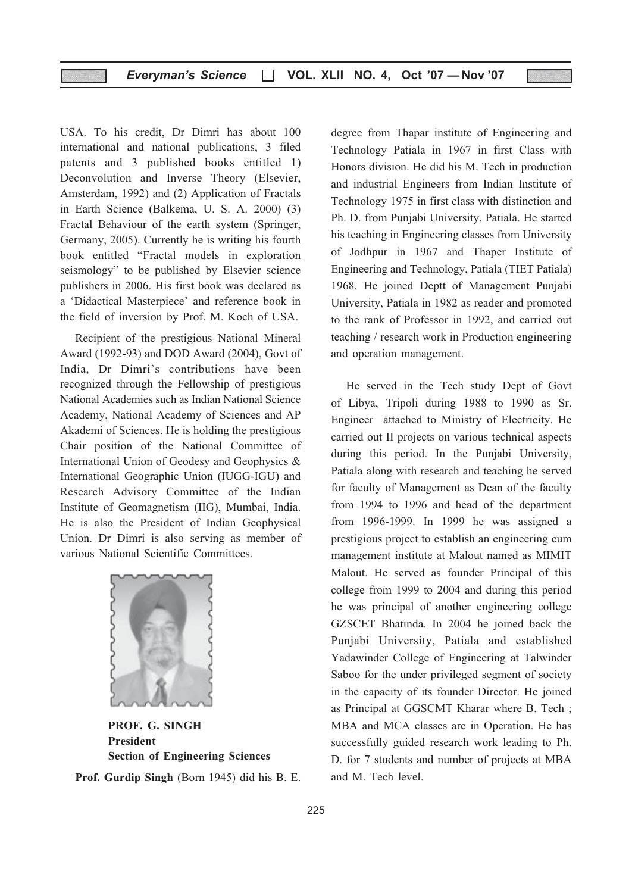USA. To his credit, Dr Dimri has about 100 international and national publications, 3 filed patents and 3 published books entitled 1) Deconvolution and Inverse Theory (Elsevier, Amsterdam, 1992) and (2) Application of Fractals in Earth Science (Balkema, U. S. A. 2000) (3) Fractal Behaviour of the earth system (Springer, Germany, 2005). Currently he is writing his fourth book entitled "Fractal models in exploration seismology" to be published by Elsevier science publishers in 2006. His first book was declared as a 'Didactical Masterpiece' and reference book in the field of inversion by Prof. M. Koch of USA.

Recipient of the prestigious National Mineral Award (1992-93) and DOD Award (2004), Govt of India, Dr Dimri's contributions have been recognized through the Fellowship of prestigious National Academies such as Indian National Science Academy, National Academy of Sciences and AP Akademi of Sciences. He is holding the prestigious Chair position of the National Committee of International Union of Geodesy and Geophysics & International Geographic Union (IUGG-IGU) and Research Advisory Committee of the Indian Institute of Geomagnetism (IIG), Mumbai, India. He is also the President of Indian Geophysical Union. Dr Dimri is also serving as member of various National Scientific Committees.

**PROF. G. SINGH**
**President**
**Section of Engineering Sciences**

**Prof. Gurdip Singh** (Born 1945) did his B. E. degree from Thapar institute of Engineering and Technology Patiala in 1967 in first Class with Honors division. He did his M. Tech in production and industrial Engineers from Indian Institute of Technology 1975 in first class with distinction and Ph. D. from Punjabi University, Patiala. He started his teaching in Engineering classes from University of Jodhpur in 1967 and Thaper Institute of Engineering and Technology, Patiala (TIET Patiala) 1968. He joined Deptt of Management Punjabi University, Patiala in 1982 as reader and promoted to the rank of Professor in 1992, and carried out teaching / research work in Production engineering and operation management.

He served in the Tech study Dept of Govt of Libya, Tripoli during 1988 to 1990 as Sr. Engineer attached to Ministry of Electricity. He carried out II projects on various technical aspects during this period. In the Punjabi University, Patiala along with research and teaching he served for faculty of Management as Dean of the faculty from 1994 to 1996 and head of the department from 1996-1999. In 1999 he was assigned a prestigious project to establish an engineering cum management institute at Malout named as MIMIT Malout. He served as founder Principal of this college from 1999 to 2004 and during this period he was principal of another engineering college GZSCET Bhatinda. In 2004 he joined back the Punjabi University, Patiala and established Yadawinder College of Engineering at Talwinder Saboo for the under privileged segment of society in the capacity of its founder Director. He joined as Principal at GGSCMT Kharar where B. Tech ; MBA and MCA classes are in Operation. He has successfully guided research work leading to Ph. D. for 7 students and number of projects at MBA and M. Tech level.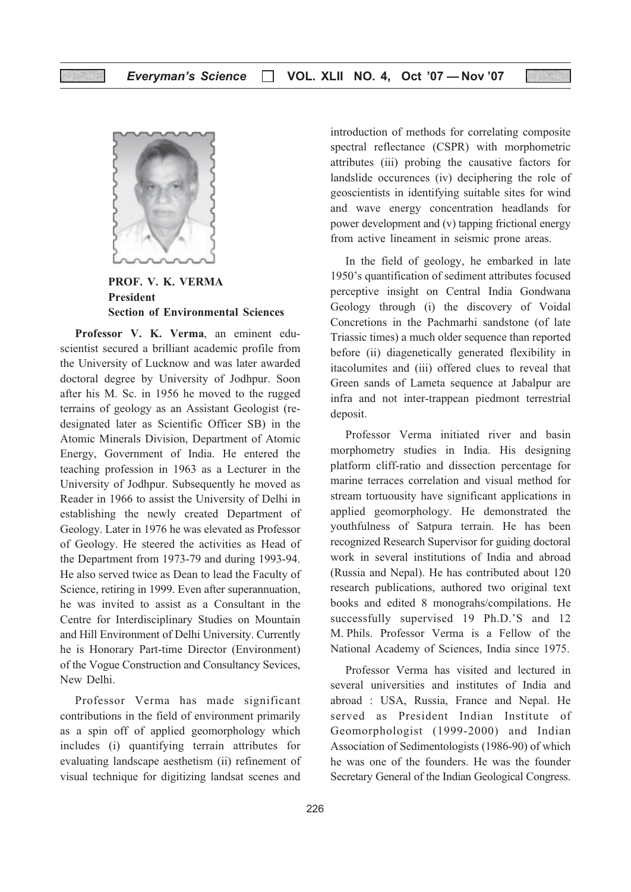**PROF. V. K. VERMA**
**President**
**Section of Environmental Sciences**

**Professor V. K. Verma**, an eminent edu-scientist secured a brilliant academic profile from the University of Lucknow and was later awarded doctoral degree by University of Jodhpur. Soon after his M. Sc. in 1956 he moved to the rugged terrains of geology as an Assistant Geologist (re-designated later as Scientific Officer SB) in the Atomic Minerals Division, Department of Atomic Energy, Government of India. He entered the teaching profession in 1963 as a Lecturer in the University of Jodhpur. Subsequently he moved as Reader in 1966 to assist the University of Delhi in establishing the newly created Department of Geology. Later in 1976 he was elevated as Professor of Geology. He steered the activities as Head of the Department from 1973-79 and during 1993-94. He also served twice as Dean to lead the Faculty of Science, retiring in 1999. Even after superannuation, he was invited to assist as a Consultant in the Centre for Interdisciplinary Studies on Mountain and Hill Environment of Delhi University. Currently he is Honorary Part-time Director (Environment) of the Vogue Construction and Consultancy Sevices, New Delhi.

Professor Verma has made significant contributions in the field of environment primarily as a spin off of applied geomorphology which includes (i) quantifying terrain attributes for evaluating landscape aesthetism (ii) refinement of visual technique for digitizing landsat scenes and introduction of methods for correlating composite spectral reflectance (CSPR) with morphometric attributes (iii) probing the causative factors for landslide occurences (iv) deciphering the role of geoscientists in identifying suitable sites for wind and wave energy concentration headlands for power development and (v) tapping frictional energy from active lineament in seismic prone areas.

In the field of geology, he embarked in late 1950's quantification of sediment attributes focused perceptive insight on Central India Gondwana Geology through (i) the discovery of Voidal Concretions in the Pachmarhi sandstone (of late Triassic times) a much older sequence than reported before (ii) diagenetically generated flexibility in itacolumites and (iii) offered clues to reveal that Green sands of Lameta sequence at Jabalpur are infra and not inter-trappean piedmont terrestrial deposit.

Professor Verma initiated river and basin morphometry studies in India. His designing platform cliff-ratio and dissection percentage for marine terraces correlation and visual method for stream tortuousity have significant applications in applied geomorphology. He demonstrated the youthfulness of Satpura terrain. He has been recognized Research Supervisor for guiding doctoral work in several institutions of India and abroad (Russia and Nepal). He has contributed about 120 research publications, authored two original text books and edited 8 monograhs/compilations. He successfully supervised 19 Ph.D.'S and 12 M. Phils. Professor Verma is a Fellow of the National Academy of Sciences, India since 1975.

Professor Verma has visited and lectured in several universities and institutes of India and abroad : USA, Russia, France and Nepal. He served as President Indian Institute of Geomorphologist (1999-2000) and Indian Association of Sedimentologists (1986-90) of which he was one of the founders. He was the founder Secretary General of the Indian Geological Congress.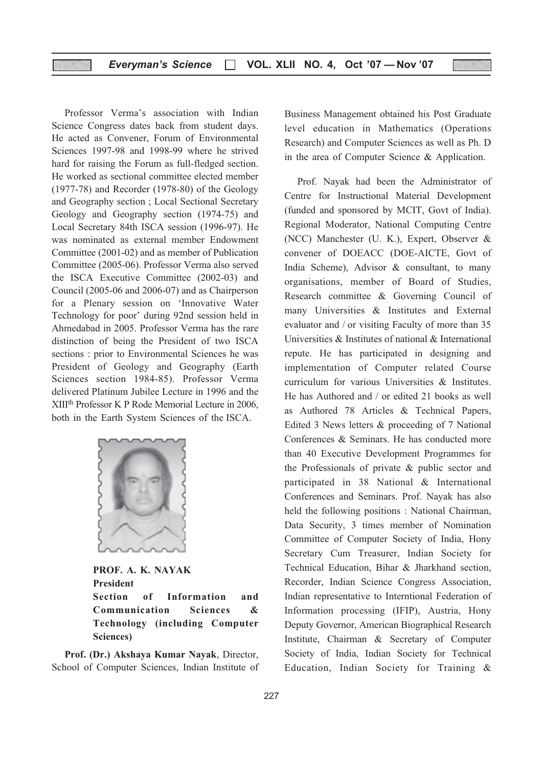Professor Verma's association with Indian Science Congress dates back from student days. He acted as Convener, Forum of Environmental Sciences 1997-98 and 1998-99 where he strived hard for raising the Forum as full-fledged section. He worked as sectional committee elected member (1977-78) and Recorder (1978-80) of the Geology and Geography section ; Local Sectional Secretary Geology and Geography section (1974-75) and Local Secretary 84th ISCA session (1996-97). He was nominated as external member Endowment Committee (2001-02) and as member of Publication Committee (2005-06). Professor Verma also served the ISCA Executive Committee (2002-03) and Council (2005-06 and 2006-07) and as Chairperson for a Plenary session on 'Innovative Water Technology for poor' during 92nd session held in Ahmedabad in 2005. Professor Verma has the rare distinction of being the President of two ISCA sections : prior to Environmental Sciences he was President of Geology and Geography (Earth Sciences section 1984-85). Professor Verma delivered Platinum Jubilee Lecture in 1996 and the XIII[th] Professor K P Rode Memorial Lecture in 2006, both in the Earth System Sciences of the ISCA.

**PROF. A. K. NAYAK**
**President**
**Section of Information and Communication Sciences & Technology (including Computer Sciences)**

**Prof. (Dr.) Akshaya Kumar Nayak**, Director, School of Computer Sciences, Indian Institute of Business Management obtained his Post Graduate level education in Mathematics (Operations Research) and Computer Sciences as well as Ph. D in the area of Computer Science & Application.

Prof. Nayak had been the Administrator of Centre for Instructional Material Development (funded and sponsored by MCIT, Govt of India). Regional Moderator, National Computing Centre (NCC) Manchester (U. K.), Expert, Observer & convener of DOEACC (DOE-AICTE, Govt of India Scheme), Advisor & consultant, to many organisations, member of Board of Studies, Research committee & Governing Council of many Universities & Institutes and External evaluator and / or visiting Faculty of more than 35 Universities & Institutes of national & International repute. He has participated in designing and implementation of Computer related Course curriculum for various Universities & Institutes. He has Authored and / or edited 21 books as well as Authored 78 Articles & Technical Papers, Edited 3 News letters & proceeding of 7 National Conferences & Seminars. He has conducted more than 40 Executive Development Programmes for the Professionals of private & public sector and participated in 38 National & International Conferences and Seminars. Prof. Nayak has also held the following positions : National Chairman, Data Security, 3 times member of Nomination Committee of Computer Society of India, Hony Secretary Cum Treasurer, Indian Society for Technical Education, Bihar & Jharkhand section, Recorder, Indian Science Congress Association, Indian representative to Interntional Federation of Information processing (IFIP), Austria, Hony Deputy Governor, American Biographical Research Institute, Chairman & Secretary of Computer Society of India, Indian Society for Technical Education, Indian Society for Training &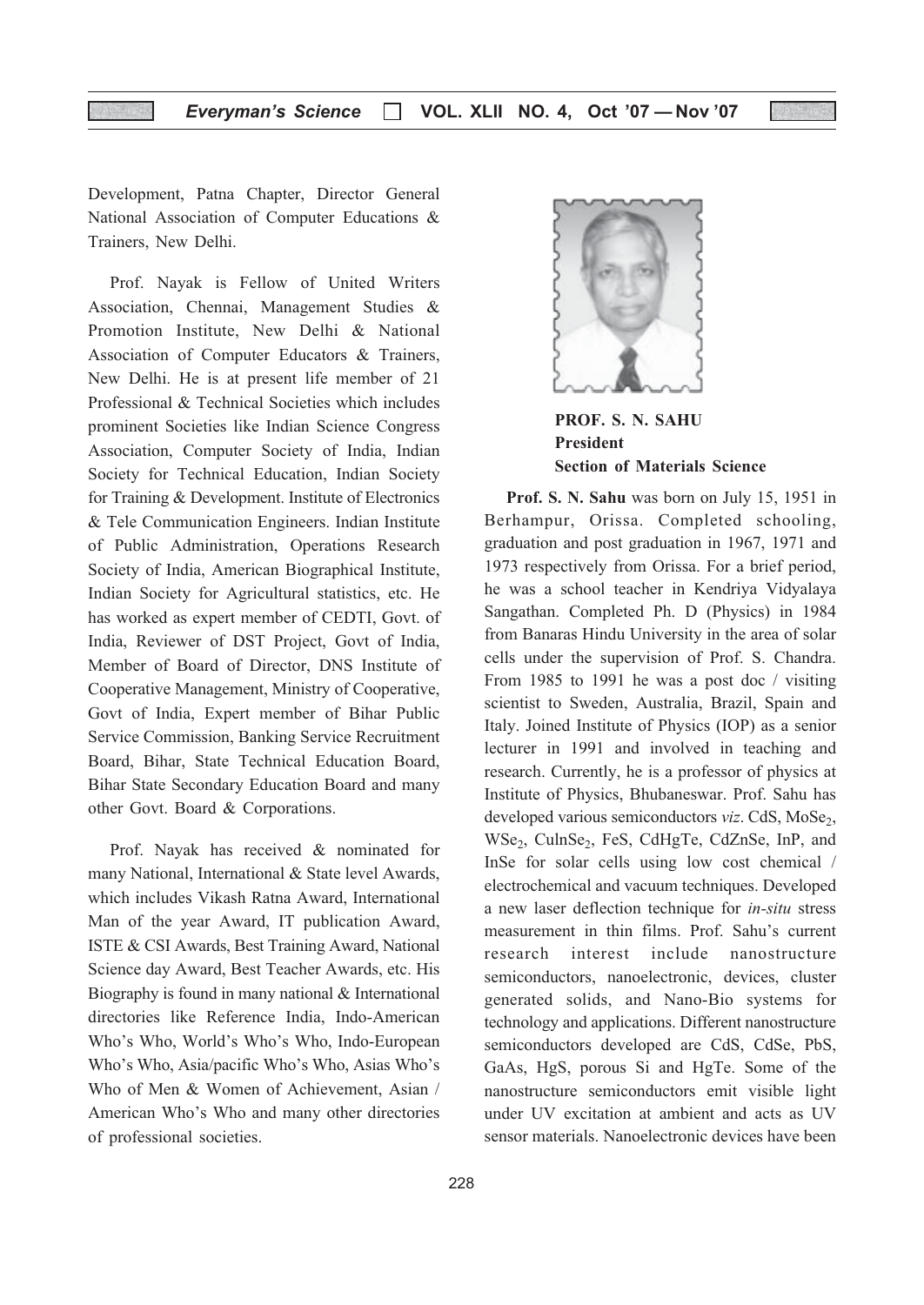Development, Patna Chapter, Director General National Association of Computer Educations & Trainers, New Delhi.

Prof. Nayak is Fellow of United Writers Association, Chennai, Management Studies & Promotion Institute, New Delhi & National Association of Computer Educators & Trainers, New Delhi. He is at present life member of 21 Professional & Technical Societies which includes prominent Societies like Indian Science Congress Association, Computer Society of India, Indian Society for Technical Education, Indian Society for Training & Development. Institute of Electronics & Tele Communication Engineers. Indian Institute of Public Administration, Operations Research Society of India, American Biographical Institute, Indian Society for Agricultural statistics, etc. He has worked as expert member of CEDTI, Govt. of India, Reviewer of DST Project, Govt of India, Member of Board of Director, DNS Institute of Cooperative Management, Ministry of Cooperative, Govt of India, Expert member of Bihar Public Service Commission, Banking Service Recruitment Board, Bihar, State Technical Education Board, Bihar State Secondary Education Board and many other Govt. Board & Corporations.

Prof. Nayak has received & nominated for many National, International & State level Awards, which includes Vikash Ratna Award, International Man of the year Award, IT publication Award, ISTE & CSI Awards, Best Training Award, National Science day Award, Best Teacher Awards, etc. His Biography is found in many national & International directories like Reference India, Indo-American Who's Who, World's Who's Who, Indo-European Who's Who, Asia/pacific Who's Who, Asias Who's Who of Men & Women of Achievement, Asian / American Who's Who and many other directories of professional societies.

**PROF. S. N. SAHU**
**President**
**Section of Materials Science**

**Prof. S. N. Sahu** was born on July 15, 1951 in Berhampur, Orissa. Completed schooling, graduation and post graduation in 1967, 1971 and 1973 respectively from Orissa. For a brief period, he was a school teacher in Kendriya Vidyalaya Sangathan. Completed Ph. D (Physics) in 1984 from Banaras Hindu University in the area of solar cells under the supervision of Prof. S. Chandra. From 1985 to 1991 he was a post doc / visiting scientist to Sweden, Australia, Brazil, Spain and Italy. Joined Institute of Physics (IOP) as a senior lecturer in 1991 and involved in teaching and research. Currently, he is a professor of physics at Institute of Physics, Bhubaneswar. Prof. Sahu has developed various semiconductors *viz*. CdS, $MoSe_2$, $WSe_2$, $CulnSe_2$, FeS, CdHgTe, CdZnSe, InP, and InSe for solar cells using low cost chemical / electrochemical and vacuum techniques. Developed a new laser deflection technique for *in-situ* stress measurement in thin films. Prof. Sahu's current research interest include nanostructure semiconductors, nanoelectronic, devices, cluster generated solids, and Nano-Bio systems for technology and applications. Different nanostructure semiconductors developed are CdS, CdSe, PbS, GaAs, HgS, porous Si and HgTe. Some of the nanostructure semiconductors emit visible light under UV excitation at ambient and acts as UV sensor materials. Nanoelectronic devices have been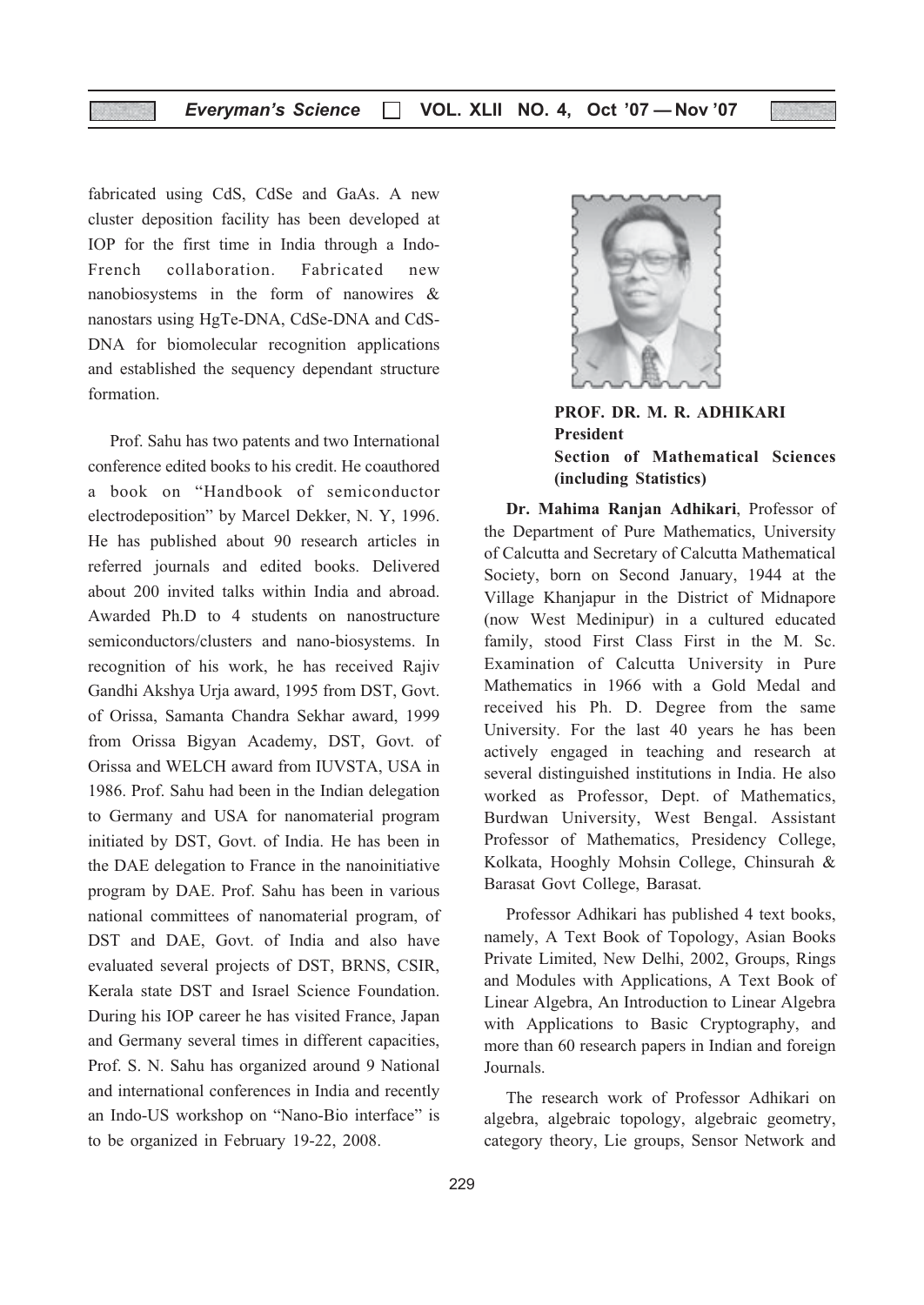fabricated using CdS, CdSe and GaAs. A new cluster deposition facility has been developed at IOP for the first time in India through a Indo-French collaboration. Fabricated new nanobiosystems in the form of nanowires & nanostars using HgTe-DNA, CdSe-DNA and CdS-DNA for biomolecular recognition applications and established the sequency dependant structure formation.

Prof. Sahu has two patents and two International conference edited books to his credit. He coauthored a book on "Handbook of semiconductor electrodeposition" by Marcel Dekker, N. Y, 1996. He has published about 90 research articles in referred journals and edited books. Delivered about 200 invited talks within India and abroad. Awarded Ph.D to 4 students on nanostructure semiconductors/clusters and nano-biosystems. In recognition of his work, he has received Rajiv Gandhi Akshya Urja award, 1995 from DST, Govt. of Orissa, Samanta Chandra Sekhar award, 1999 from Orissa Bigyan Academy, DST, Govt. of Orissa and WELCH award from IUVSTA, USA in 1986. Prof. Sahu had been in the Indian delegation to Germany and USA for nanomaterial program initiated by DST, Govt. of India. He has been in the DAE delegation to France in the nanoinitiative program by DAE. Prof. Sahu has been in various national committees of nanomaterial program, of DST and DAE, Govt. of India and also have evaluated several projects of DST, BRNS, CSIR, Kerala state DST and Israel Science Foundation. During his IOP career he has visited France, Japan and Germany several times in different capacities, Prof. S. N. Sahu has organized around 9 National and international conferences in India and recently an Indo-US workshop on "Nano-Bio interface" is to be organized in February 19-22, 2008.

**PROF. DR. M. R. ADHIKARI**
**President**
**Section of Mathematical Sciences (including Statistics)**

**Dr. Mahima Ranjan Adhikari**, Professor of the Department of Pure Mathematics, University of Calcutta and Secretary of Calcutta Mathematical Society, born on Second January, 1944 at the Village Khanjapur in the District of Midnapore (now West Medinipur) in a cultured educated family, stood First Class First in the M. Sc. Examination of Calcutta University in Pure Mathematics in 1966 with a Gold Medal and received his Ph. D. Degree from the same University. For the last 40 years he has been actively engaged in teaching and research at several distinguished institutions in India. He also worked as Professor, Dept. of Mathematics, Burdwan University, West Bengal. Assistant Professor of Mathematics, Presidency College, Kolkata, Hooghly Mohsin College, Chinsurah & Barasat Govt College, Barasat.

Professor Adhikari has published 4 text books, namely, A Text Book of Topology, Asian Books Private Limited, New Delhi, 2002, Groups, Rings and Modules with Applications, A Text Book of Linear Algebra, An Introduction to Linear Algebra with Applications to Basic Cryptography, and more than 60 research papers in Indian and foreign Journals.

The research work of Professor Adhikari on algebra, algebraic topology, algebraic geometry, category theory, Lie groups, Sensor Network and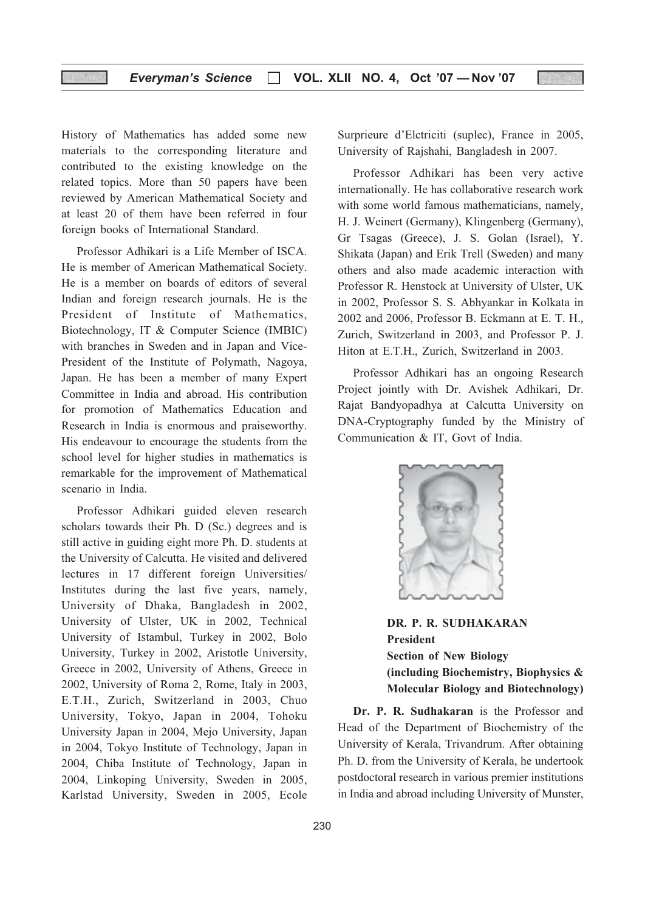History of Mathematics has added some new materials to the corresponding literature and contributed to the existing knowledge on the related topics. More than 50 papers have been reviewed by American Mathematical Society and at least 20 of them have been referred in four foreign books of International Standard.

Professor Adhikari is a Life Member of ISCA. He is member of American Mathematical Society. He is a member on boards of editors of several Indian and foreign research journals. He is the President of Institute of Mathematics, Biotechnology, IT & Computer Science (IMBIC) with branches in Sweden and in Japan and Vice-President of the Institute of Polymath, Nagoya, Japan. He has been a member of many Expert Committee in India and abroad. His contribution for promotion of Mathematics Education and Research in India is enormous and praiseworthy. His endeavour to encourage the students from the school level for higher studies in mathematics is remarkable for the improvement of Mathematical scenario in India.

Professor Adhikari guided eleven research scholars towards their Ph. D (Sc.) degrees and is still active in guiding eight more Ph. D. students at the University of Calcutta. He visited and delivered lectures in 17 different foreign Universities/ Institutes during the last five years, namely, University of Dhaka, Bangladesh in 2002, University of Ulster, UK in 2002, Technical University of Istambul, Turkey in 2002, Bolo University, Turkey in 2002, Aristotle University, Greece in 2002, University of Athens, Greece in 2002, University of Roma 2, Rome, Italy in 2003, E.T.H., Zurich, Switzerland in 2003, Chuo University, Tokyo, Japan in 2004, Tohoku University Japan in 2004, Mejo University, Japan in 2004, Tokyo Institute of Technology, Japan in 2004, Chiba Institute of Technology, Japan in 2004, Linkoping University, Sweden in 2005, Karlstad University, Sweden in 2005, Ecole Surprieure d'Elctriciti (suplec), France in 2005, University of Rajshahi, Bangladesh in 2007.

Professor Adhikari has been very active internationally. He has collaborative research work with some world famous mathematicians, namely, H. J. Weinert (Germany), Klingenberg (Germany), Gr Tsagas (Greece), J. S. Golan (Israel), Y. Shikata (Japan) and Erik Trell (Sweden) and many others and also made academic interaction with Professor R. Henstock at University of Ulster, UK in 2002, Professor S. S. Abhyankar in Kolkata in 2002 and 2006, Professor B. Eckmann at E. T. H., Zurich, Switzerland in 2003, and Professor P. J. Hiton at E.T.H., Zurich, Switzerland in 2003.

Professor Adhikari has an ongoing Research Project jointly with Dr. Avishek Adhikari, Dr. Rajat Bandyopadhya at Calcutta University on DNA-Cryptography funded by the Ministry of Communication & IT, Govt of India.

**DR. P. R. SUDHAKARAN**
**President**
**Section of New Biology**
**(including Biochemistry, Biophysics & Molecular Biology and Biotechnology)**

**Dr. P. R. Sudhakaran** is the Professor and Head of the Department of Biochemistry of the University of Kerala, Trivandrum. After obtaining Ph. D. from the University of Kerala, he undertook postdoctoral research in various premier institutions in India and abroad including University of Munster,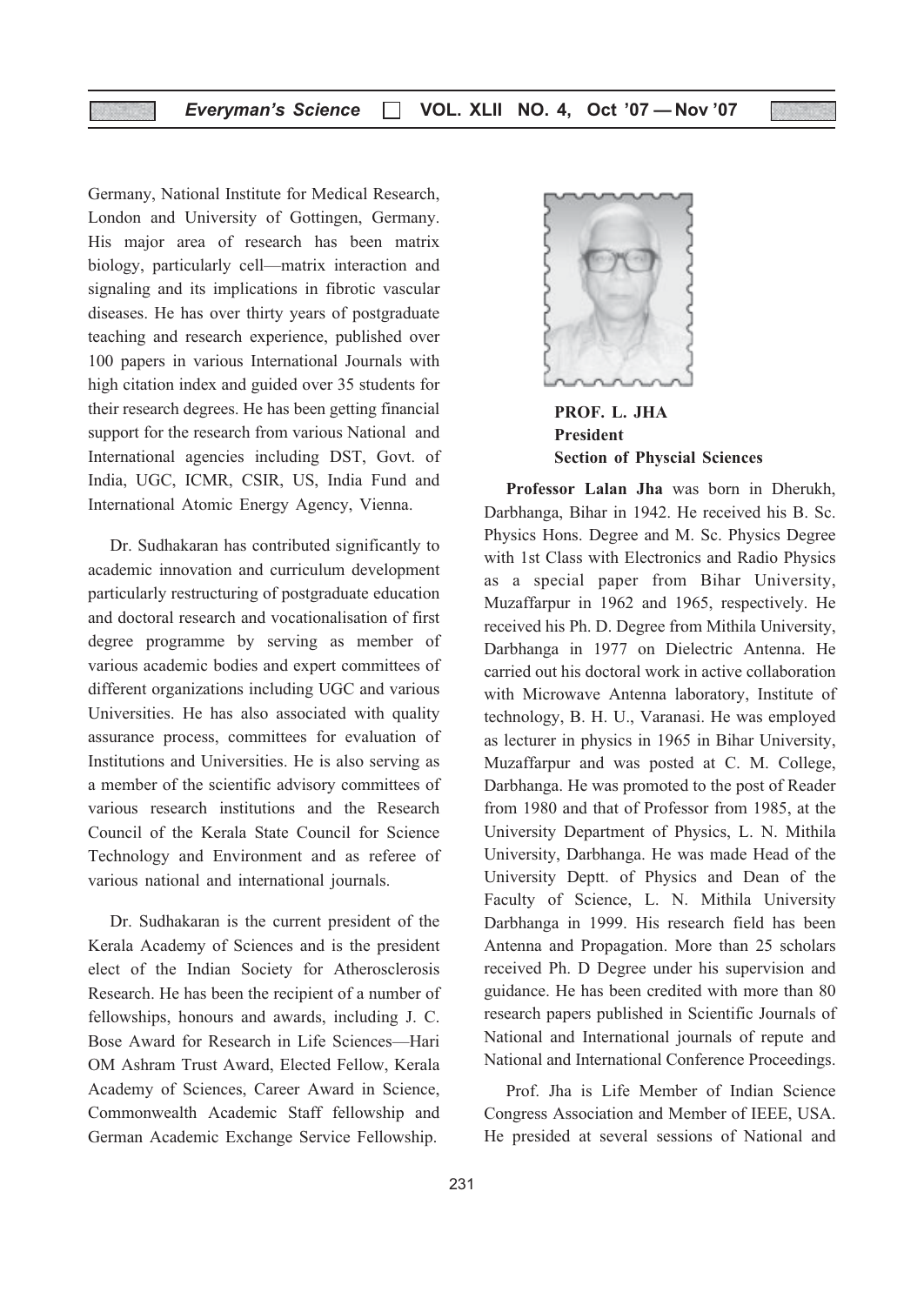Germany, National Institute for Medical Research, London and University of Gottingen, Germany. His major area of research has been matrix biology, particularly cell—matrix interaction and signaling and its implications in fibrotic vascular diseases. He has over thirty years of postgraduate teaching and research experience, published over 100 papers in various International Journals with high citation index and guided over 35 students for their research degrees. He has been getting financial support for the research from various National and International agencies including DST, Govt. of India, UGC, ICMR, CSIR, US, India Fund and International Atomic Energy Agency, Vienna.

Dr. Sudhakaran has contributed significantly to academic innovation and curriculum development particularly restructuring of postgraduate education and doctoral research and vocationalisation of first degree programme by serving as member of various academic bodies and expert committees of different organizations including UGC and various Universities. He has also associated with quality assurance process, committees for evaluation of Institutions and Universities. He is also serving as a member of the scientific advisory committees of various research institutions and the Research Council of the Kerala State Council for Science Technology and Environment and as referee of various national and international journals.

Dr. Sudhakaran is the current president of the Kerala Academy of Sciences and is the president elect of the Indian Society for Atherosclerosis Research. He has been the recipient of a number of fellowships, honours and awards, including J. C. Bose Award for Research in Life Sciences—Hari OM Ashram Trust Award, Elected Fellow, Kerala Academy of Sciences, Career Award in Science, Commonwealth Academic Staff fellowship and German Academic Exchange Service Fellowship.

**PROF. L. JHA**
**President**
**Section of Physcial Sciences**

**Professor Lalan Jha** was born in Dherukh, Darbhanga, Bihar in 1942. He received his B. Sc. Physics Hons. Degree and M. Sc. Physics Degree with 1st Class with Electronics and Radio Physics as a special paper from Bihar University, Muzaffarpur in 1962 and 1965, respectively. He received his Ph. D. Degree from Mithila University, Darbhanga in 1977 on Dielectric Antenna. He carried out his doctoral work in active collaboration with Microwave Antenna laboratory, Institute of technology, B. H. U., Varanasi. He was employed as lecturer in physics in 1965 in Bihar University, Muzaffarpur and was posted at C. M. College, Darbhanga. He was promoted to the post of Reader from 1980 and that of Professor from 1985, at the University Department of Physics, L. N. Mithila University, Darbhanga. He was made Head of the University Deptt. of Physics and Dean of the Faculty of Science, L. N. Mithila University Darbhanga in 1999. His research field has been Antenna and Propagation. More than 25 scholars received Ph. D Degree under his supervision and guidance. He has been credited with more than 80 research papers published in Scientific Journals of National and International journals of repute and National and International Conference Proceedings.

Prof. Jha is Life Member of Indian Science Congress Association and Member of IEEE, USA. He presided at several sessions of National and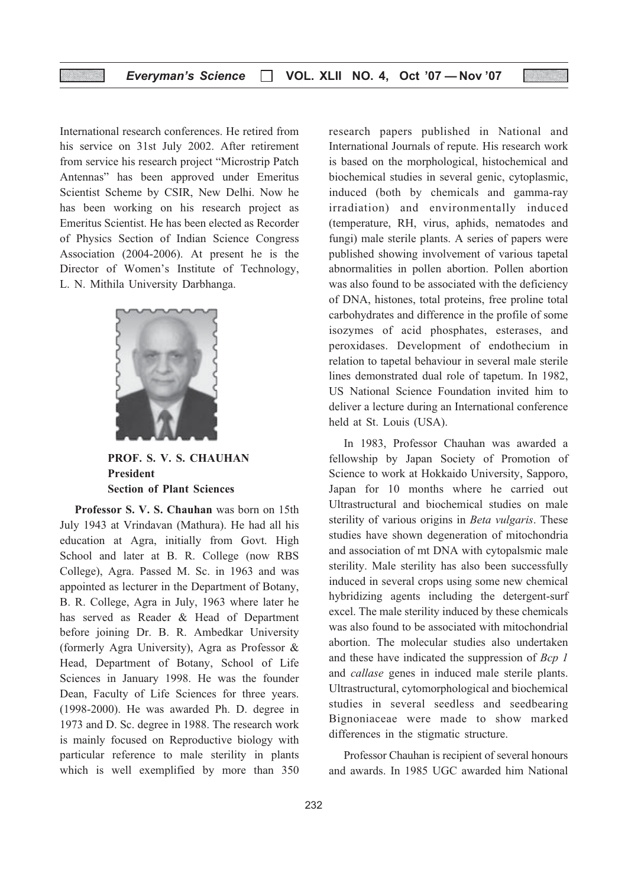International research conferences. He retired from his service on 31st July 2002. After retirement from service his research project "Microstrip Patch Antennas" has been approved under Emeritus Scientist Scheme by CSIR, New Delhi. Now he has been working on his research project as Emeritus Scientist. He has been elected as Recorder of Physics Section of Indian Science Congress Association (2004-2006). At present he is the Director of Women's Institute of Technology, L. N. Mithila University Darbhanga.

**PROF. S. V. S. CHAUHAN**
**President**
**Section of Plant Sciences**

**Professor S. V. S. Chauhan** was born on 15th July 1943 at Vrindavan (Mathura). He had all his education at Agra, initially from Govt. High School and later at B. R. College (now RBS College), Agra. Passed M. Sc. in 1963 and was appointed as lecturer in the Department of Botany, B. R. College, Agra in July, 1963 where later he has served as Reader & Head of Department before joining Dr. B. R. Ambedkar University (formerly Agra University), Agra as Professor & Head, Department of Botany, School of Life Sciences in January 1998. He was the founder Dean, Faculty of Life Sciences for three years. (1998-2000). He was awarded Ph. D. degree in 1973 and D. Sc. degree in 1988. The research work is mainly focused on Reproductive biology with particular reference to male sterility in plants which is well exemplified by more than 350 research papers published in National and International Journals of repute. His research work is based on the morphological, histochemical and biochemical studies in several genic, cytoplasmic, induced (both by chemicals and gamma-ray irradiation) and environmentally induced (temperature, RH, virus, aphids, nematodes and fungi) male sterile plants. A series of papers were published showing involvement of various tapetal abnormalities in pollen abortion. Pollen abortion was also found to be associated with the deficiency of DNA, histones, total proteins, free proline total carbohydrates and difference in the profile of some isozymes of acid phosphates, esterases, and peroxidases. Development of endothecium in relation to tapetal behaviour in several male sterile lines demonstrated dual role of tapetum. In 1982, US National Science Foundation invited him to deliver a lecture during an International conference held at St. Louis (USA).

In 1983, Professor Chauhan was awarded a fellowship by Japan Society of Promotion of Science to work at Hokkaido University, Sapporo, Japan for 10 months where he carried out Ultrastructural and biochemical studies on male sterility of various origins in *Beta vulgaris*. These studies have shown degeneration of mitochondria and association of mt DNA with cytopalsmic male sterility. Male sterility has also been successfully induced in several crops using some new chemical hybridizing agents including the detergent-surf excel. The male sterility induced by these chemicals was also found to be associated with mitochondrial abortion. The molecular studies also undertaken and these have indicated the suppression of *Bcp 1* and *callase* genes in induced male sterile plants. Ultrastructural, cytomorphological and biochemical studies in several seedless and seedbearing Bignoniaceae were made to show marked differences in the stigmatic structure.

Professor Chauhan is recipient of several honours and awards. In 1985 UGC awarded him National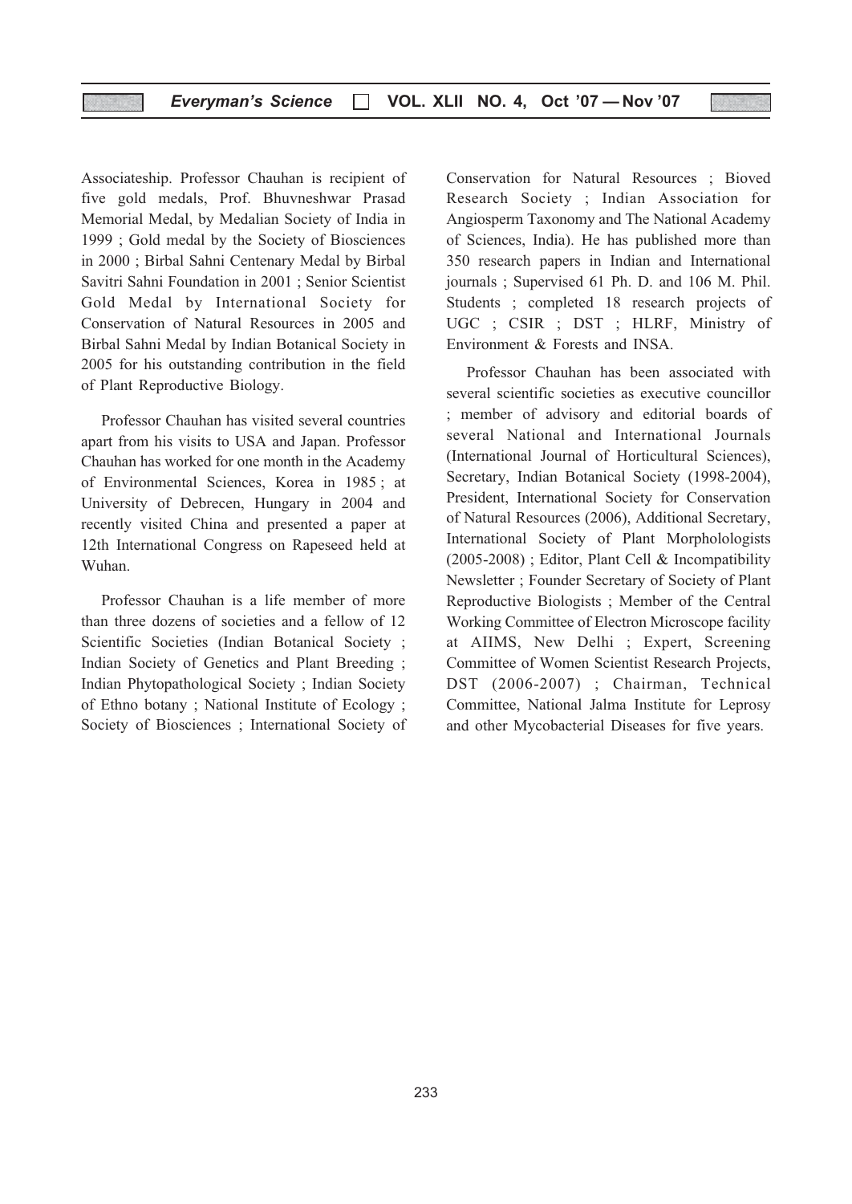Associateship. Professor Chauhan is recipient of five gold medals, Prof. Bhuvneshwar Prasad Memorial Medal, by Medalian Society of India in 1999 ; Gold medal by the Society of Biosciences in 2000 ; Birbal Sahni Centenary Medal by Birbal Savitri Sahni Foundation in 2001 ; Senior Scientist Gold Medal by International Society for Conservation of Natural Resources in 2005 and Birbal Sahni Medal by Indian Botanical Society in 2005 for his outstanding contribution in the field of Plant Reproductive Biology.

Professor Chauhan has visited several countries apart from his visits to USA and Japan. Professor Chauhan has worked for one month in the Academy of Environmental Sciences, Korea in 1985 ; at University of Debrecen, Hungary in 2004 and recently visited China and presented a paper at 12th International Congress on Rapeseed held at Wuhan.

Professor Chauhan is a life member of more than three dozens of societies and a fellow of 12 Scientific Societies (Indian Botanical Society ; Indian Society of Genetics and Plant Breeding ; Indian Phytopathological Society ; Indian Society of Ethno botany ; National Institute of Ecology ; Society of Biosciences ; International Society of Conservation for Natural Resources ; Bioved Research Society ; Indian Association for Angiosperm Taxonomy and The National Academy of Sciences, India). He has published more than 350 research papers in Indian and International journals ; Supervised 61 Ph. D. and 106 M. Phil. Students ; completed 18 research projects of UGC ; CSIR ; DST ; HLRF, Ministry of Environment & Forests and INSA.

Professor Chauhan has been associated with several scientific societies as executive councillor ; member of advisory and editorial boards of several National and International Journals (International Journal of Horticultural Sciences), Secretary, Indian Botanical Society (1998-2004), President, International Society for Conservation of Natural Resources (2006), Additional Secretary, International Society of Plant Morphololologists (2005-2008) ; Editor, Plant Cell & Incompatibility Newsletter ; Founder Secretary of Society of Plant Reproductive Biologists ; Member of the Central Working Committee of Electron Microscope facility at AIIMS, New Delhi ; Expert, Screening Committee of Women Scientist Research Projects, DST (2006-2007) ; Chairman, Technical Committee, National Jalma Institute for Leprosy and other Mycobacterial Diseases for five years.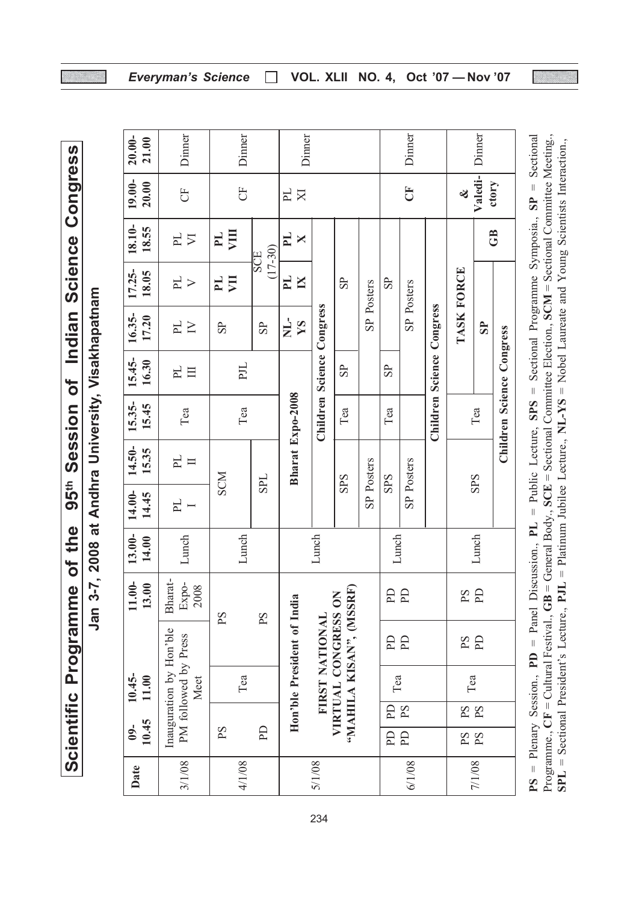# Scientific Programme of the 95th Session of Indian Science Congress

## Jan 3-7, 2008 at Andhra University, Visakhapatnam

| Date | 09-10.45 | 10.45-11.00 | | 11.00-13.00 | 13.00-14.00 | 14.00-14.45 | 14.50-15.35 | 15.35-15.45 | 15.45-16.30 | 16.35-17.20 | 17.25-18.05 | 18.10-18.55 | 19.00-20.00 | 20.00-21.00 |
|---|---|---|---|---|---|---|---|---|---|---|---|---|---|---|
| 3/1/08 | Inauguration by Hon'ble PM followed by Press Meet | | | Bharat-Expo-2008 | Lunch | PL I | PL II | Tea | PL III | PL IV | PL V | PL VI | CF | Dinner |
| 4/1/08 | PS | Tea | PS | | Lunch | SCM | | Tea | PJL | SP | PL VII | PL VIII | CF | Dinner |
| | PD | | PS | | | SPL | | | | SP | SCE (17-30) | | | |
| 5/1/08 | Hon'ble President of India | | | | Lunch | Bharat Expo-2008 | | | | NL-YS | PL IX | PL X | PL XI | Dinner |
| | FIRST NATIONAL VIRTUAL CONGRESS ON "MAHILA KISAN", (MSSRF) | | | | | Children Science Congress | | | | | | | | |
| | | | | | | SPS | | Tea | SP | | SP | | | |
| | | | | | | SP Posters | | | | SP Posters | | | | |
| 6/1/08 | PD PD | PD PS | Tea | PD PD | PD PD | Lunch | SPS | | Tea | SP | | SP | | CF | Dinner |
| | | | | | | SP Posters | | | | SP Posters | | | | |
| | | | | | | Children Science Congress | | | | | | | | |
| 7/1/08 | PS PS | PS PS | Tea | PS PD | PS PD | Lunch | SPS | | Tea | TASK FORCE | | | & Valedictory | Dinner |
| | | | | | | | | | | SP | | GB | | |
| | | | | | | Children Science Congress | | | | | | | | |

**PS** = Plenary Session., **PD** = Panel Discussion., **PL** = Public Lecture, **SPS** = Sectional Programme Symposia., **SP** = Sectional Programme., **CF** = Cultural Festival, **GB** = General Body., **SCE** = Sectional Committee Election., **SCM** = Sectional Committee Meeting., **SPL** = Sectional President's Lecture., **PJL** = Platinum Jubilee Lecture., **NL-YS** = Nobel Laureate and Young Scientists Interaction.,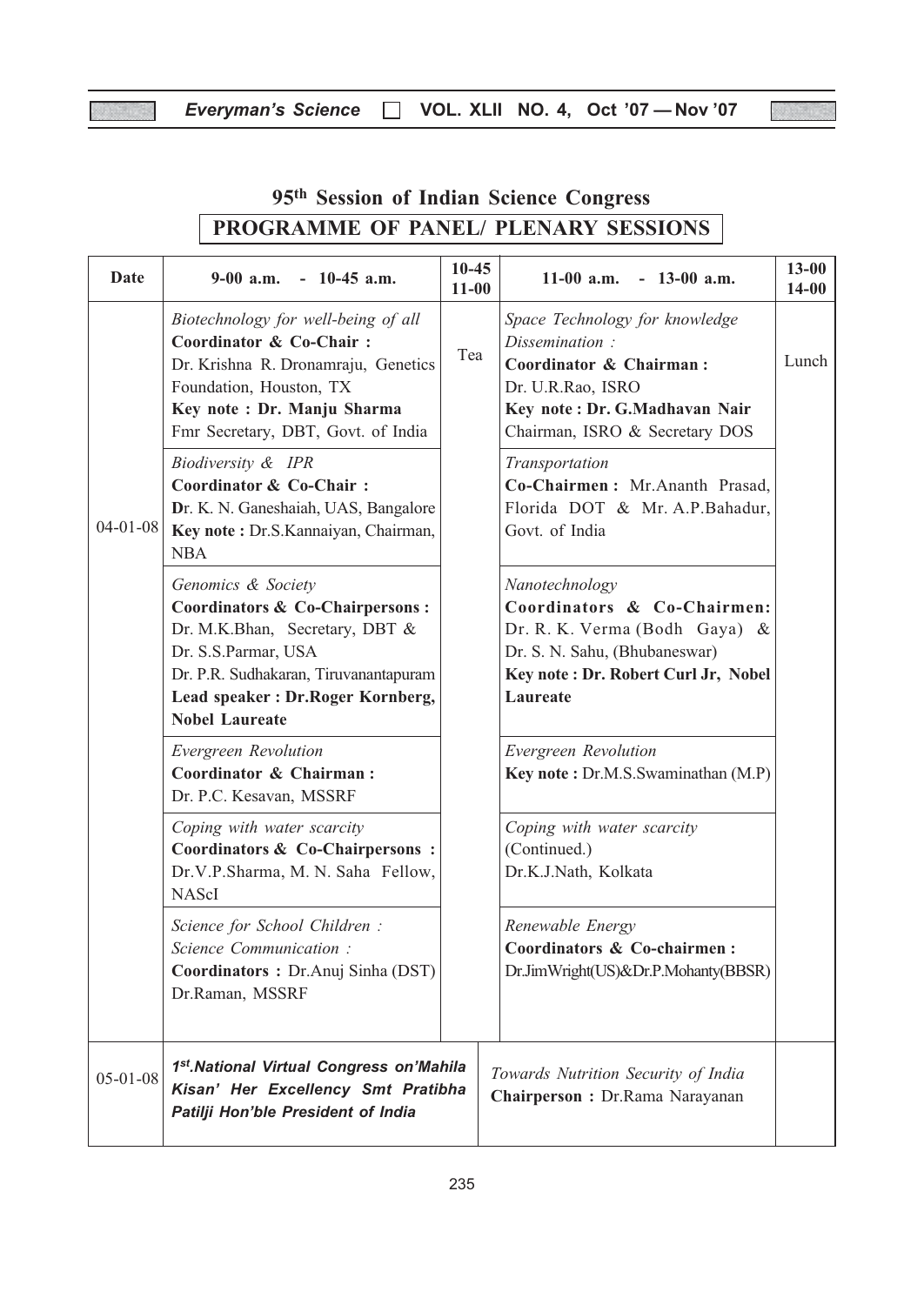## 95th Session of Indian Science Congress

## PROGRAMME OF PANEL/ PLENARY SESSIONS

| Date | 9-00 a.m. - 10-45 a.m. | 10-45 11-00 | 11-00 a.m. - 13-00 a.m. | 13-00 14-00 |
|---|---|---|---|---|
| 04-01-08 | *Biotechnology for well-being of all* **Coordinator & Co-Chair :** Dr. Krishna R. Dronamraju, Genetics Foundation, Houston, TX **Key note : Dr. Manju Sharma** Fmr Secretary, DBT, Govt. of India | Tea | *Space Technology for knowledge Dissemination :* **Coordinator & Chairman :** Dr. U.R.Rao, ISRO **Key note : Dr. G.Madhavan Nair** Chairman, ISRO & Secretary DOS | Lunch |
| | *Biodiversity & IPR* **Coordinator & Co-Chair :** Dr. K. N. Ganeshaiah, UAS, Bangalore **Key note :** Dr.S.Kannaiyan, Chairman, NBA | | *Transportation* **Co-Chairmen :** Mr.Ananth Prasad, Florida DOT & Mr. A.P.Bahadur, Govt. of India | |
| | *Genomics & Society* **Coordinators & Co-Chairpersons :** Dr. M.K.Bhan, Secretary, DBT & Dr. S.S.Parmar, USA Dr. P.R. Sudhakaran, Tiruvanantapuram **Lead speaker : Dr.Roger Kornberg, Nobel Laureate** | | *Nanotechnology* **Coordinators & Co-Chairmen:** Dr. R. K. Verma (Bodh Gaya) & Dr. S. N. Sahu, (Bhubaneswar) **Key note : Dr. Robert Curl Jr, Nobel Laureate** | |
| | *Evergreen Revolution* **Coordinator & Chairman :** Dr. P.C. Kesavan, MSSRF | | *Evergreen Revolution* **Key note :** Dr.M.S.Swaminathan (M.P) | |
| | *Coping with water scarcity* **Coordinators & Co-Chairpersons :** Dr.V.P.Sharma, M. N. Saha Fellow, NAScI | | *Coping with water scarcity* (Continued.) Dr.K.J.Nath, Kolkata | |
| | *Science for School Children : Science Communication :* **Coordinators :** Dr.Anuj Sinha (DST) Dr.Raman, MSSRF | | *Renewable Energy* **Coordinators & Co-chairmen :** Dr.JimWright(US)&Dr.P.Mohanty(BBSR) | |
| 05-01-08 | ***1st.National Virtual Congress on'Mahila Kisan' Her Excellency Smt Pratibha Patilji Hon'ble President of India*** | | *Towards Nutrition Security of India* **Chairperson :** Dr.Rama Narayanan | |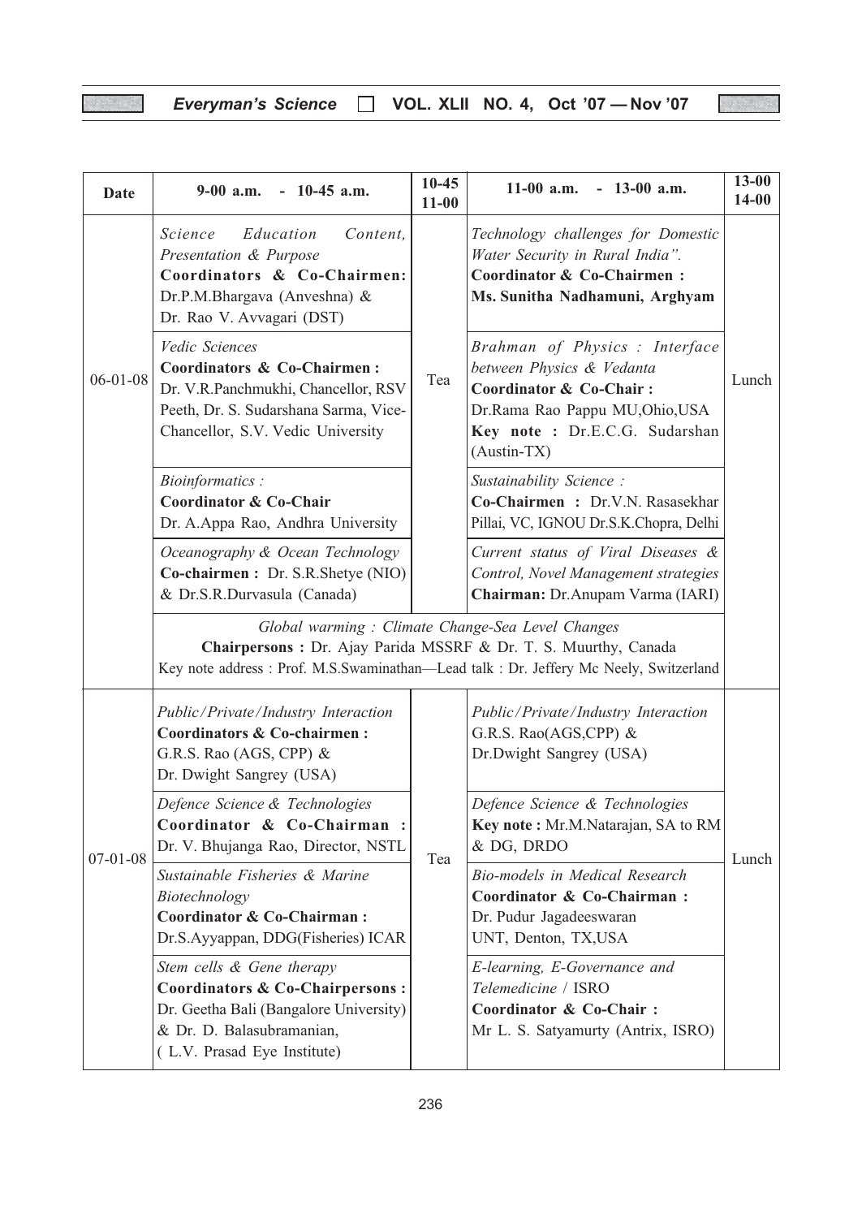| Date | 9-00 a.m. - 10-45 a.m. | 10-45 11-00 | 11-00 a.m. - 13-00 a.m. | 13-00 14-00 |
|---|---|---|---|---|
| 06-01-08 | *Science Education Content, Presentation & Purpose* **Coordinators & Co-Chairmen:** Dr.P.M.Bhargava (Anveshna) & Dr. Rao V. Avvagari (DST) | Tea | *Technology challenges for Domestic Water Security in Rural India".* **Coordinator & Co-Chairmen :** **Ms. Sunitha Nadhamuni, Arghyam** | Lunch |
| | *Vedic Sciences* **Coordinators & Co-Chairmen :** Dr. V.R.Panchmukhi, Chancellor, RSV Peeth, Dr. S. Sudarshana Sarma, Vice-Chancellor, S.V. Vedic University | | *Brahman of Physics : Interface between Physics & Vedanta* **Coordinator & Co-Chair :** Dr.Rama Rao Pappu MU,Ohio,USA **Key note :** Dr.E.C.G. Sudarshan (Austin-TX) | |
| | *Bioinformatics :* **Coordinator & Co-Chair** Dr. A.Appa Rao, Andhra University | | *Sustainability Science :* **Co-Chairmen :** Dr.V.N. Rasasekhar Pillai, VC, IGNOU Dr.S.K.Chopra, Delhi | |
| | *Oceanography & Ocean Technology* **Co-chairmen :** Dr. S.R.Shetye (NIO) & Dr.S.R.Durvasula (Canada) | | *Current status of Viral Diseases & Control, Novel Management strategies* **Chairman:** Dr.Anupam Varma (IARI) | |
| | *Global warming : Climate Change-Sea Level Changes* **Chairpersons :** Dr. Ajay Parida MSSRF & Dr. T. S. Muurthy, Canada Key note address : Prof. M.S.Swaminathan—Lead talk : Dr. Jeffery Mc Neely, Switzerland | | | |
| 07-01-08 | *Public/Private/Industry Interaction* **Coordinators & Co-chairmen :** G.R.S. Rao (AGS, CPP) & Dr. Dwight Sangrey (USA) | Tea | *Public/Private/Industry Interaction* G.R.S. Rao(AGS,CPP) & Dr.Dwight Sangrey (USA) | Lunch |
| | *Defence Science & Technologies* **Coordinator & Co-Chairman :** Dr. V. Bhujanga Rao, Director, NSTL | | *Defence Science & Technologies* **Key note :** Mr.M.Natarajan, SA to RM & DG, DRDO | |
| | *Sustainable Fisheries & Marine Biotechnology* **Coordinator & Co-Chairman :** Dr.S.Ayyappan, DDG(Fisheries) ICAR | | *Bio-models in Medical Research* **Coordinator & Co-Chairman :** Dr. Pudur Jagadeeswaran UNT, Denton, TX,USA | |
| | *Stem cells & Gene therapy* **Coordinators & Co-Chairpersons :** Dr. Geetha Bali (Bangalore University) & Dr. D. Balasubramanian, ( L.V. Prasad Eye Institute) | | *E-learning, E-Governance and Telemedicine* / ISRO **Coordinator & Co-Chair :** Mr L. S. Satyamurty (Antrix, ISRO) | |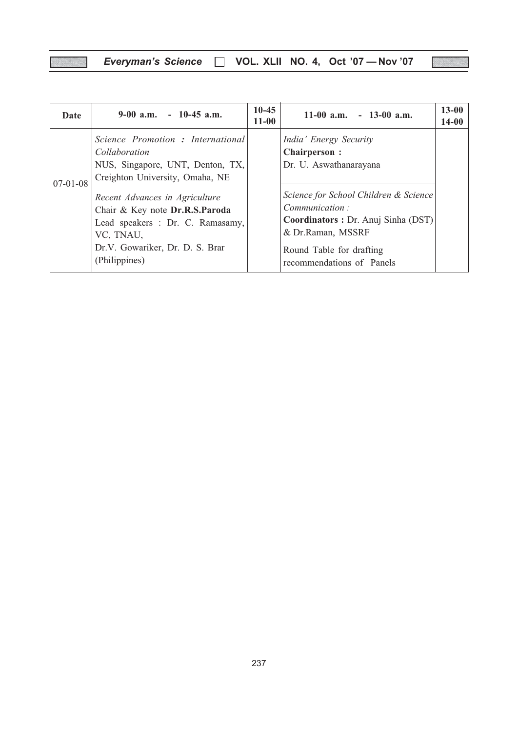| Date | 9-00 a.m. - 10-45 a.m. | 10-45 11-00 | 11-00 a.m. - 13-00 a.m. | 13-00 14-00 |
|---|---|---|---|---|
| 07-01-08 | *Science Promotion : International Collaboration* NUS, Singapore, UNT, Denton, TX, Creighton University, Omaha, NE | | *India' Energy Security* **Chairperson :** Dr. U. Aswathanarayana | |
| | *Recent Advances in Agriculture* Chair & Key note **Dr.R.S.Paroda** Lead speakers : Dr. C. Ramasamy, VC, TNAU, Dr.V. Gowariker, Dr. D. S. Brar (Philippines) | | *Science for School Children & Science Communication :* **Coordinators :** Dr. Anuj Sinha (DST) & Dr.Raman, MSSRF<br>Round Table for drafting recommendations of Panels | |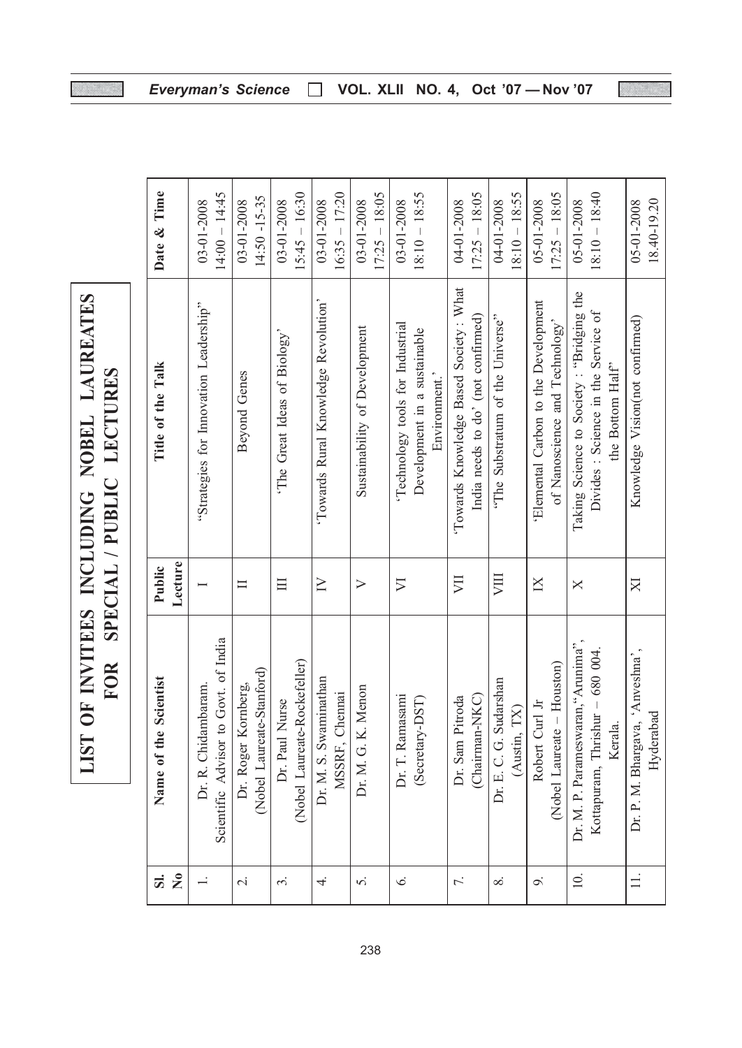# LIST OF INVITEES INCLUDING NOBEL LAUREATES FOR SPECIAL / PUBLIC LECTURES

| Sl. No | Name of the Scientist | Public Lecture | Title of the Talk | Date & Time |
|---|---|---|---|---|
| 1. | Dr. R. Chidambaram. Scientific Advisor to Govt. of India | I | "Strategies for Innovation Leadership" | 03-01-2008 14:00 – 14:45 |
| 2. | Dr. Roger Kornberg, (Nobel Laureate-Stanford) | II | Beyond Genes | 03-01-2008 14:50 -15-35 |
| 3. | Dr. Paul Nurse (Nobel Laureate-Rockefeller) | III | 'The Great Ideas of Biology' | 03-01-2008 15:45 – 16:30 |
| 4. | Dr. M. S. Swaminathan MSSRF, Chennai | IV | 'Towards Rural Knowledge Revolution' | 03-01-2008 16:35 – 17:20 |
| 5. | Dr. M. G. K. Menon | V | Sustainability of Development | 03-01-2008 17:25 – 18:05 |
| 6. | Dr. T. Ramasami (Secretary-DST) | VI | 'Technology tools for Industrial Development in a sustainable Environment.' | 03-01-2008 18:10 – 18:55 |
| 7. | Dr. Sam Pitroda (Chairman-NKC) | VII | 'Towards Knowledge Based Society: What India needs to do' (not confirmed) | 04-01-2008 17:25 – 18:05 |
| 8. | Dr. E. C. G. Sudarshan (Austin, TX) | VIII | "The Substratum of the Universe" | 04-01-2008 18:10 – 18:55 |
| 9. | Robert Curl Jr (Nobel Laureate – Houston) | IX | 'Elemental Carbon to the Development of Nanoscience and Technology' | 05-01-2008 17:25 – 18:05 |
| 10. | Dr. M. P. Parameswaran, "Arunima", Kottapuram, Thrishur – 680 004. Kerala. | X | Taking Science to Society : "Bridging the Divides : Science in the Service of the Bottom Half" | 05-01-2008 18:10 – 18:40 |
| 11. | Dr. P. M. Bhargava, 'Anveshna', Hyderabad | XI | Knowledge Vision(not confirmed) | 05-01-2008 18.40-19.20 |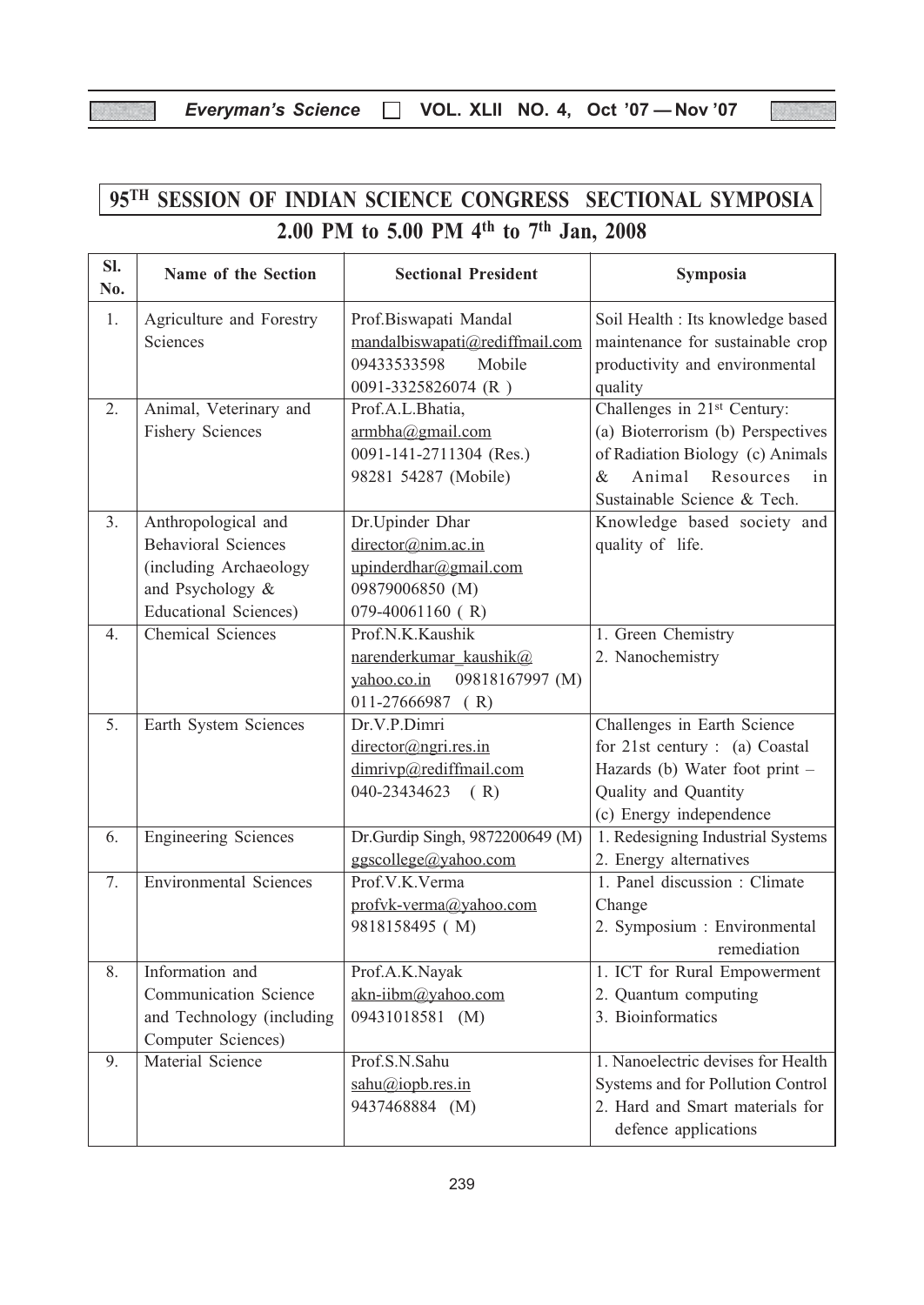# 95[TH] SESSION OF INDIAN SCIENCE CONGRESS SECTIONAL SYMPOSIA

## 2.00 PM to 5.00 PM 4[th] to 7[th] Jan, 2008

| Sl. No. | Name of the Section | Sectional President | Symposia |
|---|---|---|---|
| 1. | Agriculture and Forestry Sciences | Prof.Biswapati Mandal<br>mandalbiswapati@rediffmail.com<br>09433533598 Mobile<br>0091-3325826074 (R ) | Soil Health : Its knowledge based maintenance for sustainable crop productivity and environmental quality |
| 2. | Animal, Veterinary and Fishery Sciences | Prof.A.L.Bhatia,<br>armbha@gmail.com<br>0091-141-2711304 (Res.)<br>98281 54287 (Mobile) | Challenges in 21st Century: (a) Bioterrorism (b) Perspectives of Radiation Biology (c) Animals & Animal Resources in Sustainable Science & Tech. |
| 3. | Anthropological and Behavioral Sciences (including Archaeology and Psychology & Educational Sciences) | Dr.Upinder Dhar<br>director@nim.ac.in<br>upinderdhar@gmail.com<br>09879006850 (M)<br>079-40061160 ( R) | Knowledge based society and quality of life. |
| 4. | Chemical Sciences | Prof.N.K.Kaushik<br>narenderkumar_kaushik@yahoo.co.in 09818167997 (M)<br>011-27666987 ( R) | 1. Green Chemistry<br>2. Nanochemistry |
| 5. | Earth System Sciences | Dr.V.P.Dimri<br>director@ngri.res.in<br>dimrivp@rediffmail.com<br>040-23434623 ( R) | Challenges in Earth Science for 21st century : (a) Coastal Hazards (b) Water foot print – Quality and Quantity<br>(c) Energy independence |
| 6. | Engineering Sciences | Dr.Gurdip Singh, 9872200649 (M)<br>ggscollege@yahoo.com | 1. Redesigning Industrial Systems<br>2. Energy alternatives |
| 7. | Environmental Sciences | Prof.V.K.Verma<br>profvk-verma@yahoo.com<br>9818158495 ( M) | 1. Panel discussion : Climate Change<br>2. Symposium : Environmental remediation |
| 8. | Information and Communication Science and Technology (including Computer Sciences) | Prof.A.K.Nayak<br>akn-iibm@yahoo.com<br>09431018581 (M) | 1. ICT for Rural Empowerment<br>2. Quantum computing<br>3. Bioinformatics |
| 9. | Material Science | Prof.S.N.Sahu<br>sahu@iopb.res.in<br>9437468884 (M) | 1. Nanoelectric devises for Health Systems and for Pollution Control<br>2. Hard and Smart materials for defence applications |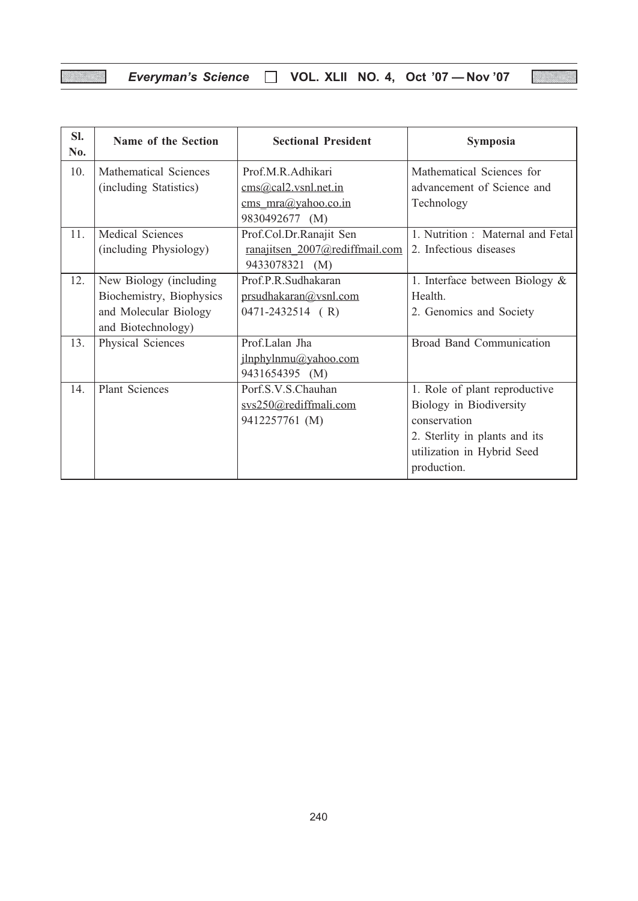| Sl. No. | Name of the Section | Sectional President | Symposia |
|---|---|---|---|
| 10. | Mathematical Sciences (including Statistics) | Prof.M.R.Adhikari<br>cms@cal2.vsnl.net.in<br>cms_mra@yahoo.co.in<br>9830492677 (M) | Mathematical Sciences for advancement of Science and Technology |
| 11. | Medical Sciences (including Physiology) | Prof.Col.Dr.Ranajit Sen<br>ranajitsen_2007@rediffmail.com<br>9433078321 (M) | 1. Nutrition : Maternal and Fetal<br>2. Infectious diseases |
| 12. | New Biology (including Biochemistry, Biophysics and Molecular Biology and Biotechnology) | Prof.P.R.Sudhakaran<br>prsudhakaran@vsnl.com<br>0471-2432514 ( R) | 1. Interface between Biology & Health.<br>2. Genomics and Society |
| 13. | Physical Sciences | Prof.Lalan Jha<br>jlnphylnmu@yahoo.com<br>9431654395 (M) | Broad Band Communication |
| 14. | Plant Sciences | Porf.S.V.S.Chauhan<br>svs250@rediffmali.com<br>9412257761 (M) | 1. Role of plant reproductive Biology in Biodiversity conservation<br>2. Sterlity in plants and its utilization in Hybrid Seed production. |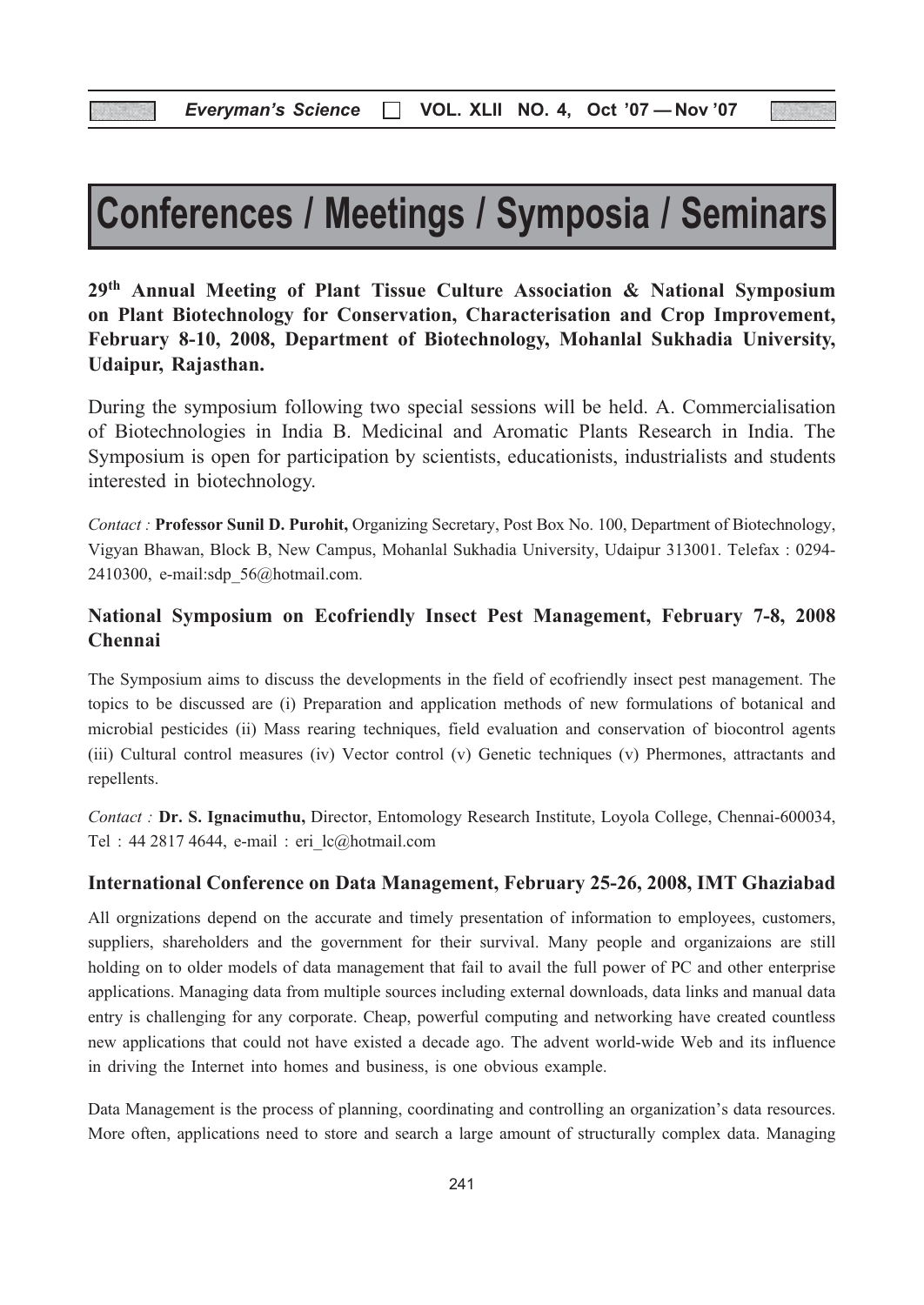# Conferences / Meetings / Symposia / Seminars

**29th Annual Meeting of Plant Tissue Culture Association & National Symposium on Plant Biotechnology for Conservation, Characterisation and Crop Improvement, February 8-10, 2008, Department of Biotechnology, Mohanlal Sukhadia University, Udaipur, Rajasthan.**

During the symposium following two special sessions will be held. A. Commercialisation of Biotechnologies in India B. Medicinal and Aromatic Plants Research in India. The Symposium is open for participation by scientists, educationists, industrialists and students interested in biotechnology.

*Contact :* **Professor Sunil D. Purohit,** Organizing Secretary, Post Box No. 100, Department of Biotechnology, Vigyan Bhawan, Block B, New Campus, Mohanlal Sukhadia University, Udaipur 313001. Telefax : 0294-2410300, e-mail:sdp_56@hotmail.com.

**National Symposium on Ecofriendly Insect Pest Management, February 7-8, 2008 Chennai**

The Symposium aims to discuss the developments in the field of ecofriendly insect pest management. The topics to be discussed are (i) Preparation and application methods of new formulations of botanical and microbial pesticides (ii) Mass rearing techniques, field evaluation and conservation of biocontrol agents (iii) Cultural control measures (iv) Vector control (v) Genetic techniques (v) Phermones, attractants and repellents.

*Contact :* **Dr. S. Ignacimuthu,** Director, Entomology Research Institute, Loyola College, Chennai-600034, Tel : 44 2817 4644, e-mail : eri_lc@hotmail.com

**International Conference on Data Management, February 25-26, 2008, IMT Ghaziabad**

All orgnizations depend on the accurate and timely presentation of information to employees, customers, suppliers, shareholders and the government for their survival. Many people and organizaions are still holding on to older models of data management that fail to avail the full power of PC and other enterprise applications. Managing data from multiple sources including external downloads, data links and manual data entry is challenging for any corporate. Cheap, powerful computing and networking have created countless new applications that could not have existed a decade ago. The advent world-wide Web and its influence in driving the Internet into homes and business, is one obvious example.

Data Management is the process of planning, coordinating and controlling an organization's data resources. More often, applications need to store and search a large amount of structurally complex data. Managing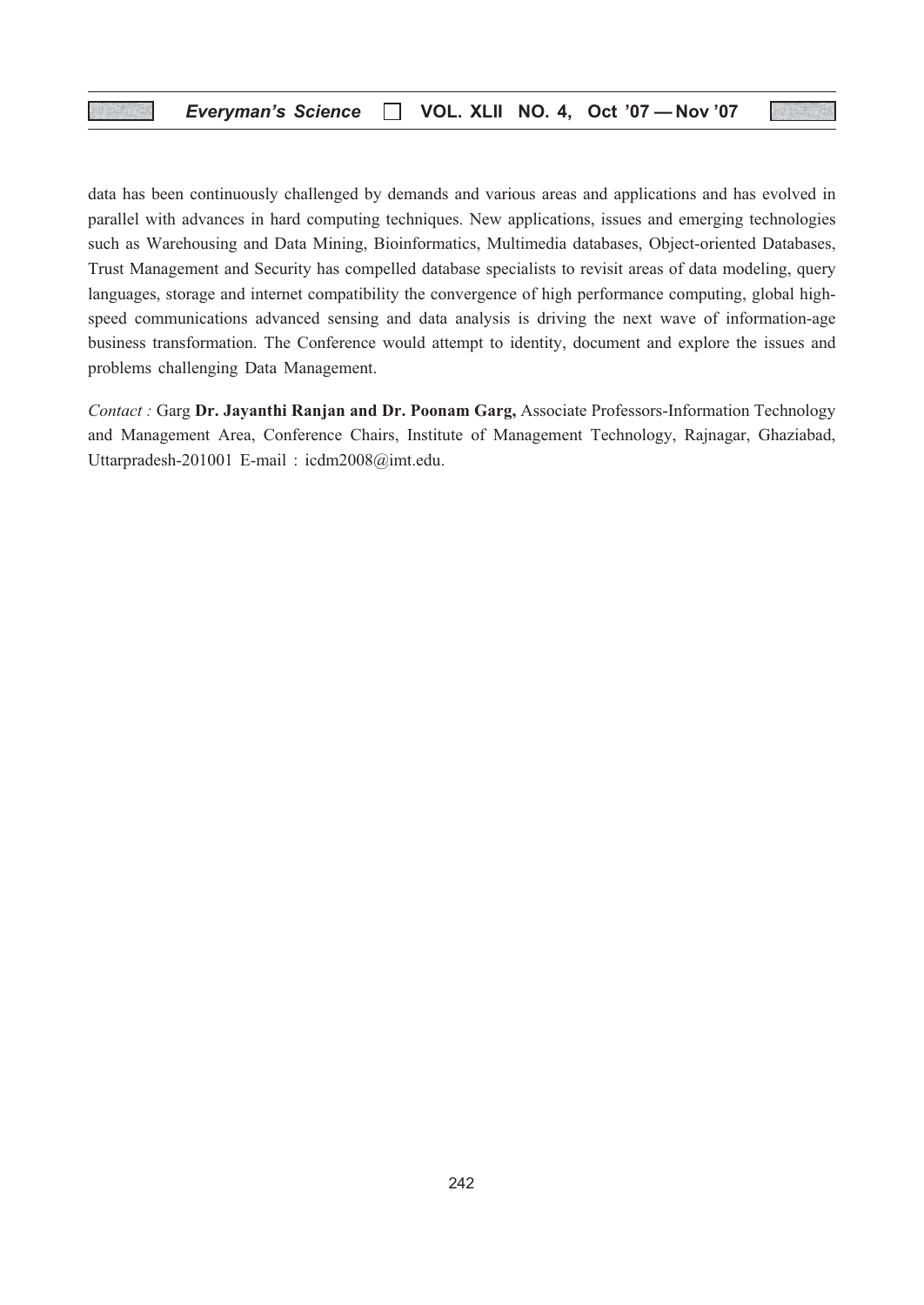data has been continuously challenged by demands and various areas and applications and has evolved in parallel with advances in hard computing techniques. New applications, issues and emerging technologies such as Warehousing and Data Mining, Bioinformatics, Multimedia databases, Object-oriented Databases, Trust Management and Security has compelled database specialists to revisit areas of data modeling, query languages, storage and internet compatibility the convergence of high performance computing, global high-speed communications advanced sensing and data analysis is driving the next wave of information-age business transformation. The Conference would attempt to identity, document and explore the issues and problems challenging Data Management.

*Contact :* Garg **Dr. Jayanthi Ranjan and Dr. Poonam Garg,** Associate Professors-Information Technology and Management Area, Conference Chairs, Institute of Management Technology, Rajnagar, Ghaziabad, Uttarpradesh-201001 E-mail : icdm2008@imt.edu.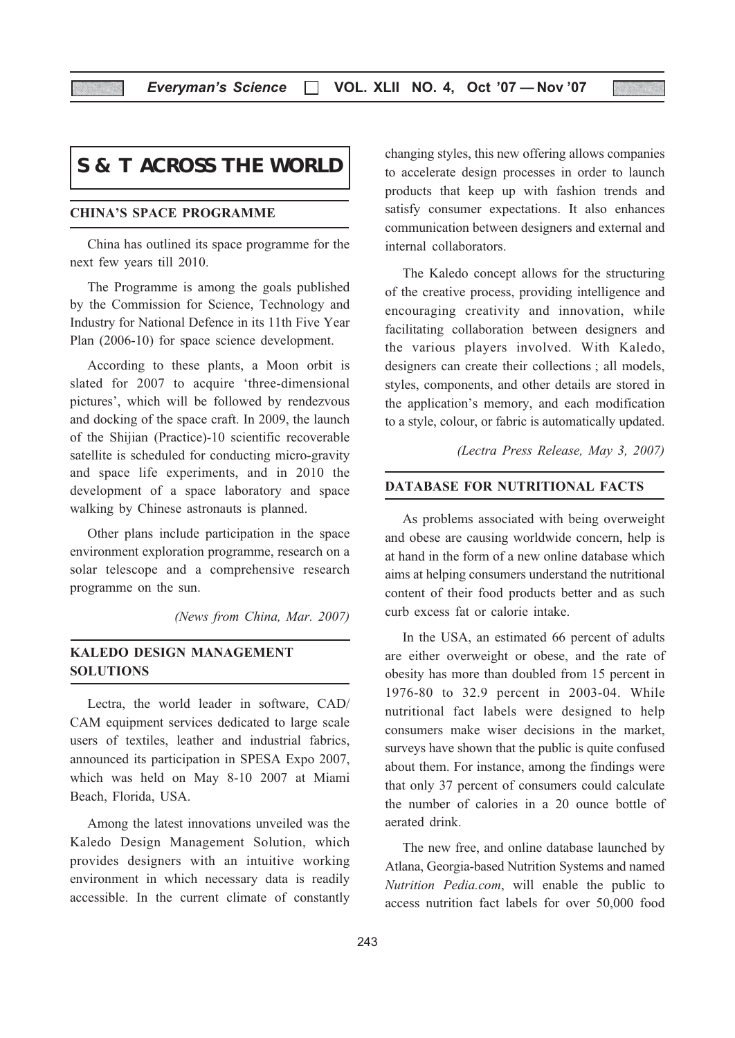# S & T ACROSS THE WORLD

## CHINA'S SPACE PROGRAMME

China has outlined its space programme for the next few years till 2010.

The Programme is among the goals published by the Commission for Science, Technology and Industry for National Defence in its 11th Five Year Plan (2006-10) for space science development.

According to these plants, a Moon orbit is slated for 2007 to acquire 'three-dimensional pictures', which will be followed by rendezvous and docking of the space craft. In 2009, the launch of the Shijian (Practice)-10 scientific recoverable satellite is scheduled for conducting micro-gravity and space life experiments, and in 2010 the development of a space laboratory and space walking by Chinese astronauts is planned.

Other plans include participation in the space environment exploration programme, research on a solar telescope and a comprehensive research programme on the sun.

*(News from China, Mar. 2007)*

## KALEDO DESIGN MANAGEMENT SOLUTIONS

Lectra, the world leader in software, CAD/CAM equipment services dedicated to large scale users of textiles, leather and industrial fabrics, announced its participation in SPESA Expo 2007, which was held on May 8-10 2007 at Miami Beach, Florida, USA.

Among the latest innovations unveiled was the Kaledo Design Management Solution, which provides designers with an intuitive working environment in which necessary data is readily accessible. In the current climate of constantly changing styles, this new offering allows companies to accelerate design processes in order to launch products that keep up with fashion trends and satisfy consumer expectations. It also enhances communication between designers and external and internal collaborators.

The Kaledo concept allows for the structuring of the creative process, providing intelligence and encouraging creativity and innovation, while facilitating collaboration between designers and the various players involved. With Kaledo, designers can create their collections ; all models, styles, components, and other details are stored in the application's memory, and each modification to a style, colour, or fabric is automatically updated.

*(Lectra Press Release, May 3, 2007)*

## DATABASE FOR NUTRITIONAL FACTS

As problems associated with being overweight and obese are causing worldwide concern, help is at hand in the form of a new online database which aims at helping consumers understand the nutritional content of their food products better and as such curb excess fat or calorie intake.

In the USA, an estimated 66 percent of adults are either overweight or obese, and the rate of obesity has more than doubled from 15 percent in 1976-80 to 32.9 percent in 2003-04. While nutritional fact labels were designed to help consumers make wiser decisions in the market, surveys have shown that the public is quite confused about them. For instance, among the findings were that only 37 percent of consumers could calculate the number of calories in a 20 ounce bottle of aerated drink.

The new free, and online database launched by Atlana, Georgia-based Nutrition Systems and named *Nutrition Pedia.com*, will enable the public to access nutrition fact labels for over 50,000 food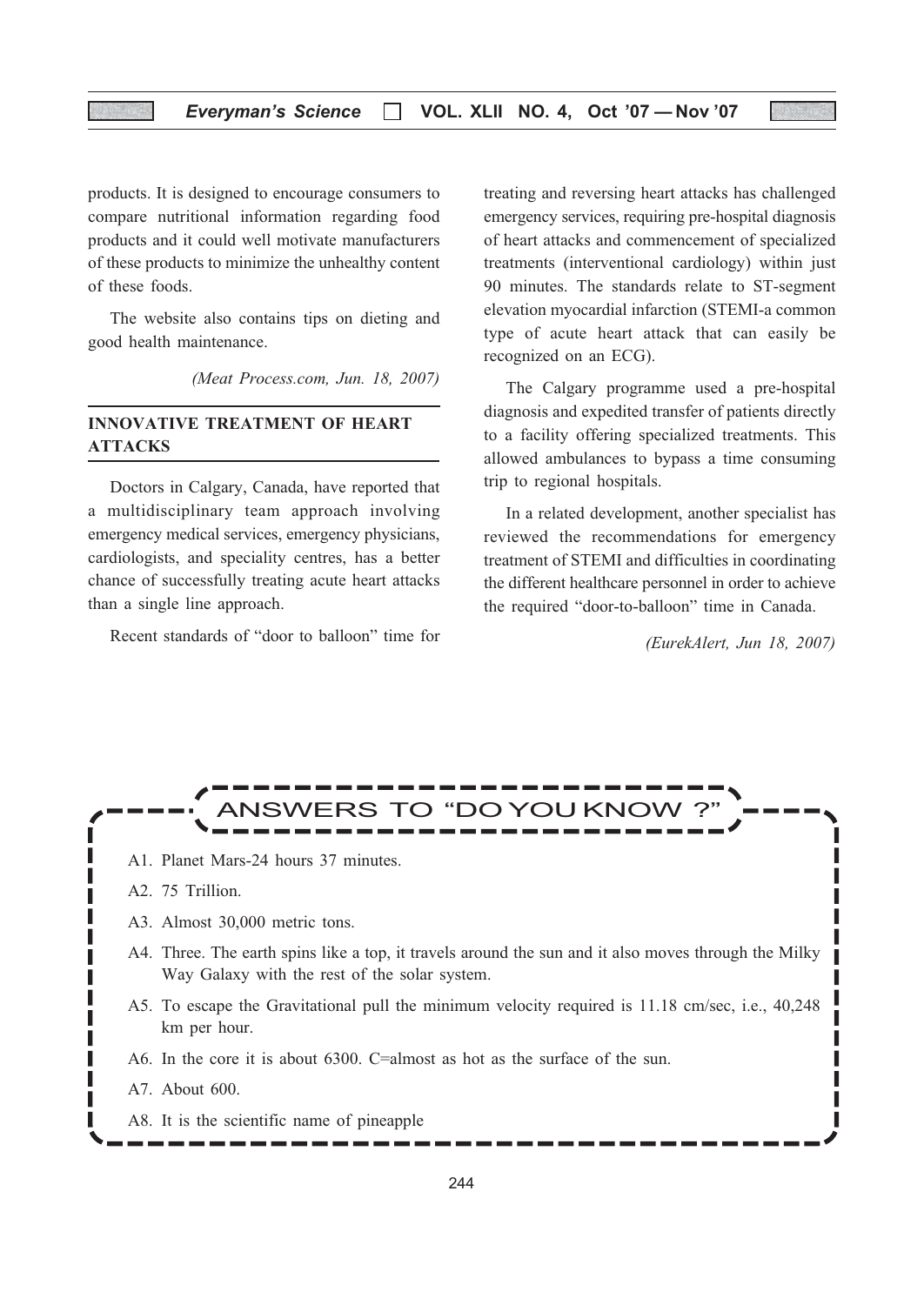products. It is designed to encourage consumers to compare nutritional information regarding food products and it could well motivate manufacturers of these products to minimize the unhealthy content of these foods.

The website also contains tips on dieting and good health maintenance.

*(Meat Process.com, Jun. 18, 2007)*

## INNOVATIVE TREATMENT OF HEART ATTACKS

Doctors in Calgary, Canada, have reported that a multidisciplinary team approach involving emergency medical services, emergency physicians, cardiologists, and speciality centres, has a better chance of successfully treating acute heart attacks than a single line approach.

Recent standards of "door to balloon" time for treating and reversing heart attacks has challenged emergency services, requiring pre-hospital diagnosis of heart attacks and commencement of specialized treatments (interventional cardiology) within just 90 minutes. The standards relate to ST-segment elevation myocardial infarction (STEMI-a common type of acute heart attack that can easily be recognized on an ECG).

The Calgary programme used a pre-hospital diagnosis and expedited transfer of patients directly to a facility offering specialized treatments. This allowed ambulances to bypass a time consuming trip to regional hospitals.

In a related development, another specialist has reviewed the recommendations for emergency treatment of STEMI and difficulties in coordinating the different healthcare personnel in order to achieve the required "door-to-balloon" time in Canada.

*(EurekAlert, Jun 18, 2007)*

## ANSWERS TO "DO YOU KNOW ?"

A1. Planet Mars-24 hours 37 minutes.

A2. 75 Trillion.

A3. Almost 30,000 metric tons.

A4. Three. The earth spins like a top, it travels around the sun and it also moves through the Milky Way Galaxy with the rest of the solar system.

A5. To escape the Gravitational pull the minimum velocity required is 11.18 cm/sec, i.e., 40,248 km per hour.

A6. In the core it is about 6300. C=almost as hot as the surface of the sun.

A7. About 600.

A8. It is the scientific name of pineapple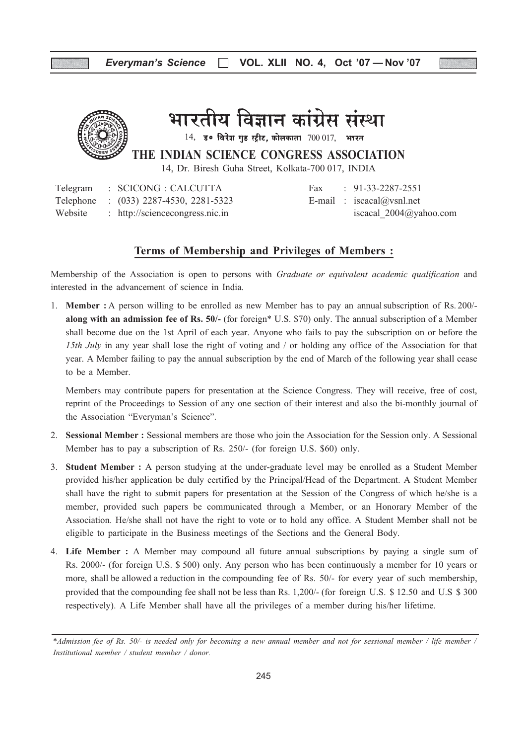# भारतीय विज्ञान कांग्रेस संस्था

14, ड० विरेश गुह स्ट्रीट, कोलकाता 700 017, भारत

## THE INDIAN SCIENCE CONGRESS ASSOCIATION

14, Dr. Biresh Guha Street, Kolkata-700 017, INDIA

Telegram : SCICONG : CALCUTTA
Telephone : (033) 2287-4530, 2281-5323
Website : http://sciencecongress.nic.in

Fax : 91-33-2287-2551
E-mail : iscacal@vsnl.net
iscacal_2004@yahoo.com

## Terms of Membership and Privileges of Members :

Membership of the Association is open to persons with *Graduate or equivalent academic qualification* and interested in the advancement of science in India.

1. **Member :** A person willing to be enrolled as new Member has to pay an annual subscription of Rs. 200/- **along with an admission fee of Rs. 50/-** (for foreign* U.S. $70) only. The annual subscription of a Member shall become due on the 1st April of each year. Anyone who fails to pay the subscription on or before the *15th July* in any year shall lose the right of voting and / or holding any office of the Association for that year. A Member failing to pay the annual subscription by the end of March of the following year shall cease to be a Member.

   Members may contribute papers for presentation at the Science Congress. They will receive, free of cost, reprint of the Proceedings to Session of any one section of their interest and also the bi-monthly journal of the Association "Everyman's Science".

2. **Sessional Member :** Sessional members are those who join the Association for the Session only. A Sessional Member has to pay a subscription of Rs. 250/- (for foreign U.S. $60) only.

3. **Student Member :** A person studying at the under-graduate level may be enrolled as a Student Member provided his/her application be duly certified by the Principal/Head of the Department. A Student Member shall have the right to submit papers for presentation at the Session of the Congress of which he/she is a member, provided such papers be communicated through a Member, or an Honorary Member of the Association. He/she shall not have the right to vote or to hold any office. A Student Member shall not be eligible to participate in the Business meetings of the Sections and the General Body.

4. **Life Member :** A Member may compound all future annual subscriptions by paying a single sum of Rs. 2000/- (for foreign U.S. $ 500) only. Any person who has been continuously a member for 10 years or more, shall be allowed a reduction in the compounding fee of Rs. 50/- for every year of such membership, provided that the compounding fee shall not be less than Rs. 1,200/- (for foreign U.S. $ 12.50 and U.S $ 300 respectively). A Life Member shall have all the privileges of a member during his/her lifetime.

---

**Admission fee of Rs. 50/- is needed only for becoming a new annual member and not for sessional member / life member / Institutional member / student member / donor.*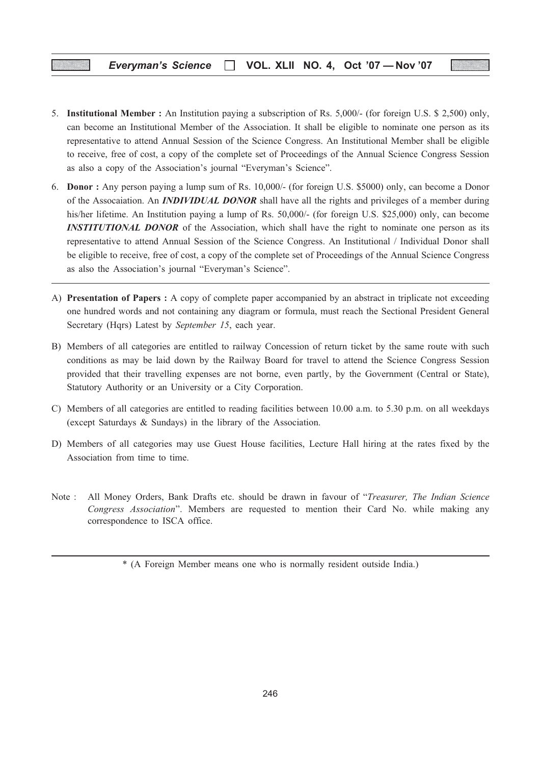5. **Institutional Member :** An Institution paying a subscription of Rs. 5,000/- (for foreign U.S. $ 2,500) only, can become an Institutional Member of the Association. It shall be eligible to nominate one person as its representative to attend Annual Session of the Science Congress. An Institutional Member shall be eligible to receive, free of cost, a copy of the complete set of Proceedings of the Annual Science Congress Session as also a copy of the Association's journal "Everyman's Science".

6. **Donor :** Any person paying a lump sum of Rs. 10,000/- (for foreign U.S. $5000) only, can become a Donor of the Assocaiation. An ***INDIVIDUAL DONOR*** shall have all the rights and privileges of a member during his/her lifetime. An Institution paying a lump of Rs. 50,000/- (for foreign U.S. $25,000) only, can become ***INSTITUTIONAL DONOR*** of the Association, which shall have the right to nominate one person as its representative to attend Annual Session of the Science Congress. An Institutional / Individual Donor shall be eligible to receive, free of cost, a copy of the complete set of Proceedings of the Annual Science Congress as also the Association's journal "Everyman's Science".

---

A) **Presentation of Papers :** A copy of complete paper accompanied by an abstract in triplicate not exceeding one hundred words and not containing any diagram or formula, must reach the Sectional President General Secretary (Hqrs) Latest by *September 15*, each year.

B) Members of all categories are entitled to railway Concession of return ticket by the same route with such conditions as may be laid down by the Railway Board for travel to attend the Science Congress Session provided that their travelling expenses are not borne, even partly, by the Government (Central or State), Statutory Authority or an University or a City Corporation.

C) Members of all categories are entitled to reading facilities between 10.00 a.m. to 5.30 p.m. on all weekdays (except Saturdays & Sundays) in the library of the Association.

D) Members of all categories may use Guest House facilities, Lecture Hall hiring at the rates fixed by the Association from time to time.

Note : All Money Orders, Bank Drafts etc. should be drawn in favour of "*Treasurer, The Indian Science Congress Association*". Members are requested to mention their Card No. while making any correspondence to ISCA office.

---

* (A Foreign Member means one who is normally resident outside India.)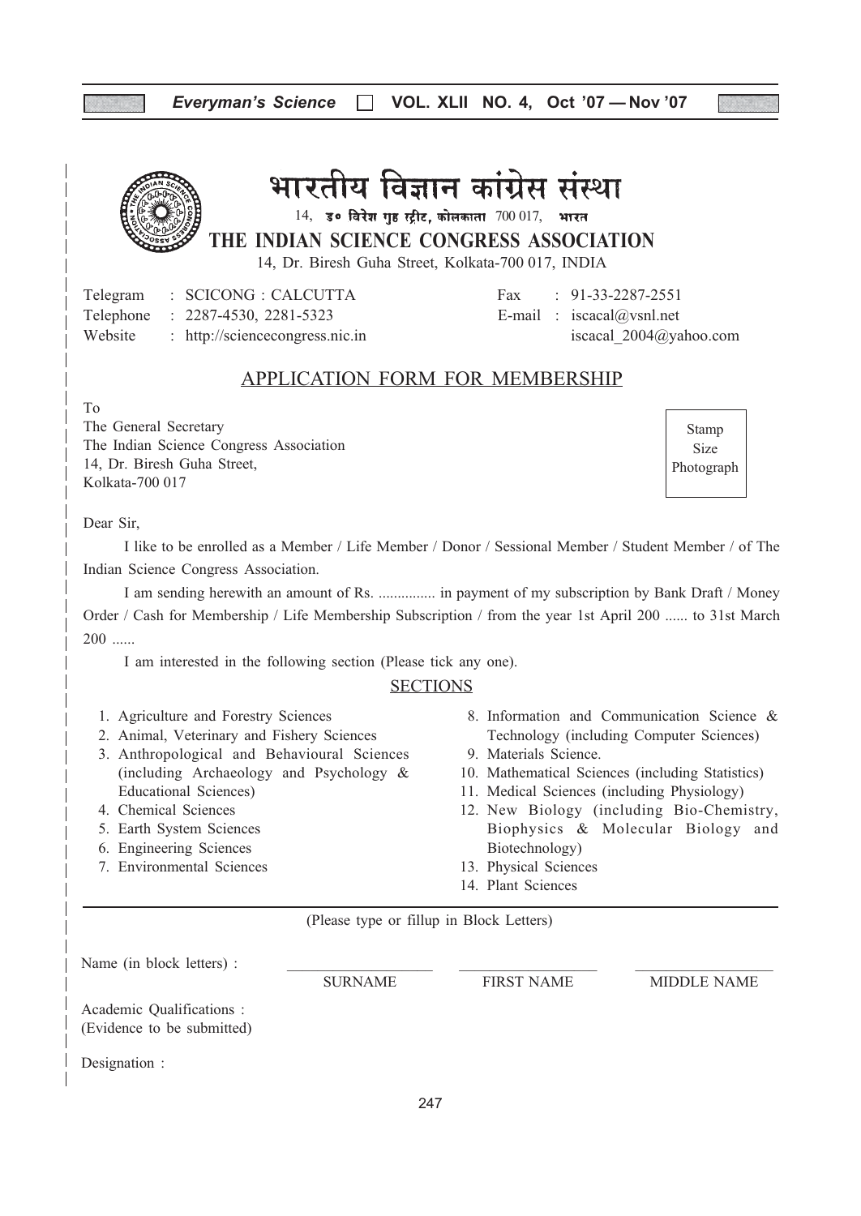# भारतीय विज्ञान कांग्रेस संस्था

14, डॉ॰ विरेश गुह स्ट्रीट, कोलकाता 700 017, भारत

# THE INDIAN SCIENCE CONGRESS ASSOCIATION

14, Dr. Biresh Guha Street, Kolkata-700 017, INDIA

Telegram : SCICONG : CALCUTTA
Telephone : 2287-4530, 2281-5323
Website : http://sciencecongress.nic.in

Fax : 91-33-2287-2551
E-mail : iscacal@vsnl.net
iscacal_2004@yahoo.com

## APPLICATION FORM FOR MEMBERSHIP

To
The General Secretary
The Indian Science Congress Association
14, Dr. Biresh Guha Street,
Kolkata-700 017

Stamp Size Photograph

Dear Sir,

I like to be enrolled as a Member / Life Member / Donor / Sessional Member / Student Member / of The Indian Science Congress Association.

I am sending herewith an amount of Rs. ............... in payment of my subscription by Bank Draft / Money Order / Cash for Membership / Life Membership Subscription / from the year 1st April 200 ...... to 31st March 200 ......

I am interested in the following section (Please tick any one).

### SECTIONS

1. Agriculture and Forestry Sciences
2. Animal, Veterinary and Fishery Sciences
3. Anthropological and Behavioural Sciences (including Archaeology and Psychology & Educational Sciences)
4. Chemical Sciences
5. Earth System Sciences
6. Engineering Sciences
7. Environmental Sciences
8. Information and Communication Science & Technology (including Computer Sciences)
9. Materials Science.
10. Mathematical Sciences (including Statistics)
11. Medical Sciences (including Physiology)
12. New Biology (including Bio-Chemistry, Biophysics & Molecular Biology and Biotechnology)
13. Physical Sciences
14. Plant Sciences

(Please type or fillup in Block Letters)

Name (in block letters) : ____________ ____________ ____________
SURNAME FIRST NAME MIDDLE NAME

Academic Qualifications :
(Evidence to be submitted)

Designation :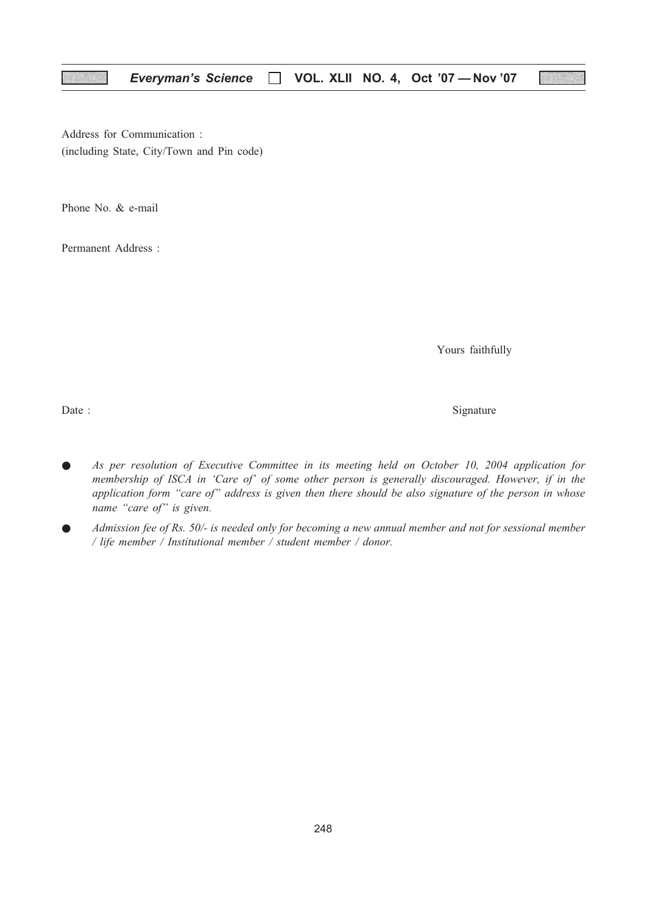Address for Communication :
(including State, City/Town and Pin code)

Phone No. & e-mail

Permanent Address :

Yours faithfully

Date : Signature

- *As per resolution of Executive Committee in its meeting held on October 10, 2004 application for membership of ISCA in 'Care of' of some other person is generally discouraged. However, if in the application form "care of" address is given then there should be also signature of the person in whose name "care of" is given.*
- *Admission fee of Rs. 50/- is needed only for becoming a new annual member and not for sessional member / life member / Institutional member / student member / donor.*